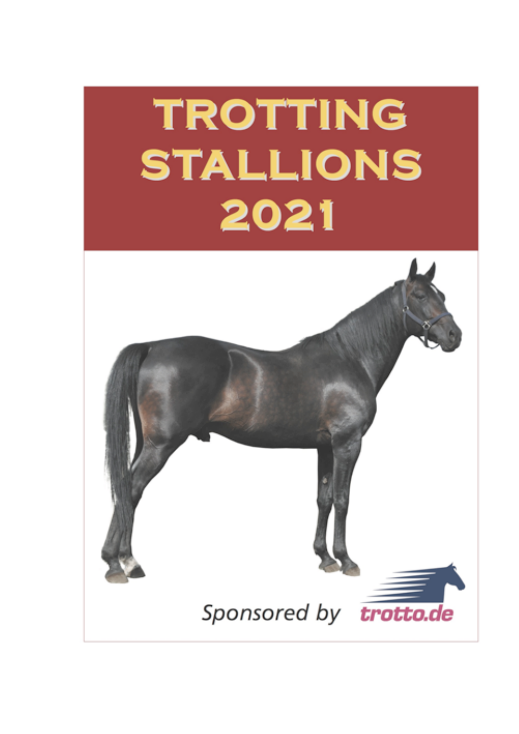# TROTTING STALLIONS 2021

Sponsored by trotto.de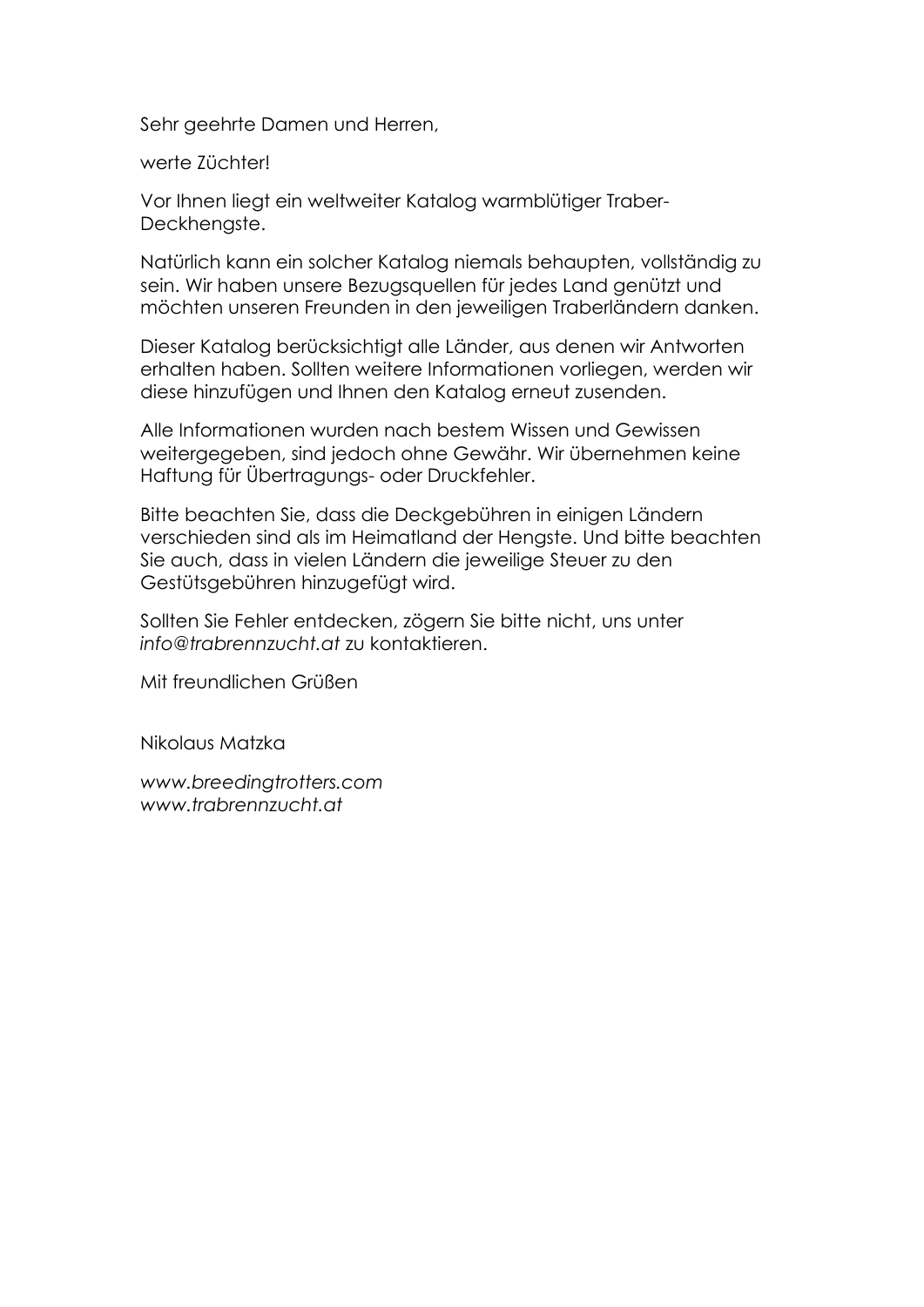Sehr geehrte Damen und Herren,

werte Züchter!

Vor Ihnen liegt ein weltweiter Katalog warmblütiger Traber-Deckhengste.

Natürlich kann ein solcher Katalog niemals behaupten, vollständig zu sein. Wir haben unsere Bezugsquellen für jedes Land genützt und möchten unseren Freunden in den jeweiligen Traberländern danken.

Dieser Katalog berücksichtigt alle Länder, aus denen wir Antworten erhalten haben. Sollten weitere Informationen vorliegen, werden wir diese hinzufügen und Ihnen den Katalog erneut zusenden.

Alle Informationen wurden nach bestem Wissen und Gewissen weitergegeben, sind jedoch ohne Gewähr. Wir übernehmen keine Haftung für Übertragungs- oder Druckfehler.

Bitte beachten Sie, dass die Deckgebühren in einigen Ländern verschieden sind als im Heimatland der Hengste. Und bitte beachten Sie auch, dass in vielen Ländern die jeweilige Steuer zu den Gestütsgebühren hinzugefügt wird.

Sollten Sie Fehler entdecken, zögern Sie bitte nicht, uns unter *info@trabrennzucht.at* zu kontaktieren.

Mit freundlichen Grüßen

Nikolaus Matzka

*www.breedingtrotters.com*
*www.trabrennzucht.at*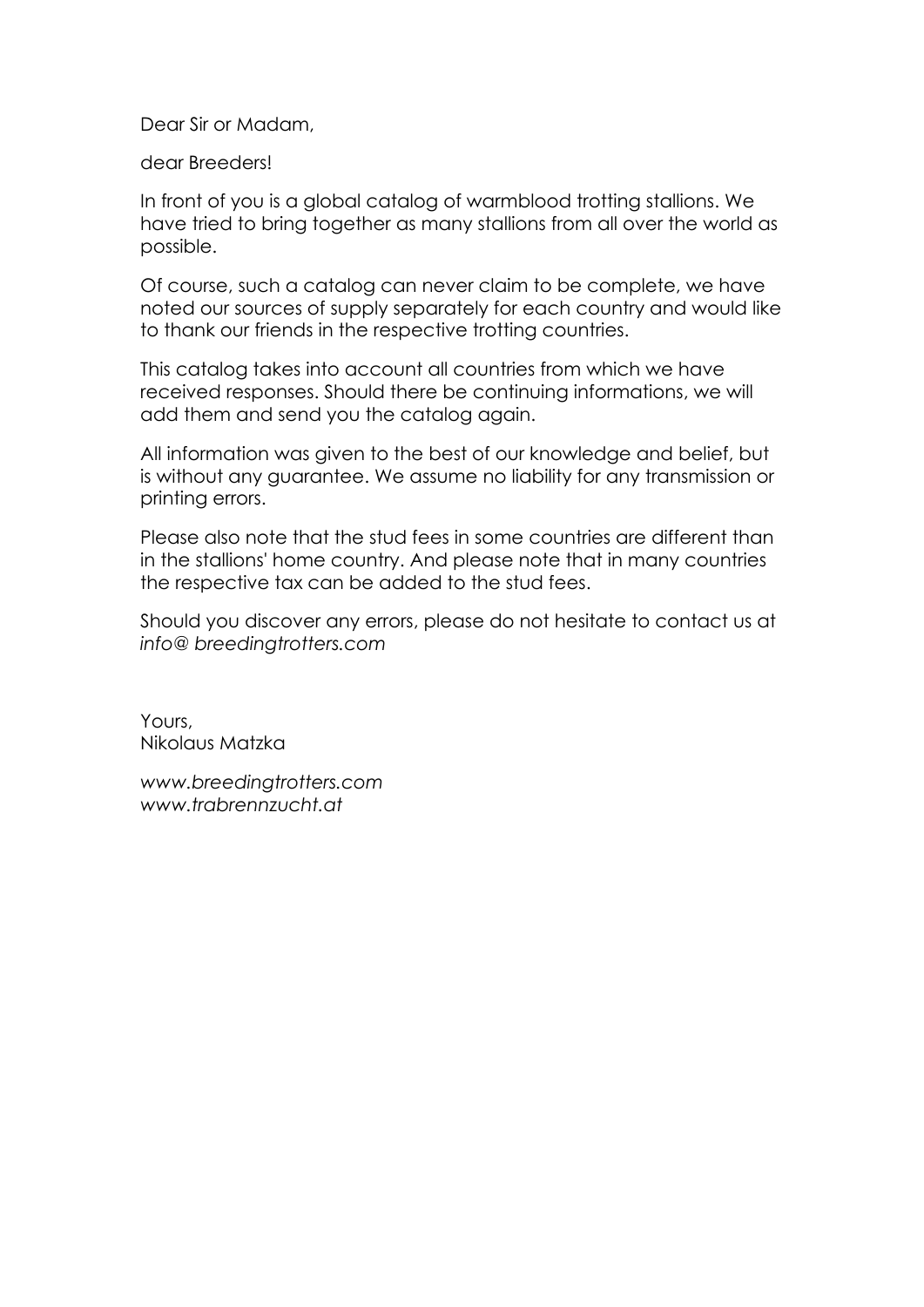Dear Sir or Madam,

dear Breeders!

In front of you is a global catalog of warmblood trotting stallions. We have tried to bring together as many stallions from all over the world as possible.

Of course, such a catalog can never claim to be complete, we have noted our sources of supply separately for each country and would like to thank our friends in the respective trotting countries.

This catalog takes into account all countries from which we have received responses. Should there be continuing informations, we will add them and send you the catalog again.

All information was given to the best of our knowledge and belief, but is without any guarantee. We assume no liability for any transmission or printing errors.

Please also note that the stud fees in some countries are different than in the stallions' home country. And please note that in many countries the respective tax can be added to the stud fees.

Should you discover any errors, please do not hesitate to contact us at *info@ breedingtrotters.com*

Yours,
Nikolaus Matzka

*www.breedingtrotters.com*
*www.trabrennzucht.at*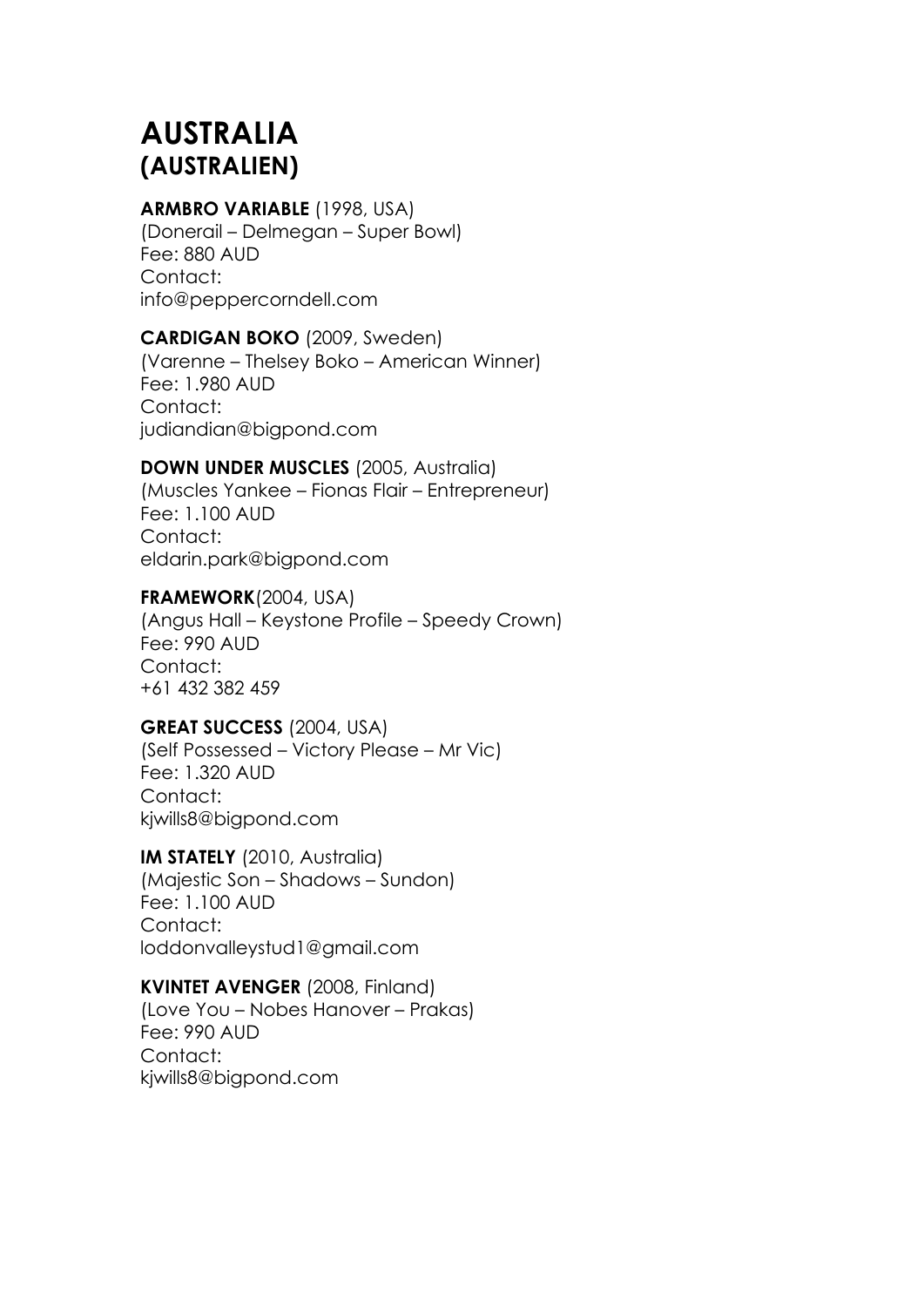# AUSTRALIA
# (AUSTRALIEN)

**ARMBRO VARIABLE** (1998, USA)
(Donerail – Delmegan – Super Bowl)
Fee: 880 AUD
Contact:
info@pepperconrdell.com

**CARDIGAN BOKO** (2009, Sweden)
(Varenne – Thelsey Boko – American Winner)
Fee: 1.980 AUD
Contact:
judiandian@bigpond.com

**DOWN UNDER MUSCLES** (2005, Australia)
(Muscles Yankee – Fionas Flair – Entrepreneur)
Fee: 1.100 AUD
Contact:
eldarin.park@bigpond.com

**FRAMEWORK**(2004, USA)
(Angus Hall – Keystone Profile – Speedy Crown)
Fee: 990 AUD
Contact:
+61 432 382 459

**GREAT SUCCESS** (2004, USA)
(Self Possessed – Victory Please – Mr Vic)
Fee: 1.320 AUD
Contact:
kjwills8@bigpond.com

**IM STATELY** (2010, Australia)
(Majestic Son – Shadows – Sundon)
Fee: 1.100 AUD
Contact:
loddonvalleystud1@gmail.com

**KVINTET AVENGER** (2008, Finland)
(Love You – Nobes Hanover – Prakas)
Fee: 990 AUD
Contact:
kjwills8@bigpond.com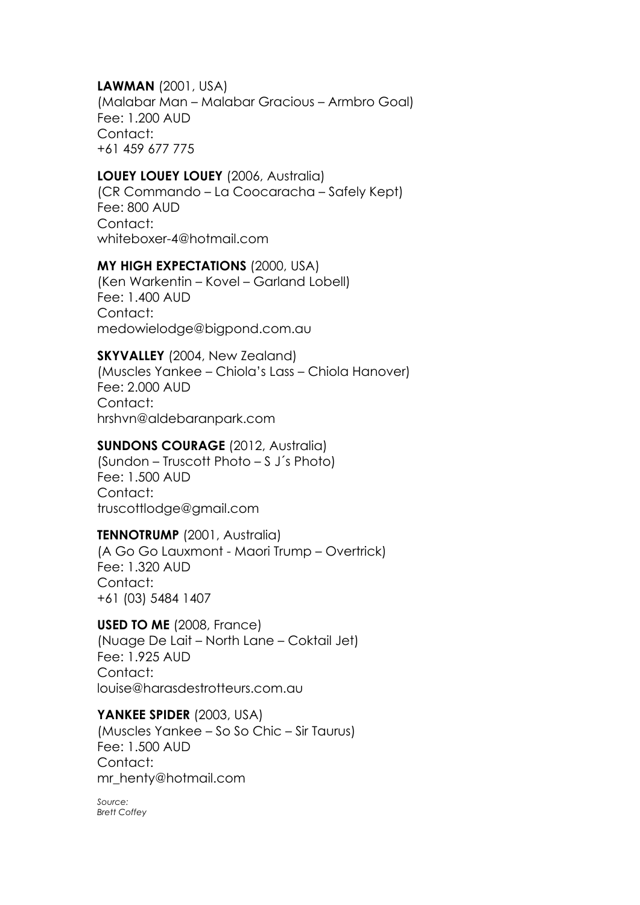**LAWMAN** (2001, USA)
(Malabar Man – Malabar Gracious – Armbro Goal)
Fee: 1.200 AUD
Contact:
+61 459 677 775

**LOUEY LOUEY LOUEY** (2006, Australia)
(CR Commando – La Coocaracha – Safely Kept)
Fee: 800 AUD
Contact:
whiteboxer-4@hotmail.com

**MY HIGH EXPECTATIONS** (2000, USA)
(Ken Warkentin – Kovel – Garland Lobell)
Fee: 1.400 AUD
Contact:
medowielodge@bigpond.com.au

**SKYVALLEY** (2004, New Zealand)
(Muscles Yankee – Chiola's Lass – Chiola Hanover)
Fee: 2.000 AUD
Contact:
hrshvn@aldebaranpark.com

**SUNDONS COURAGE** (2012, Australia)
(Sundon – Truscott Photo – S J´s Photo)
Fee: 1.500 AUD
Contact:
truscottlodge@gmail.com

**TENNOTRUMP** (2001, Australia)
(A Go Go Lauxmont - Maori Trump – Overtrick)
Fee: 1.320 AUD
Contact:
+61 (03) 5484 1407

**USED TO ME** (2008, France)
(Nuage De Lait – North Lane – Coktail Jet)
Fee: 1.925 AUD
Contact:
louise@harasdestrotteurs.com.au

**YANKEE SPIDER** (2003, USA)
(Muscles Yankee – So So Chic – Sir Taurus)
Fee: 1.500 AUD
Contact:
mr_henty@hotmail.com

*Source:*
*Brett Coffey*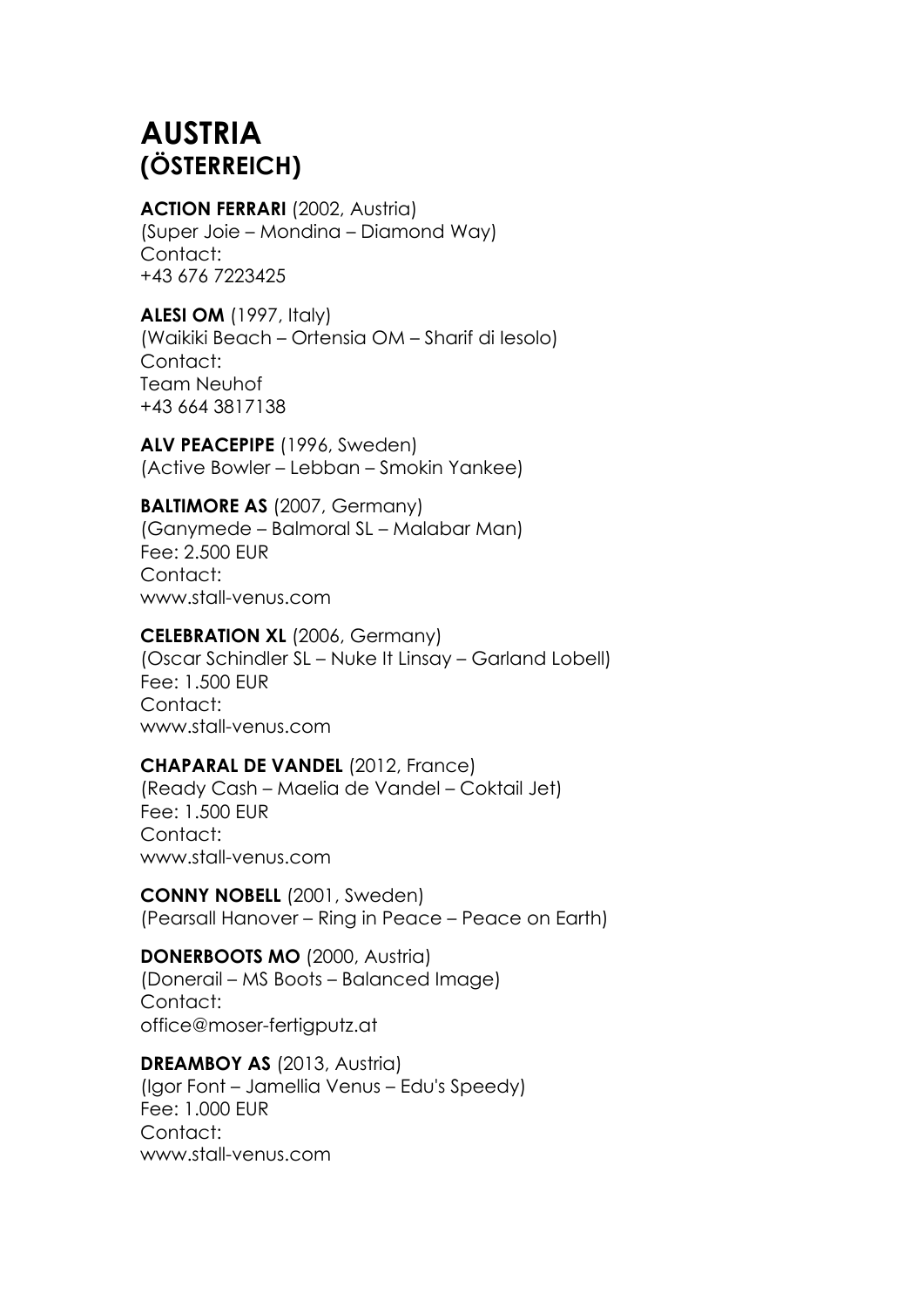# AUSTRIA
# (ÖSTERREICH)

**ACTION FERRARI** (2002, Austria)
(Super Joie – Mondina – Diamond Way)
Contact:
+43 676 7223425

**ALESI OM** (1997, Italy)
(Waikiki Beach – Ortensia OM – Sharif di Iesolo)
Contact:
Team Neuhof
+43 664 3817138

**ALV PEACEPIPE** (1996, Sweden)
(Active Bowler – Lebban – Smokin Yankee)

**BALTIMORE AS** (2007, Germany)
(Ganymede – Balmoral SL – Malabar Man)
Fee: 2.500 EUR
Contact:
www.stall-venus.com

**CELEBRATION XL** (2006, Germany)
(Oscar Schindler SL – Nuke It Linsay – Garland Lobell)
Fee: 1.500 EUR
Contact:
www.stall-venus.com

**CHAPARAL DE VANDEL** (2012, France)
(Ready Cash – Maelia de Vandel – Coktail Jet)
Fee: 1.500 EUR
Contact:
www.stall-venus.com

**CONNY NOBELL** (2001, Sweden)
(Pearsall Hanover – Ring in Peace – Peace on Earth)

**DONERBOOTS MO** (2000, Austria)
(Donerail – MS Boots – Balanced Image)
Contact:
office@moser-fertigputz.at

**DREAMBOY AS** (2013, Austria)
(Igor Font – Jamellia Venus – Edu's Speedy)
Fee: 1.000 EUR
Contact:
www.stall-venus.com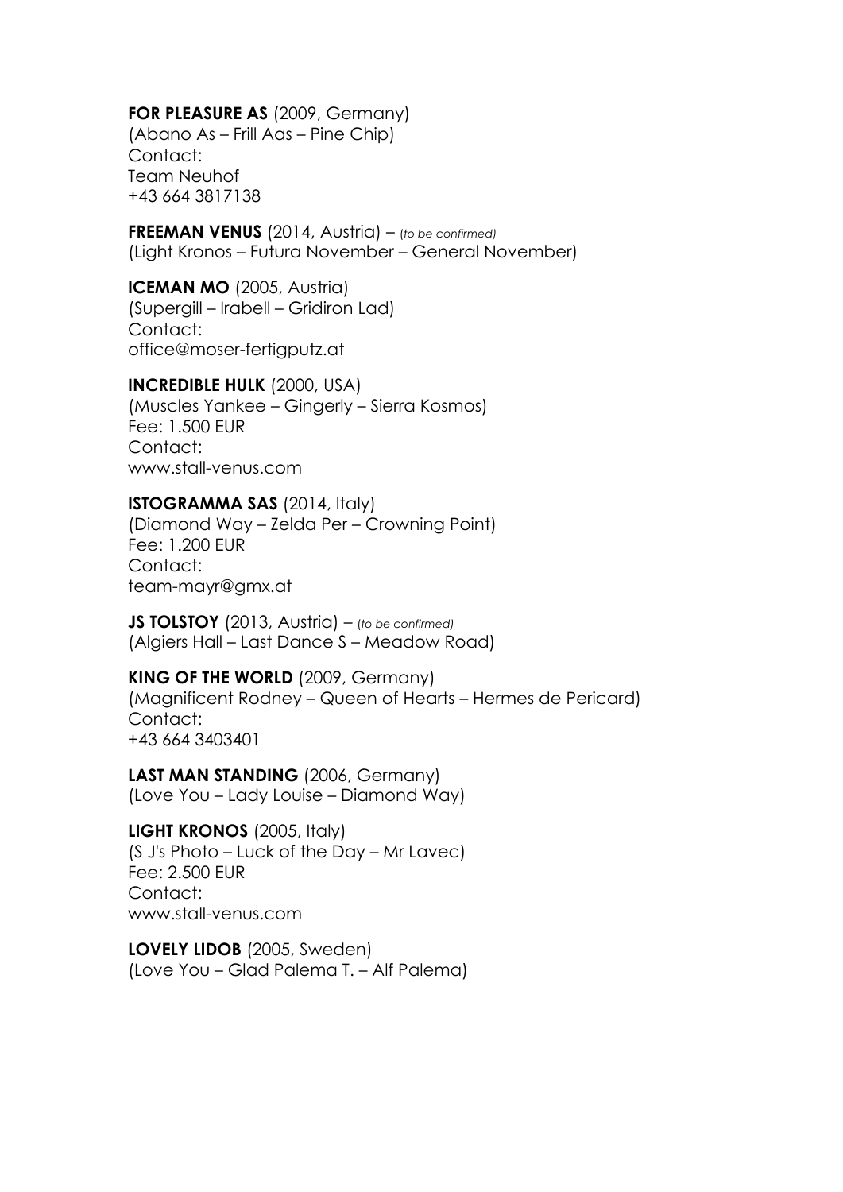**FOR PLEASURE AS** (2009, Germany)
(Abano As – Frill Aas – Pine Chip)
Contact:
Team Neuhof
+43 664 3817138

**FREEMAN VENUS** (2014, Austria) – *(to be confirmed)*
(Light Kronos – Futura November – General November)

**ICEMAN MO** (2005, Austria)
(Supergill – Irabell – Gridiron Lad)
Contact:
office@moser-fertigputz.at

**INCREDIBLE HULK** (2000, USA)
(Muscles Yankee – Gingerly – Sierra Kosmos)
Fee: 1.500 EUR
Contact:
www.stall-venus.com

**ISTOGRAMMA SAS** (2014, Italy)
(Diamond Way – Zelda Per – Crowning Point)
Fee: 1.200 EUR
Contact:
team-mayr@gmx.at

**JS TOLSTOY** (2013, Austria) – *(to be confirmed)*
(Algiers Hall – Last Dance S – Meadow Road)

**KING OF THE WORLD** (2009, Germany)
(Magnificent Rodney – Queen of Hearts – Hermes de Pericard)
Contact:
+43 664 3403401

**LAST MAN STANDING** (2006, Germany)
(Love You – Lady Louise – Diamond Way)

**LIGHT KRONOS** (2005, Italy)
(S J's Photo – Luck of the Day – Mr Lavec)
Fee: 2.500 EUR
Contact:
www.stall-venus.com

**LOVELY LIDOB** (2005, Sweden)
(Love You – Glad Palema T. – Alf Palema)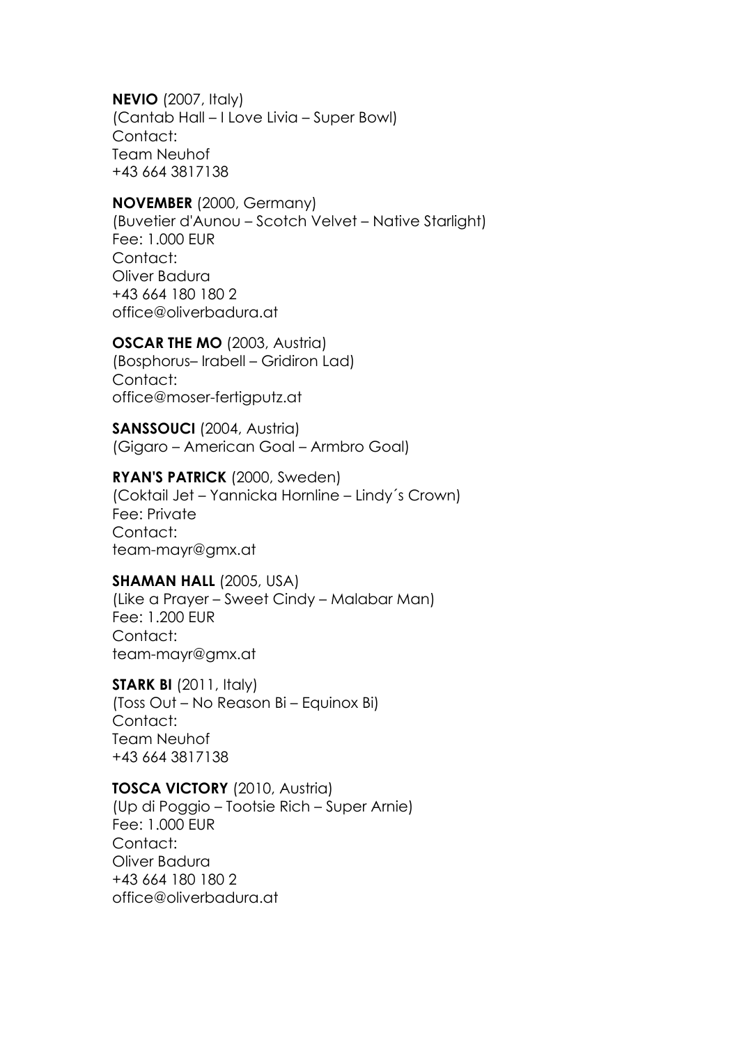**NEVIO** (2007, Italy)
(Cantab Hall – I Love Livia – Super Bowl)
Contact:
Team Neuhof
+43 664 3817138

**NOVEMBER** (2000, Germany)
(Buvetier d'Aunou – Scotch Velvet – Native Starlight)
Fee: 1.000 EUR
Contact:
Oliver Badura
+43 664 180 180 2
office@oliverbadura.at

**OSCAR THE MO** (2003, Austria)
(Bosphorus– Irabell – Gridiron Lad)
Contact:
office@moser-fertigputz.at

**SANSSOUCI** (2004, Austria)
(Gigaro – American Goal – Armbro Goal)

**RYAN'S PATRICK** (2000, Sweden)
(Coktail Jet – Yannicka Hornline – Lindy´s Crown)
Fee: Private
Contact:
team-mayr@gmx.at

**SHAMAN HALL** (2005, USA)
(Like a Prayer – Sweet Cindy – Malabar Man)
Fee: 1.200 EUR
Contact:
team-mayr@gmx.at

**STARK BI** (2011, Italy)
(Toss Out – No Reason Bi – Equinox Bi)
Contact:
Team Neuhof
+43 664 3817138

**TOSCA VICTORY** (2010, Austria)
(Up di Poggio – Tootsie Rich – Super Arnie)
Fee: 1.000 EUR
Contact:
Oliver Badura
+43 664 180 180 2
office@oliverbadura.at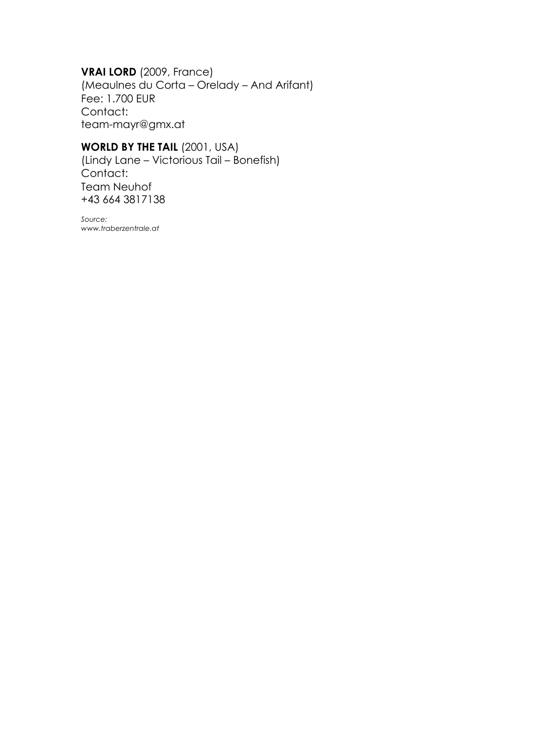**VRAI LORD** (2009, France)
(Meaulnes du Corta – Orelady – And Arifant)
Fee: 1.700 EUR
Contact:
team-mayr@gmx.at

**WORLD BY THE TAIL** (2001, USA)
(Lindy Lane – Victorious Tail – Bonefish)
Contact:
Team Neuhof
+43 664 3817138

*Source:*
*www.traberzentrale.at*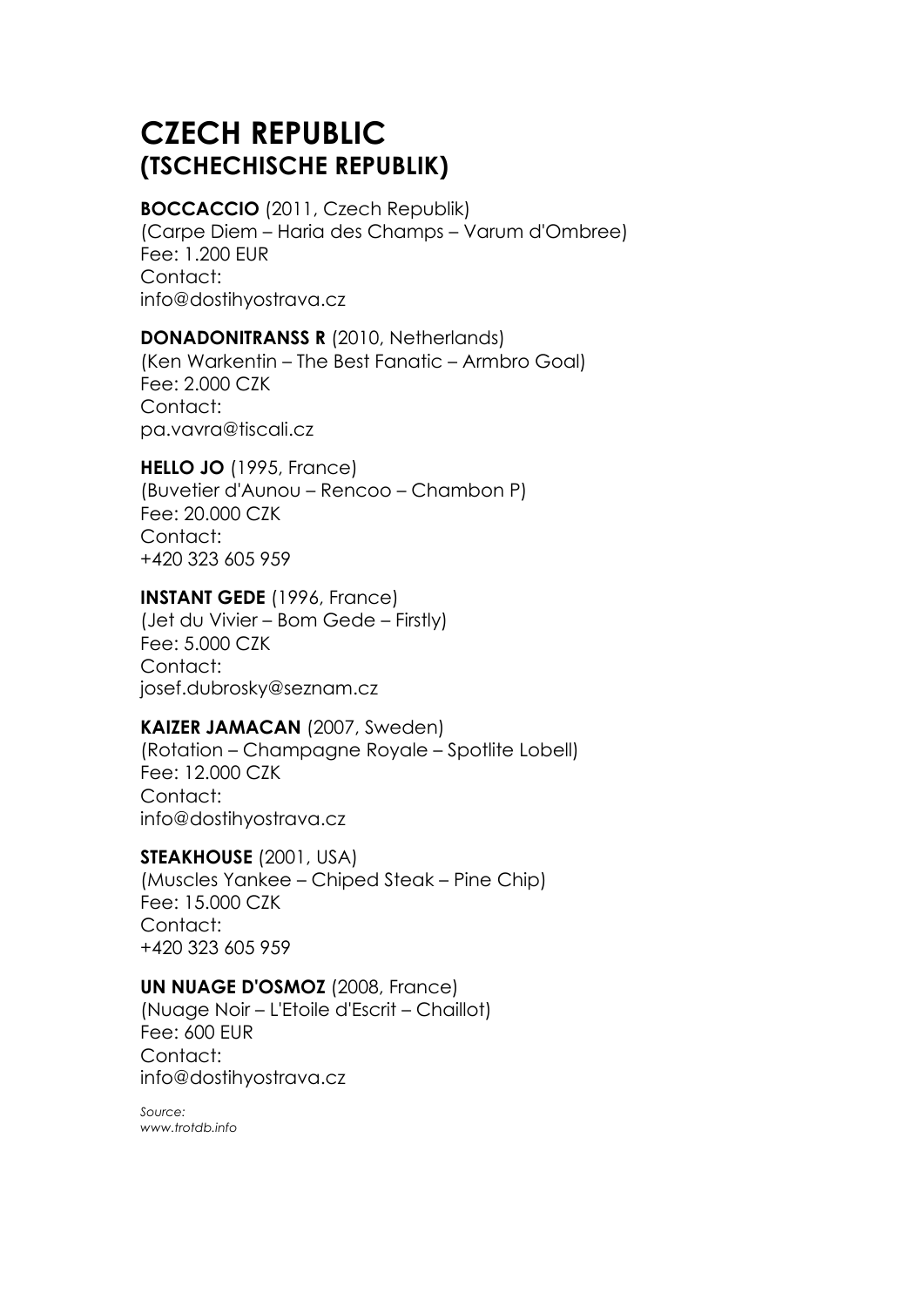# CZECH REPUBLIC
# (TSCHECHISCHE REPUBLIK)

**BOCCACCIO** (2011, Czech Republik)
(Carpe Diem – Haria des Champs – Varum d'Ombree)
Fee: 1.200 EUR
Contact:
info@dostihyostrava.cz

**DONADONITRANSS R** (2010, Netherlands)
(Ken Warkentin – The Best Fanatic – Armbro Goal)
Fee: 2.000 CZK
Contact:
pa.vavra@tiscali.cz

**HELLO JO** (1995, France)
(Buvetier d'Aunou – Rencoo – Chambon P)
Fee: 20.000 CZK
Contact:
+420 323 605 959

**INSTANT GEDE** (1996, France)
(Jet du Vivier – Bom Gede – Firstly)
Fee: 5.000 CZK
Contact:
josef.dubrosky@seznam.cz

**KAIZER JAMACAN** (2007, Sweden)
(Rotation – Champagne Royale – Spotlite Lobell)
Fee: 12.000 CZK
Contact:
info@dostihyostrava.cz

**STEAKHOUSE** (2001, USA)
(Muscles Yankee – Chiped Steak – Pine Chip)
Fee: 15.000 CZK
Contact:
+420 323 605 959

**UN NUAGE D'OSMOZ** (2008, France)
(Nuage Noir – L'Etoile d'Escrit – Chaillot)
Fee: 600 EUR
Contact:
info@dostihyostrava.cz

*Source:*
*www.trotdb.info*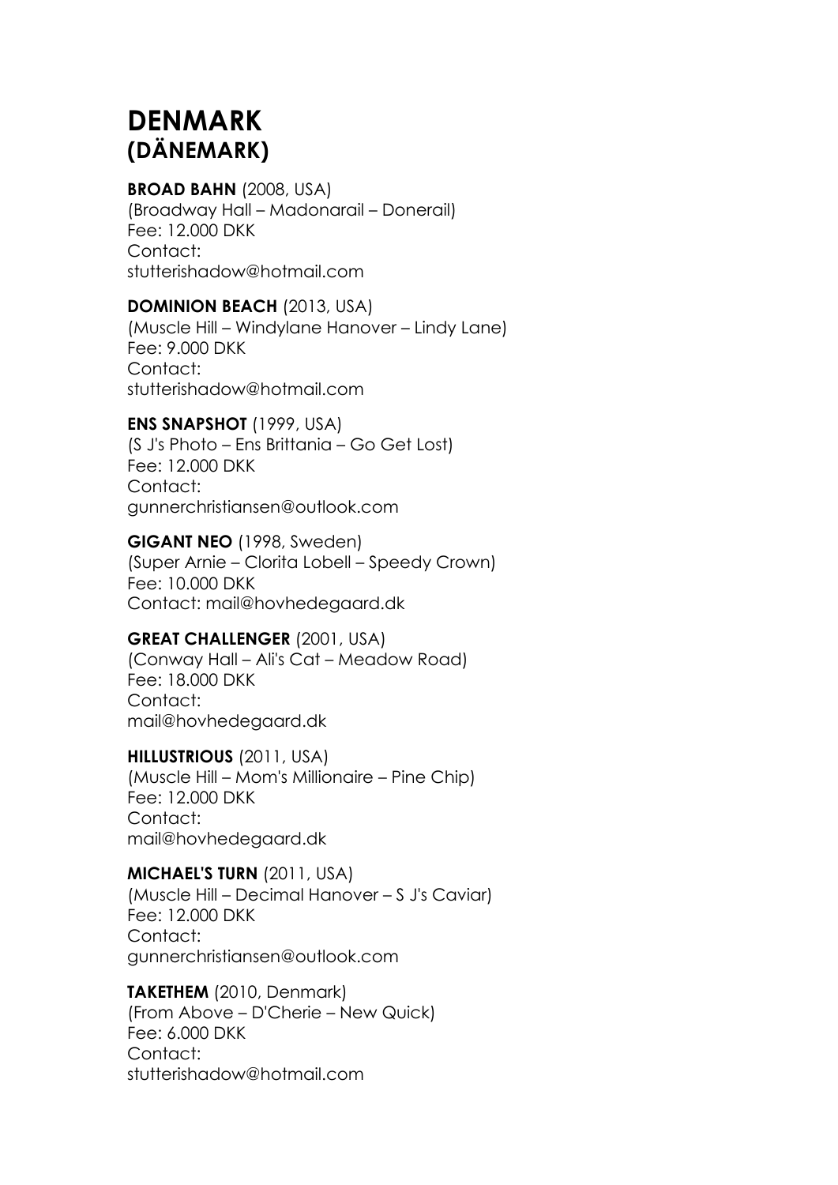# DENMARK
## (DÄNEMARK)

**BROAD BAHN** (2008, USA)
(Broadway Hall – Madonarail – Donerail)
Fee: 12.000 DKK
Contact:
stutterishadow@hotmail.com

**DOMINION BEACH** (2013, USA)
(Muscle Hill – Windylane Hanover – Lindy Lane)
Fee: 9.000 DKK
Contact:
stutterishadow@hotmail.com

**ENS SNAPSHOT** (1999, USA)
(S J's Photo – Ens Brittania – Go Get Lost)
Fee: 12.000 DKK
Contact:
gunnerchristiansen@outlook.com

**GIGANT NEO** (1998, Sweden)
(Super Arnie – Clorita Lobell – Speedy Crown)
Fee: 10.000 DKK
Contact: mail@hovhedegaard.dk

**GREAT CHALLENGER** (2001, USA)
(Conway Hall – Ali's Cat – Meadow Road)
Fee: 18.000 DKK
Contact:
mail@hovhedegaard.dk

**HILLUSTRIOUS** (2011, USA)
(Muscle Hill – Mom's Millionaire – Pine Chip)
Fee: 12.000 DKK
Contact:
mail@hovhedegaard.dk

**MICHAEL'S TURN** (2011, USA)
(Muscle Hill – Decimal Hanover – S J's Caviar)
Fee: 12.000 DKK
Contact:
gunnerchristiansen@outlook.com

**TAKETHEM** (2010, Denmark)
(From Above – D'Cherie – New Quick)
Fee: 6.000 DKK
Contact:
stutterishadow@hotmail.com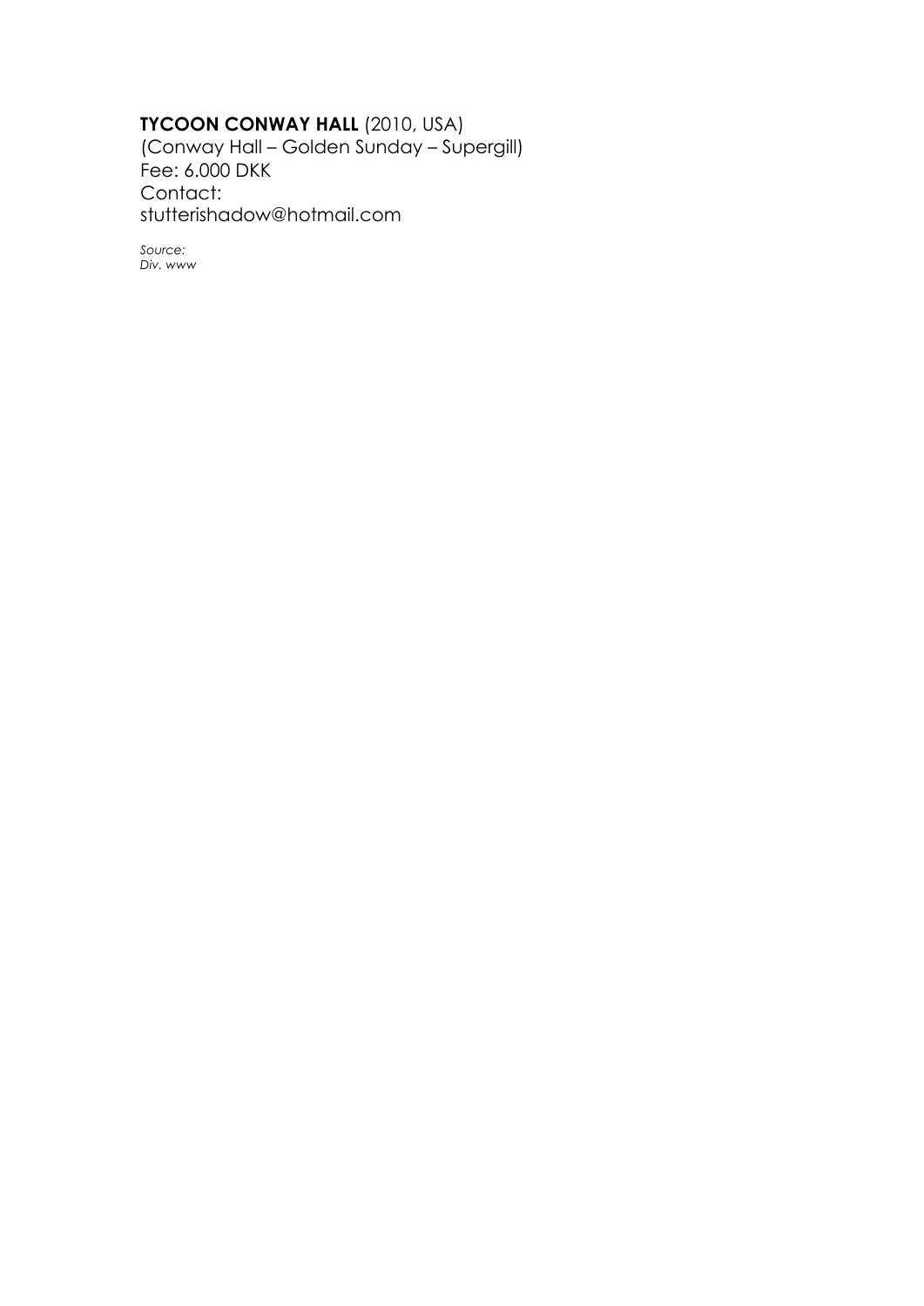**TYCOON CONWAY HALL** (2010, USA)
(Conway Hall – Golden Sunday – Supergill)
Fee: 6.000 DKK
Contact:
stutterishadow@hotmail.com

*Source:*
*Div. www*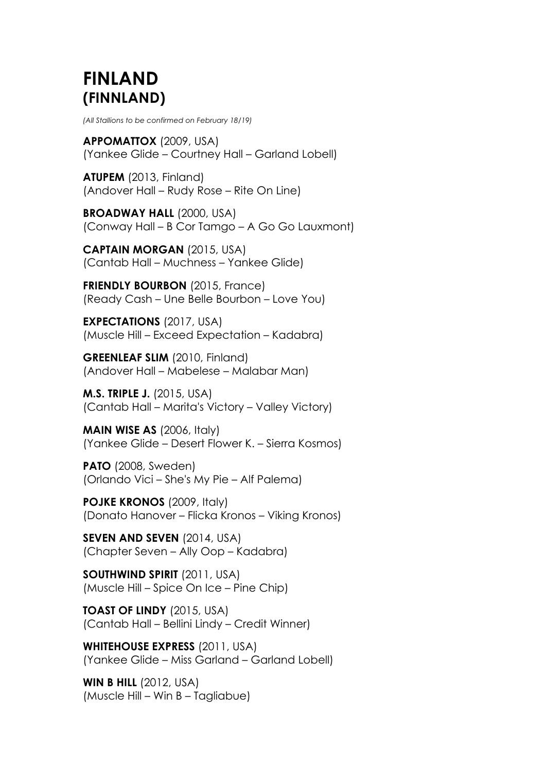# FINLAND
## (FINNLAND)

*(All Stallions to be confirmed on February 18/19)*

**APPOMATTOX** (2009, USA)
(Yankee Glide – Courtney Hall – Garland Lobell)

**ATUPEM** (2013, Finland)
(Andover Hall – Rudy Rose – Rite On Line)

**BROADWAY HALL** (2000, USA)
(Conway Hall – B Cor Tamgo – A Go Go Lauxmont)

**CAPTAIN MORGAN** (2015, USA)
(Cantab Hall – Muchness – Yankee Glide)

**FRIENDLY BOURBON** (2015, France)
(Ready Cash – Une Belle Bourbon – Love You)

**EXPECTATIONS** (2017, USA)
(Muscle Hill – Exceed Expectation – Kadabra)

**GREENLEAF SLIM** (2010, Finland)
(Andover Hall – Mabelese – Malabar Man)

**M.S. TRIPLE J.** (2015, USA)
(Cantab Hall – Marita's Victory – Valley Victory)

**MAIN WISE AS** (2006, Italy)
(Yankee Glide – Desert Flower K. – Sierra Kosmos)

**PATO** (2008, Sweden)
(Orlando Vici – She's My Pie – Alf Palema)

**POJKE KRONOS** (2009, Italy)
(Donato Hanover – Flicka Kronos – Viking Kronos)

**SEVEN AND SEVEN** (2014, USA)
(Chapter Seven – Ally Oop – Kadabra)

**SOUTHWIND SPIRIT** (2011, USA)
(Muscle Hill – Spice On Ice – Pine Chip)

**TOAST OF LINDY** (2015, USA)
(Cantab Hall – Bellini Lindy – Credit Winner)

**WHITEHOUSE EXPRESS** (2011, USA)
(Yankee Glide – Miss Garland – Garland Lobell)

**WIN B HILL** (2012, USA)
(Muscle Hill – Win B – Tagliabue)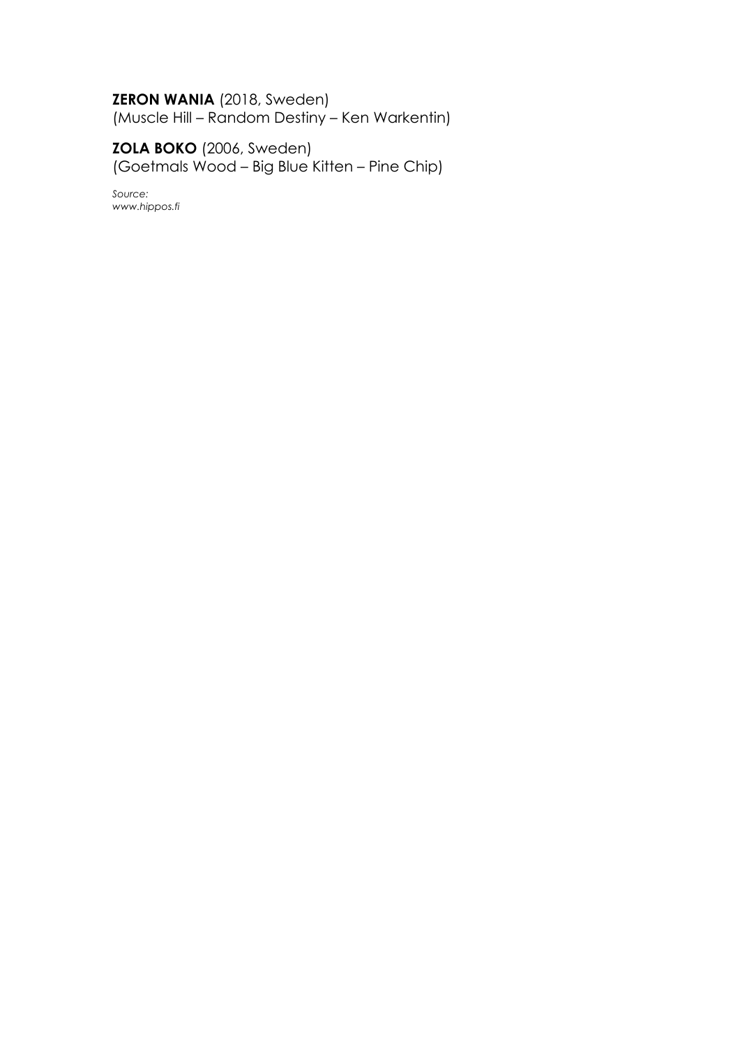**ZERON WANIA** (2018, Sweden)
(Muscle Hill – Random Destiny – Ken Warkentin)

**ZOLA BOKO** (2006, Sweden)
(Goetmals Wood – Big Blue Kitten – Pine Chip)

*Source:*
*www.hippos.fi*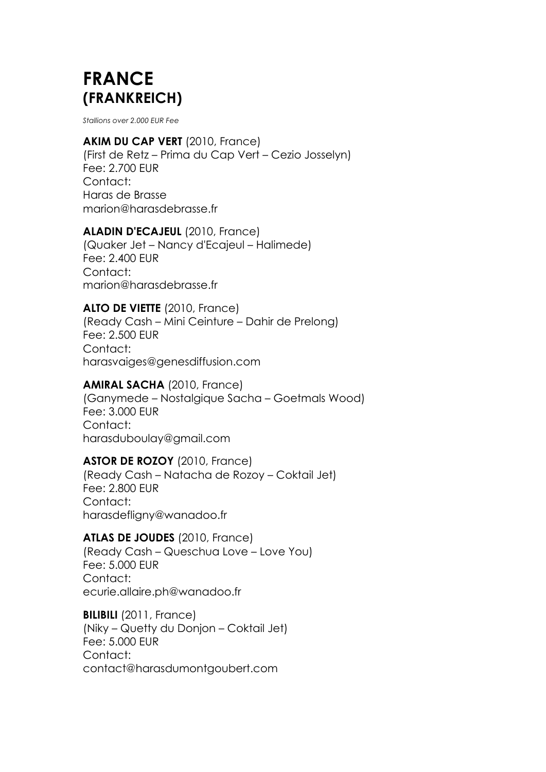# FRANCE
## (FRANKREICH)

*Stallions over 2.000 EUR Fee*

**AKIM DU CAP VERT** (2010, France)
(First de Retz – Prima du Cap Vert – Cezio Josselyn)
Fee: 2.700 EUR
Contact:
Haras de Brasse
marion@harasdebrasse.fr

**ALADIN D'ECAJEUL** (2010, France)
(Quaker Jet – Nancy d'Ecajeul – Halimede)
Fee: 2.400 EUR
Contact:
marion@harasdebrasse.fr

**ALTO DE VIETTE** (2010, France)
(Ready Cash – Mini Ceinture – Dahir de Prelong)
Fee: 2.500 EUR
Contact:
harasvaiges@genesdiffusion.com

**AMIRAL SACHA** (2010, France)
(Ganymede – Nostalgique Sacha – Goetmals Wood)
Fee: 3.000 EUR
Contact:
harasduboulay@gmail.com

**ASTOR DE ROZOY** (2010, France)
(Ready Cash – Natacha de Rozoy – Coktail Jet)
Fee: 2.800 EUR
Contact:
harasdefligny@wanadoo.fr

**ATLAS DE JOUDES** (2010, France)
(Ready Cash – Queschua Love – Love You)
Fee: 5.000 EUR
Contact:
ecurie.allaire.ph@wanadoo.fr

**BILIBILI** (2011, France)
(Niky – Quetty du Donjon – Coktail Jet)
Fee: 5.000 EUR
Contact:
contact@harasdumontgoubert.com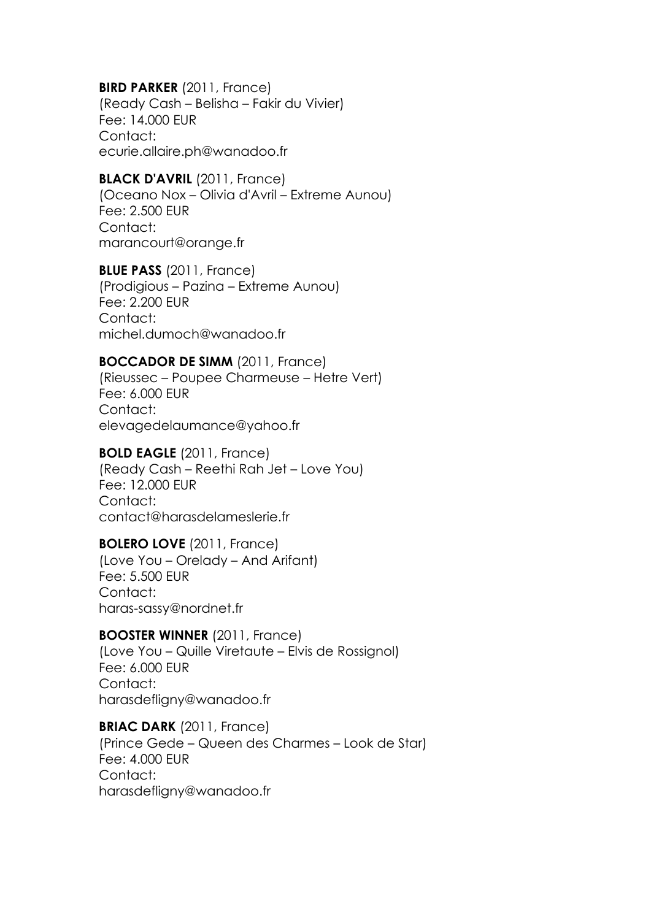**BIRD PARKER** (2011, France)
(Ready Cash – Belisha – Fakir du Vivier)
Fee: 14.000 EUR
Contact:
ecurie.allaire.ph@wanadoo.fr

**BLACK D'AVRIL** (2011, France)
(Oceano Nox – Olivia d'Avril – Extreme Aunou)
Fee: 2.500 EUR
Contact:
marancourt@orange.fr

**BLUE PASS** (2011, France)
(Prodigious – Pazina – Extreme Aunou)
Fee: 2.200 EUR
Contact:
michel.dumoch@wanadoo.fr

**BOCCADOR DE SIMM** (2011, France)
(Rieussec – Poupee Charmeuse – Hetre Vert)
Fee: 6.000 EUR
Contact:
elevagedelaumance@yahoo.fr

**BOLD EAGLE** (2011, France)
(Ready Cash – Reethi Rah Jet – Love You)
Fee: 12.000 EUR
Contact:
contact@harasdelameslerie.fr

**BOLERO LOVE** (2011, France)
(Love You – Orelady – And Arifant)
Fee: 5.500 EUR
Contact:
haras-sassy@nordnet.fr

**BOOSTER WINNER** (2011, France)
(Love You – Quille Viretaute – Elvis de Rossignol)
Fee: 6.000 EUR
Contact:
harasdefligny@wanadoo.fr

**BRIAC DARK** (2011, France)
(Prince Gede – Queen des Charmes – Look de Star)
Fee: 4.000 EUR
Contact:
harasdefligny@wanadoo.fr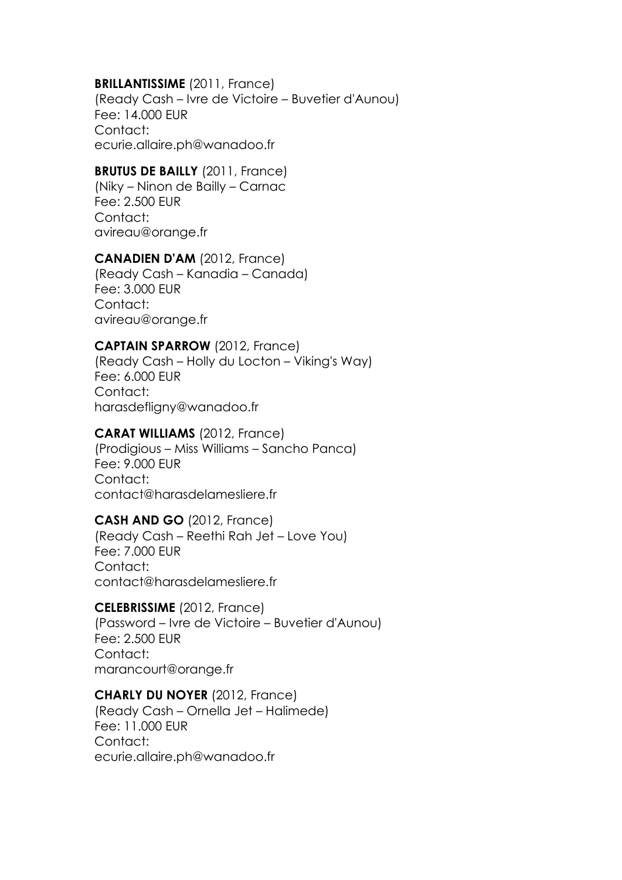**BRILLANTISSIME** (2011, France)
(Ready Cash – Ivre de Victoire – Buvetier d'Aunou)
Fee: 14.000 EUR
Contact:
ecurie.allaire.ph@wanadoo.fr

**BRUTUS DE BAILLY** (2011, France)
(Niky – Ninon de Bailly – Carnac
Fee: 2.500 EUR
Contact:
avireau@orange.fr

**CANADIEN D'AM** (2012, France)
(Ready Cash – Kanadia – Canada)
Fee: 3.000 EUR
Contact:
avireau@orange.fr

**CAPTAIN SPARROW** (2012, France)
(Ready Cash – Holly du Locton – Viking's Way)
Fee: 6.000 EUR
Contact:
harasdefligny@wanadoo.fr

**CARAT WILLIAMS** (2012, France)
(Prodigious – Miss Williams – Sancho Panca)
Fee: 9.000 EUR
Contact:
contact@harasdelamesliere.fr

**CASH AND GO** (2012, France)
(Ready Cash – Reethi Rah Jet – Love You)
Fee: 7.000 EUR
Contact:
contact@harasdelamesliere.fr

**CELEBRISSIME** (2012, France)
(Password – Ivre de Victoire – Buvetier d'Aunou)
Fee: 2.500 EUR
Contact:
marancourt@orange.fr

**CHARLY DU NOYER** (2012, France)
(Ready Cash – Ornella Jet – Halimede)
Fee: 11.000 EUR
Contact:
ecurie.allaire.ph@wanadoo.fr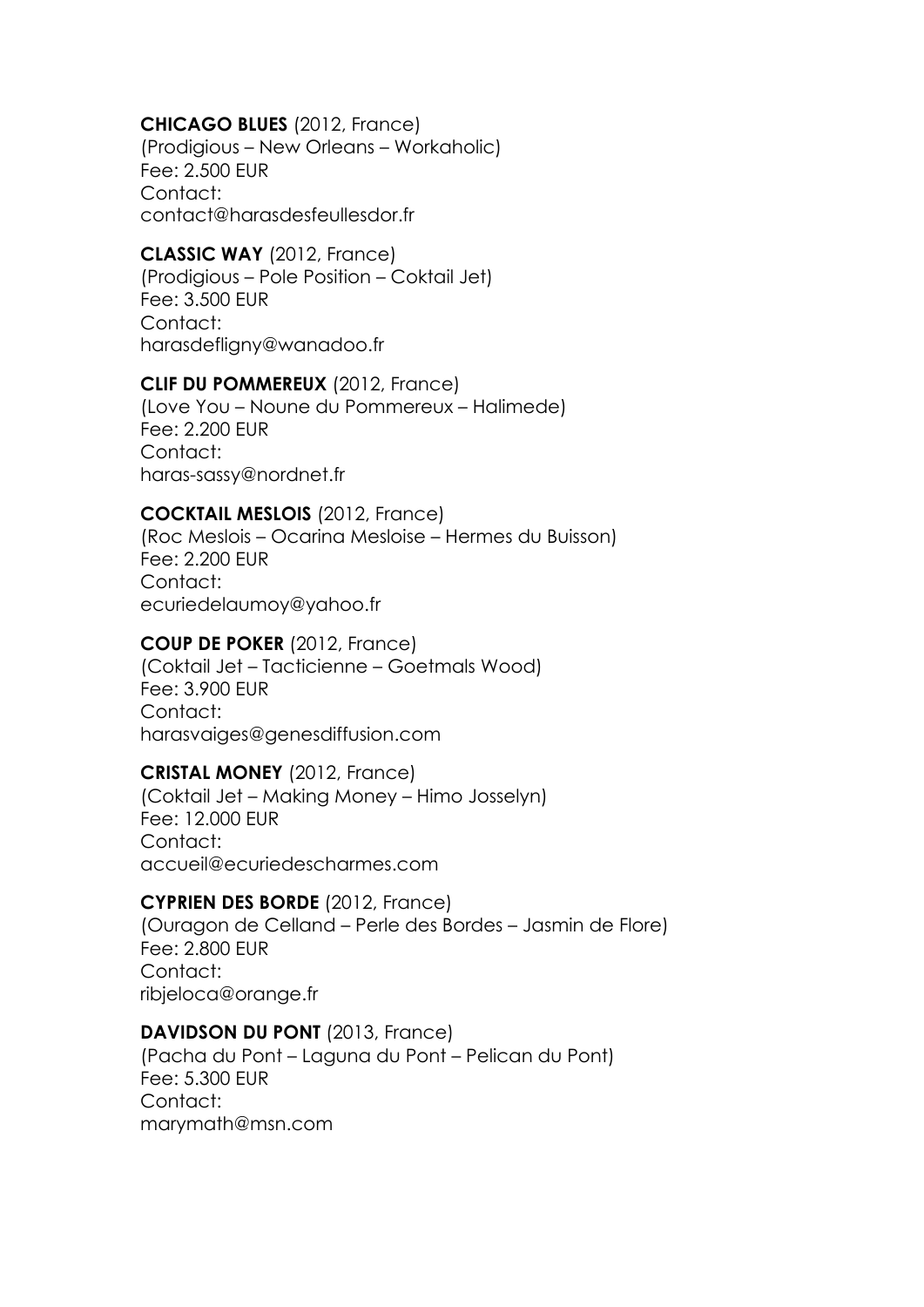**CHICAGO BLUES** (2012, France)
(Prodigious – New Orleans – Workaholic)
Fee: 2.500 EUR
Contact:
contact@harasdesfeullesdor.fr

**CLASSIC WAY** (2012, France)
(Prodigious – Pole Position – Coktail Jet)
Fee: 3.500 EUR
Contact:
harasdefligny@wanadoo.fr

**CLIF DU POMMEREUX** (2012, France)
(Love You – Noune du Pommereux – Halimede)
Fee: 2.200 EUR
Contact:
haras-sassy@nordnet.fr

**COCKTAIL MESLOIS** (2012, France)
(Roc Meslois – Ocarina Mesloise – Hermes du Buisson)
Fee: 2.200 EUR
Contact:
ecuriedelaumoy@yahoo.fr

**COUP DE POKER** (2012, France)
(Coktail Jet – Tacticienne – Goetmals Wood)
Fee: 3.900 EUR
Contact:
harasvaiges@genesdiffusion.com

**CRISTAL MONEY** (2012, France)
(Coktail Jet – Making Money – Himo Josselyn)
Fee: 12.000 EUR
Contact:
accueil@ecuriedescharmes.com

**CYPRIEN DES BORDE** (2012, France)
(Ouragon de Celland – Perle des Bordes – Jasmin de Flore)
Fee: 2.800 EUR
Contact:
ribjeloca@orange.fr

**DAVIDSON DU PONT** (2013, France)
(Pacha du Pont – Laguna du Pont – Pelican du Pont)
Fee: 5.300 EUR
Contact:
marymath@msn.com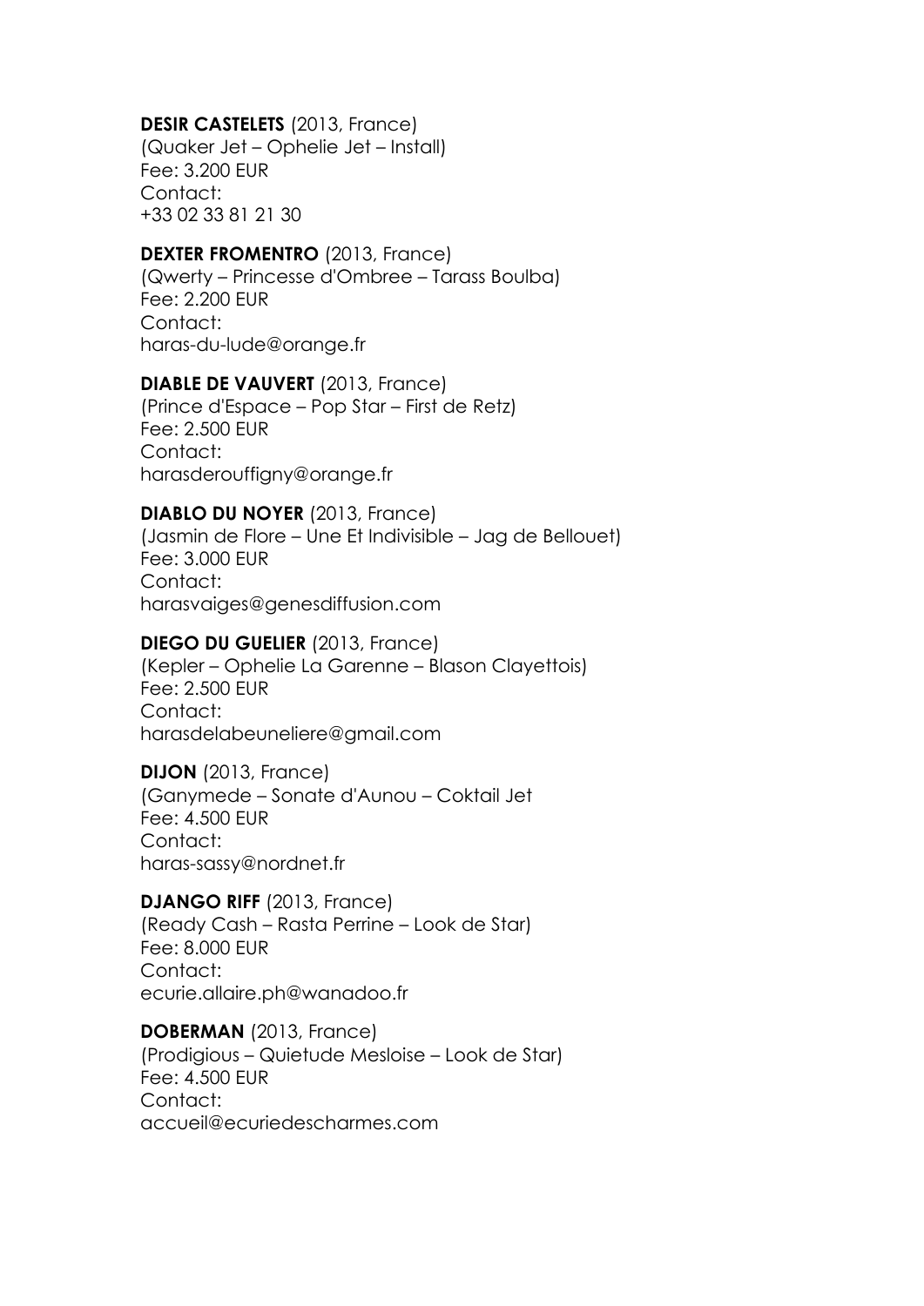**DESIR CASTELETS** (2013, France)
(Quaker Jet – Ophelie Jet – Install)
Fee: 3.200 EUR
Contact:
+33 02 33 81 21 30

**DEXTER FROMENTRO** (2013, France)
(Qwerty – Princesse d'Ombree – Tarass Boulba)
Fee: 2.200 EUR
Contact:
haras-du-lude@orange.fr

**DIABLE DE VAUVERT** (2013, France)
(Prince d'Espace – Pop Star – First de Retz)
Fee: 2.500 EUR
Contact:
harasderouffigny@orange.fr

**DIABLO DU NOYER** (2013, France)
(Jasmin de Flore – Une Et Indivisible – Jag de Bellouet)
Fee: 3.000 EUR
Contact:
harasvaiges@genesdiffusion.com

**DIEGO DU GUELIER** (2013, France)
(Kepler – Ophelie La Garenne – Blason Clayettois)
Fee: 2.500 EUR
Contact:
harasdelabeuneliere@gmail.com

**DIJON** (2013, France)
(Ganymede – Sonate d'Aunou – Coktail Jet
Fee: 4.500 EUR
Contact:
haras-sassy@nordnet.fr

**DJANGO RIFF** (2013, France)
(Ready Cash – Rasta Perrine – Look de Star)
Fee: 8.000 EUR
Contact:
ecurie.allaire.ph@wanadoo.fr

**DOBERMAN** (2013, France)
(Prodigious – Quietude Mesloise – Look de Star)
Fee: 4.500 EUR
Contact:
accueil@ecuriedescharmes.com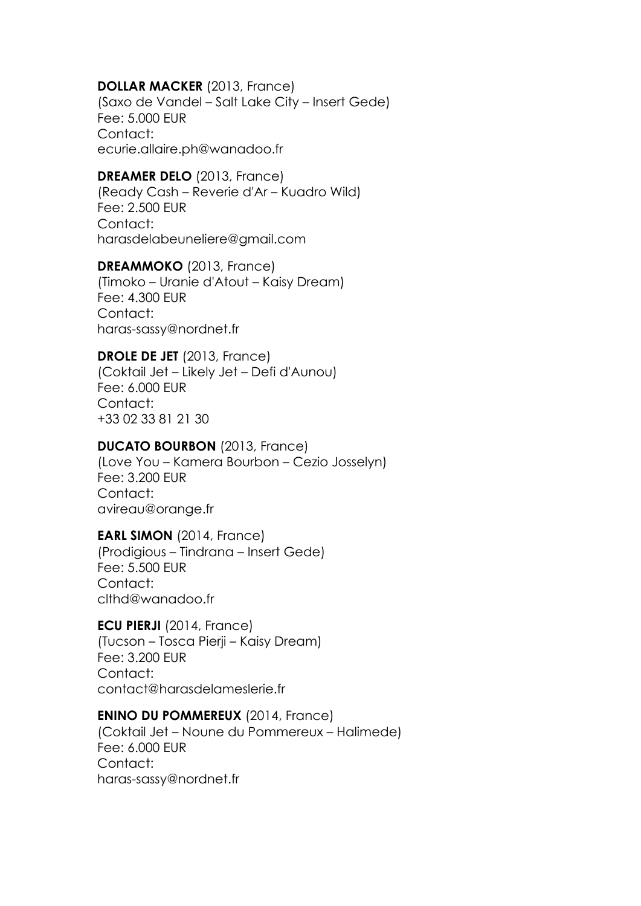**DOLLAR MACKER** (2013, France)
(Saxo de Vandel – Salt Lake City – Insert Gede)
Fee: 5.000 EUR
Contact:
ecurie.allaire.ph@wanadoo.fr

**DREAMER DELO** (2013, France)
(Ready Cash – Reverie d'Ar – Kuadro Wild)
Fee: 2.500 EUR
Contact:
harasdelabeuneliere@gmail.com

**DREAMMOKO** (2013, France)
(Timoko – Uranie d'Atout – Kaisy Dream)
Fee: 4.300 EUR
Contact:
haras-sassy@nordnet.fr

**DROLE DE JET** (2013, France)
(Coktail Jet – Likely Jet – Defi d'Aunou)
Fee: 6.000 EUR
Contact:
+33 02 33 81 21 30

**DUCATO BOURBON** (2013, France)
(Love You – Kamera Bourbon – Cezio Josselyn)
Fee: 3.200 EUR
Contact:
avireau@orange.fr

**EARL SIMON** (2014, France)
(Prodigious – Tindrana – Insert Gede)
Fee: 5.500 EUR
Contact:
clthd@wanadoo.fr

**ECU PIERJI** (2014, France)
(Tucson – Tosca Pierji – Kaisy Dream)
Fee: 3.200 EUR
Contact:
contact@harasdelameslerie.fr

**ENINO DU POMMEREUX** (2014, France)
(Coktail Jet – Noune du Pommereux – Halimede)
Fee: 6.000 EUR
Contact:
haras-sassy@nordnet.fr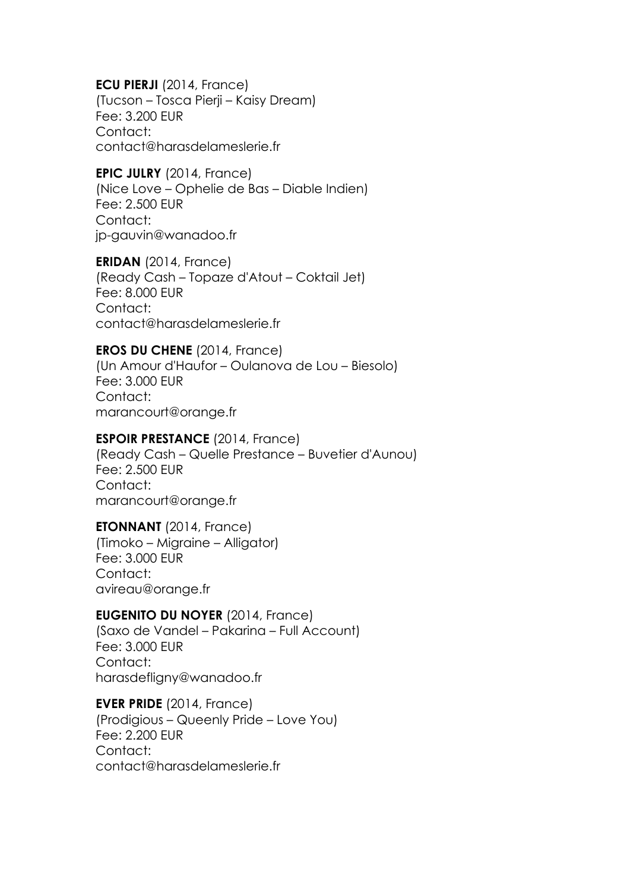**ECU PIERJI** (2014, France)
(Tucson – Tosca Pierji – Kaisy Dream)
Fee: 3.200 EUR
Contact:
contact@harasdelameslerie.fr

**EPIC JULRY** (2014, France)
(Nice Love – Ophelie de Bas – Diable Indien)
Fee: 2.500 EUR
Contact:
jp-gauvin@wanadoo.fr

**ERIDAN** (2014, France)
(Ready Cash – Topaze d'Atout – Coktail Jet)
Fee: 8.000 EUR
Contact:
contact@harasdelameslerie.fr

**EROS DU CHENE** (2014, France)
(Un Amour d'Haufor – Oulanova de Lou – Biesolo)
Fee: 3.000 EUR
Contact:
marancourt@orange.fr

**ESPOIR PRESTANCE** (2014, France)
(Ready Cash – Quelle Prestance – Buvetier d'Aunou)
Fee: 2.500 EUR
Contact:
marancourt@orange.fr

**ETONNANT** (2014, France)
(Timoko – Migraine – Alligator)
Fee: 3.000 EUR
Contact:
avireau@orange.fr

**EUGENITO DU NOYER** (2014, France)
(Saxo de Vandel – Pakarina – Full Account)
Fee: 3.000 EUR
Contact:
harasdefligny@wanadoo.fr

**EVER PRIDE** (2014, France)
(Prodigious – Queenly Pride – Love You)
Fee: 2.200 EUR
Contact:
contact@harasdelameslerie.fr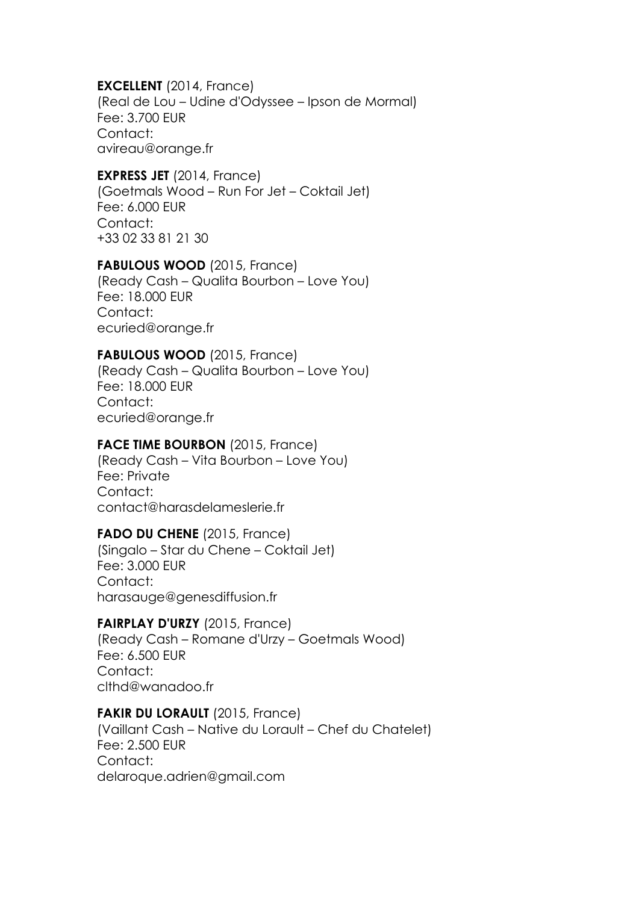**EXCELLENT** (2014, France)
(Real de Lou – Udine d'Odyssee – Ipson de Mormal)
Fee: 3.700 EUR
Contact:
avireau@orange.fr

**EXPRESS JET** (2014, France)
(Goetmals Wood – Run For Jet – Coktail Jet)
Fee: 6.000 EUR
Contact:
+33 02 33 81 21 30

**FABULOUS WOOD** (2015, France)
(Ready Cash – Qualita Bourbon – Love You)
Fee: 18.000 EUR
Contact:
ecuried@orange.fr

**FABULOUS WOOD** (2015, France)
(Ready Cash – Qualita Bourbon – Love You)
Fee: 18.000 EUR
Contact:
ecuried@orange.fr

**FACE TIME BOURBON** (2015, France)
(Ready Cash – Vita Bourbon – Love You)
Fee: Private
Contact:
contact@harasdelameslerie.fr

**FADO DU CHENE** (2015, France)
(Singalo – Star du Chene – Coktail Jet)
Fee: 3.000 EUR
Contact:
harasauge@genesdiffusion.fr

**FAIRPLAY D'URZY** (2015, France)
(Ready Cash – Romane d'Urzy – Goetmals Wood)
Fee: 6.500 EUR
Contact:
clthd@wanadoo.fr

**FAKIR DU LORAULT** (2015, France)
(Vaillant Cash – Native du Lorault – Chef du Chatelet)
Fee: 2.500 EUR
Contact:
delaroque.adrien@gmail.com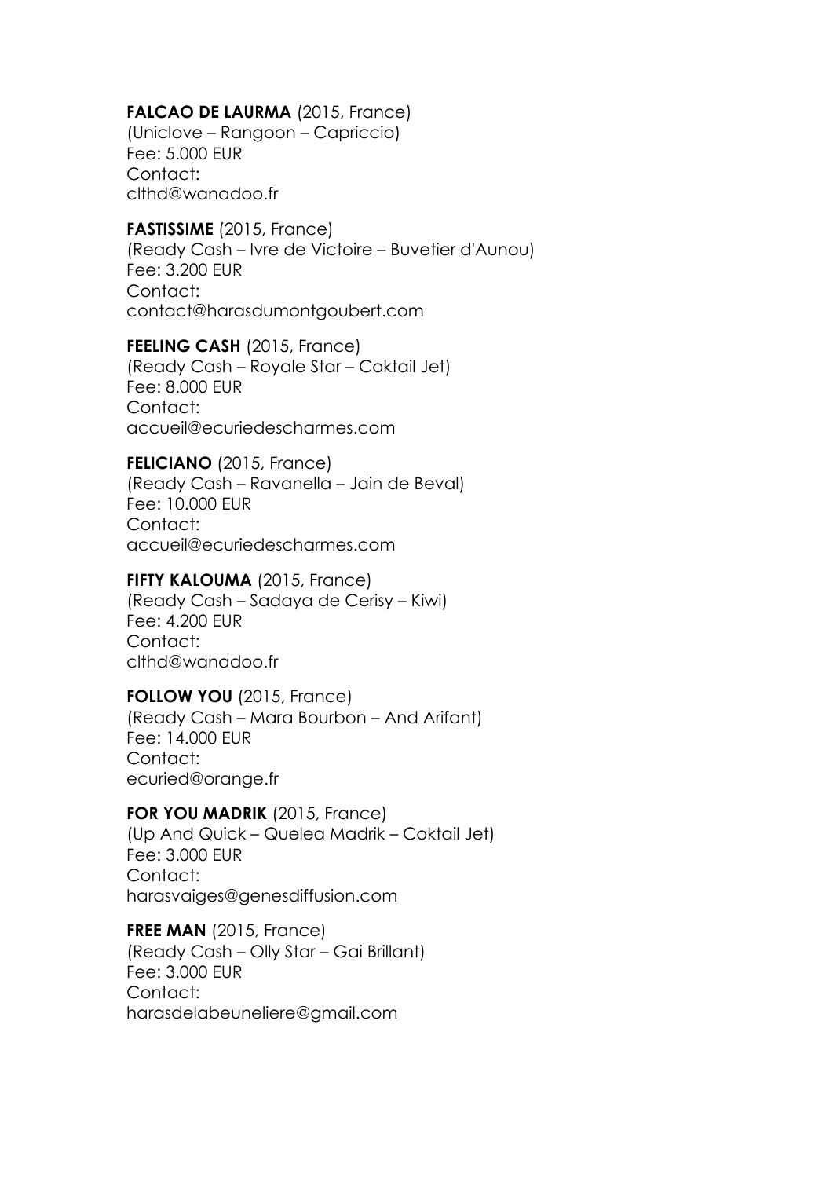**FALCAO DE LAURMA** (2015, France)
(Uniclove – Rangoon – Capriccio)
Fee: 5.000 EUR
Contact:
clthd@wanadoo.fr

**FASTISSIME** (2015, France)
(Ready Cash – Ivre de Victoire – Buvetier d'Aunou)
Fee: 3.200 EUR
Contact:
contact@harasdumontgoubert.com

**FEELING CASH** (2015, France)
(Ready Cash – Royale Star – Coktail Jet)
Fee: 8.000 EUR
Contact:
accueil@ecuriedescharmes.com

**FELICIANO** (2015, France)
(Ready Cash – Ravanella – Jain de Beval)
Fee: 10.000 EUR
Contact:
accueil@ecuriedescharmes.com

**FIFTY KALOUMA** (2015, France)
(Ready Cash – Sadaya de Cerisy – Kiwi)
Fee: 4.200 EUR
Contact:
clthd@wanadoo.fr

**FOLLOW YOU** (2015, France)
(Ready Cash – Mara Bourbon – And Arifant)
Fee: 14.000 EUR
Contact:
ecuried@orange.fr

**FOR YOU MADRIK** (2015, France)
(Up And Quick – Quelea Madrik – Coktail Jet)
Fee: 3.000 EUR
Contact:
harasvaiges@genesdiffusion.com

**FREE MAN** (2015, France)
(Ready Cash – Olly Star – Gai Brillant)
Fee: 3.000 EUR
Contact:
harasdelabeuneliere@gmail.com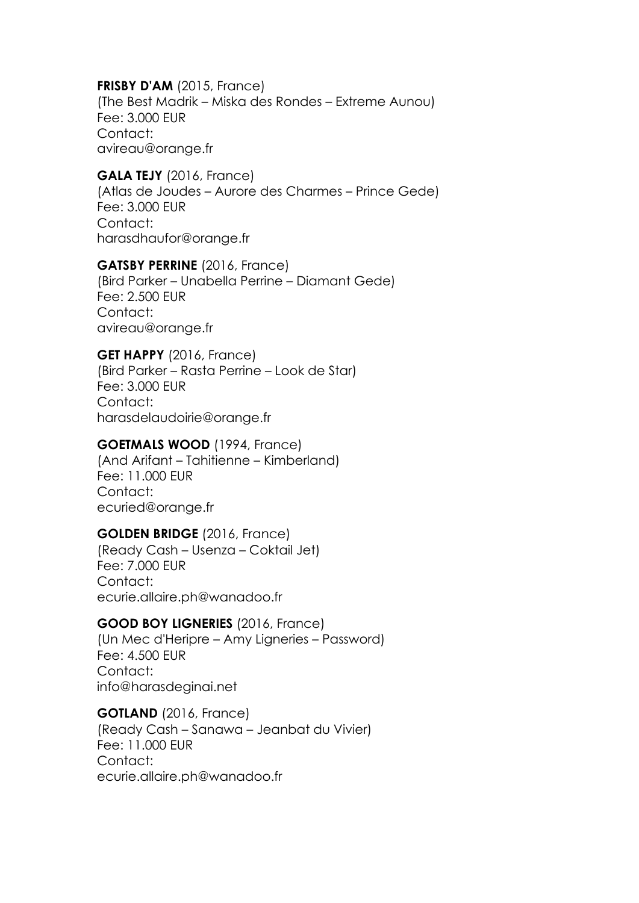**FRISBY D'AM** (2015, France)
(The Best Madrik – Miska des Rondes – Extreme Aunou)
Fee: 3.000 EUR
Contact:
avireau@orange.fr

**GALA TEJY** (2016, France)
(Atlas de Joudes – Aurore des Charmes – Prince Gede)
Fee: 3.000 EUR
Contact:
harasdhaufor@orange.fr

**GATSBY PERRINE** (2016, France)
(Bird Parker – Unabella Perrine – Diamant Gede)
Fee: 2.500 EUR
Contact:
avireau@orange.fr

**GET HAPPY** (2016, France)
(Bird Parker – Rasta Perrine – Look de Star)
Fee: 3.000 EUR
Contact:
harasdelaudoirie@orange.fr

**GOETMALS WOOD** (1994, France)
(And Arifant – Tahitienne – Kimberland)
Fee: 11.000 EUR
Contact:
ecuried@orange.fr

**GOLDEN BRIDGE** (2016, France)
(Ready Cash – Usenza – Coktail Jet)
Fee: 7.000 EUR
Contact:
ecurie.allaire.ph@wanadoo.fr

**GOOD BOY LIGNERIES** (2016, France)
(Un Mec d'Heripre – Amy Ligneries – Password)
Fee: 4.500 EUR
Contact:
info@harasdeginai.net

**GOTLAND** (2016, France)
(Ready Cash – Sanawa – Jeanbat du Vivier)
Fee: 11.000 EUR
Contact:
ecurie.allaire.ph@wanadoo.fr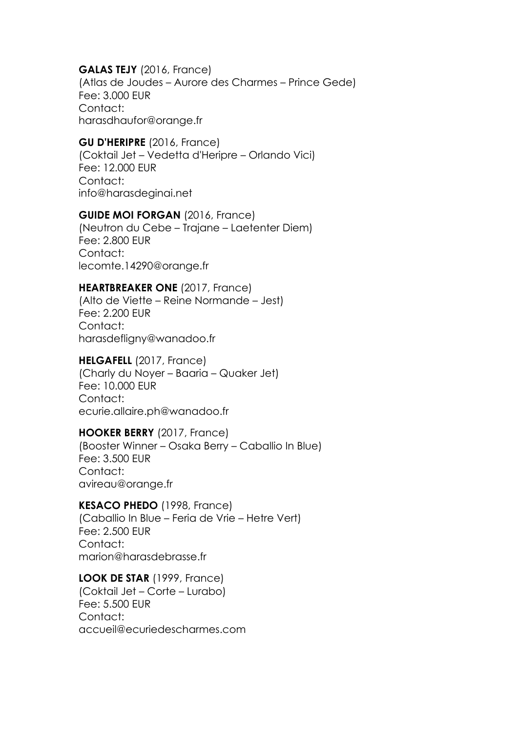**GALAS TEJY** (2016, France)
(Atlas de Joudes – Aurore des Charmes – Prince Gede)
Fee: 3.000 EUR
Contact:
harasdhaufor@orange.fr

**GU D'HERIPRE** (2016, France)
(Coktail Jet – Vedetta d'Heripre – Orlando Vici)
Fee: 12.000 EUR
Contact:
info@harasdeginai.net

**GUIDE MOI FORGAN** (2016, France)
(Neutron du Cebe – Trajane – Laetenter Diem)
Fee: 2.800 EUR
Contact:
lecomte.14290@orange.fr

**HEARTBREAKER ONE** (2017, France)
(Alto de Viette – Reine Normande – Jest)
Fee: 2.200 EUR
Contact:
harasdefligny@wanadoo.fr

**HELGAFELL** (2017, France)
(Charly du Noyer – Baaria – Quaker Jet)
Fee: 10.000 EUR
Contact:
ecurie.allaire.ph@wanadoo.fr

**HOOKER BERRY** (2017, France)
(Booster Winner – Osaka Berry – Caballio In Blue)
Fee: 3.500 EUR
Contact:
avireau@orange.fr

**KESACO PHEDO** (1998, France)
(Caballio In Blue – Feria de Vrie – Hetre Vert)
Fee: 2.500 EUR
Contact:
marion@harasdebrasse.fr

**LOOK DE STAR** (1999, France)
(Coktail Jet – Corte – Lurabo)
Fee: 5.500 EUR
Contact:
accueil@ecuriedescharmes.com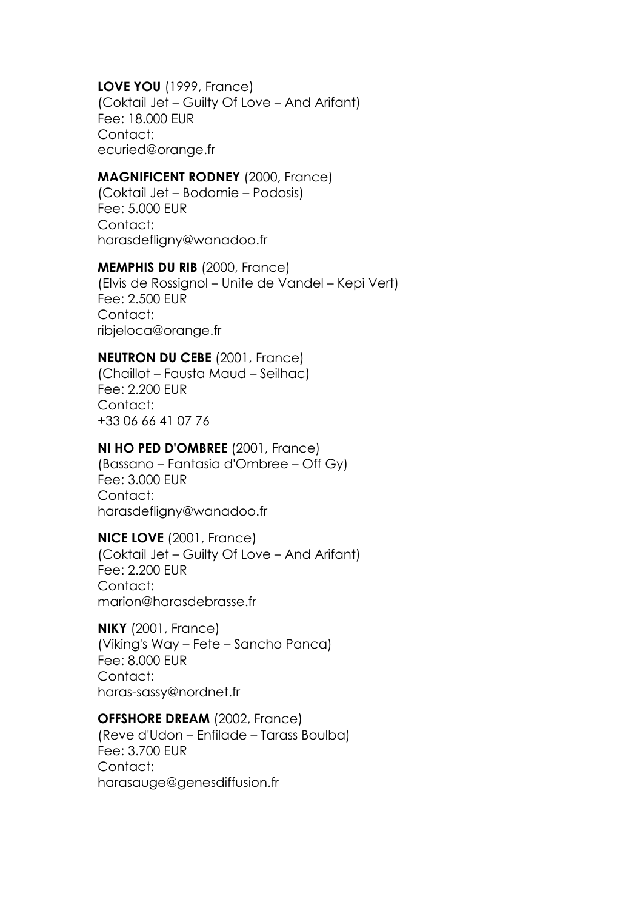**LOVE YOU** (1999, France)
(Coktail Jet – Guilty Of Love – And Arifant)
Fee: 18.000 EUR
Contact:
ecuried@orange.fr

**MAGNIFICENT RODNEY** (2000, France)
(Coktail Jet – Bodomie – Podosis)
Fee: 5.000 EUR
Contact:
harasdefligny@wanadoo.fr

**MEMPHIS DU RIB** (2000, France)
(Elvis de Rossignol – Unite de Vandel – Kepi Vert)
Fee: 2.500 EUR
Contact:
ribjeloca@orange.fr

**NEUTRON DU CEBE** (2001, France)
(Chaillot – Fausta Maud – Seilhac)
Fee: 2.200 EUR
Contact:
+33 06 66 41 07 76

**NI HO PED D'OMBREE** (2001, France)
(Bassano – Fantasia d'Ombree – Off Gy)
Fee: 3.000 EUR
Contact:
harasdefligny@wanadoo.fr

**NICE LOVE** (2001, France)
(Coktail Jet – Guilty Of Love – And Arifant)
Fee: 2.200 EUR
Contact:
marion@harasdebrasse.fr

**NIKY** (2001, France)
(Viking's Way – Fete – Sancho Panca)
Fee: 8.000 EUR
Contact:
haras-sassy@nordnet.fr

**OFFSHORE DREAM** (2002, France)
(Reve d'Udon – Enfilade – Tarass Boulba)
Fee: 3.700 EUR
Contact:
harasauge@genesdiffusion.fr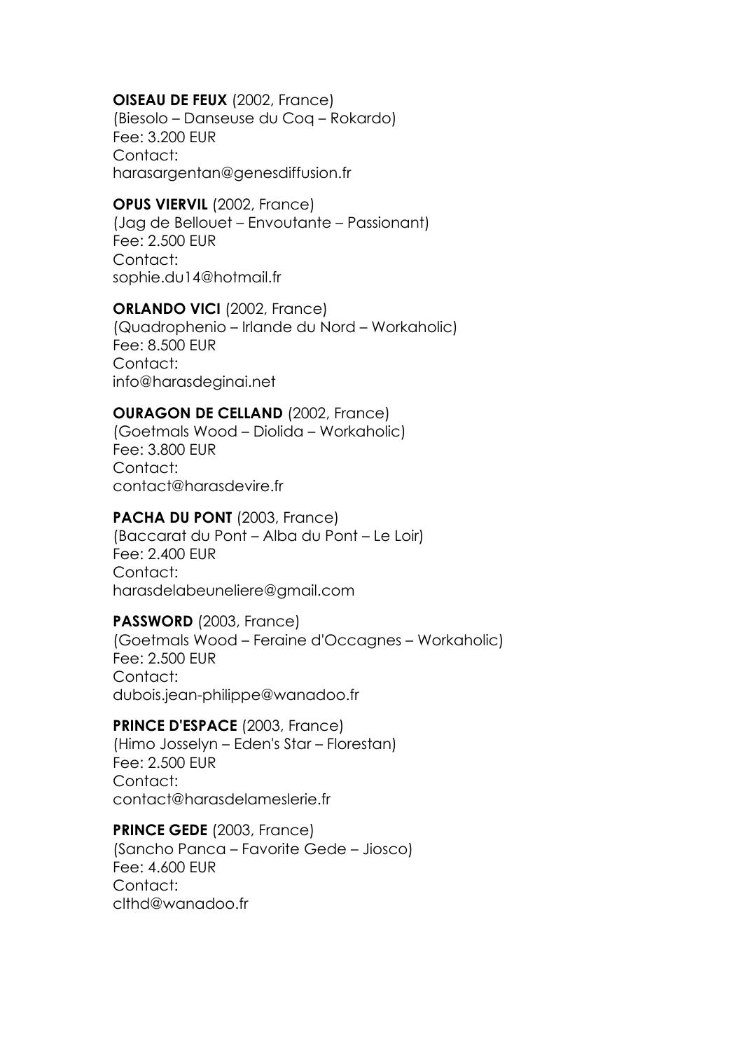**OISEAU DE FEUX** (2002, France)
(Biesolo – Danseuse du Coq – Rokardo)
Fee: 3.200 EUR
Contact:
harasargentan@genesdiffusion.fr

**OPUS VIERVIL** (2002, France)
(Jag de Bellouet – Envoutante – Passionant)
Fee: 2.500 EUR
Contact:
sophie.du14@hotmail.fr

**ORLANDO VICI** (2002, France)
(Quadrophenio – Irlande du Nord – Workaholic)
Fee: 8.500 EUR
Contact:
info@harasdeginai.net

**OURAGON DE CELLAND** (2002, France)
(Goetmals Wood – Diolida – Workaholic)
Fee: 3.800 EUR
Contact:
contact@harasdevire.fr

**PACHA DU PONT** (2003, France)
(Baccarat du Pont – Alba du Pont – Le Loir)
Fee: 2.400 EUR
Contact:
harasdelabeuneliere@gmail.com

**PASSWORD** (2003, France)
(Goetmals Wood – Feraine d'Occagnes – Workaholic)
Fee: 2.500 EUR
Contact:
dubois.jean-philippe@wanadoo.fr

**PRINCE D'ESPACE** (2003, France)
(Himo Josselyn – Eden's Star – Florestan)
Fee: 2.500 EUR
Contact:
contact@harasdelameslerie.fr

**PRINCE GEDE** (2003, France)
(Sancho Panca – Favorite Gede – Jiosco)
Fee: 4.600 EUR
Contact:
clthd@wanadoo.fr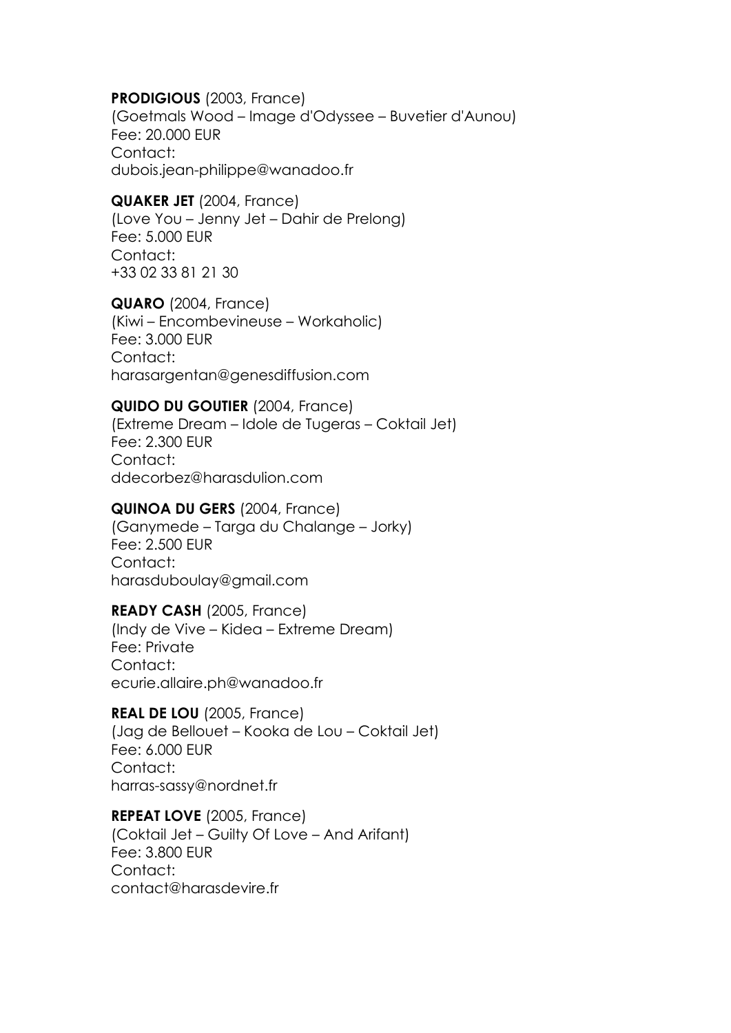**PRODIGIOUS** (2003, France)
(Goetmals Wood – Image d'Odyssee – Buvetier d'Aunou)
Fee: 20.000 EUR
Contact:
dubois.jean-philippe@wanadoo.fr

**QUAKER JET** (2004, France)
(Love You – Jenny Jet – Dahir de Prelong)
Fee: 5.000 EUR
Contact:
+33 02 33 81 21 30

**QUARO** (2004, France)
(Kiwi – Encombevineuse – Workaholic)
Fee: 3.000 EUR
Contact:
harasargentan@genesdiffusion.com

**QUIDO DU GOUTIER** (2004, France)
(Extreme Dream – Idole de Tugeras – Coktail Jet)
Fee: 2.300 EUR
Contact:
ddecorbez@harasdulion.com

**QUINOA DU GERS** (2004, France)
(Ganymede – Targa du Chalange – Jorky)
Fee: 2.500 EUR
Contact:
harasduboulay@gmail.com

**READY CASH** (2005, France)
(Indy de Vive – Kidea – Extreme Dream)
Fee: Private
Contact:
ecurie.allaire.ph@wanadoo.fr

**REAL DE LOU** (2005, France)
(Jag de Bellouet – Kooka de Lou – Coktail Jet)
Fee: 6.000 EUR
Contact:
harras-sassy@nordnet.fr

**REPEAT LOVE** (2005, France)
(Coktail Jet – Guilty Of Love – And Arifant)
Fee: 3.800 EUR
Contact:
contact@harasdevire.fr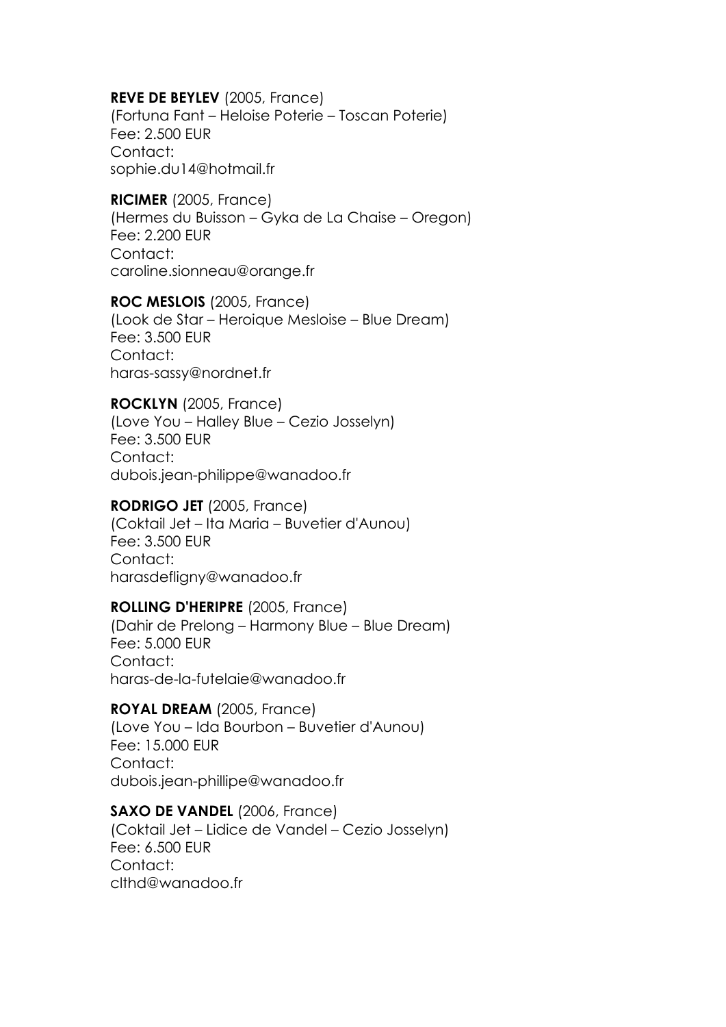**REVE DE BEYLEV** (2005, France)
(Fortuna Fant – Heloise Poterie – Toscan Poterie)
Fee: 2.500 EUR
Contact:
sophie.du14@hotmail.fr

**RICIMER** (2005, France)
(Hermes du Buisson – Gyka de La Chaise – Oregon)
Fee: 2.200 EUR
Contact:
caroline.sionneau@orange.fr

**ROC MESLOIS** (2005, France)
(Look de Star – Heroique Mesloise – Blue Dream)
Fee: 3.500 EUR
Contact:
haras-sassy@nordnet.fr

**ROCKLYN** (2005, France)
(Love You – Halley Blue – Cezio Josselyn)
Fee: 3.500 EUR
Contact:
dubois.jean-philippe@wanadoo.fr

**RODRIGO JET** (2005, France)
(Coktail Jet – Ita Maria – Buvetier d'Aunou)
Fee: 3.500 EUR
Contact:
harasdefligny@wanadoo.fr

**ROLLING D'HERIPRE** (2005, France)
(Dahir de Prelong – Harmony Blue – Blue Dream)
Fee: 5.000 EUR
Contact:
haras-de-la-futelaie@wanadoo.fr

**ROYAL DREAM** (2005, France)
(Love You – Ida Bourbon – Buvetier d'Aunou)
Fee: 15.000 EUR
Contact:
dubois.jean-phillipe@wanadoo.fr

**SAXO DE VANDEL** (2006, France)
(Coktail Jet – Lidice de Vandel – Cezio Josselyn)
Fee: 6.500 EUR
Contact:
clthd@wanadoo.fr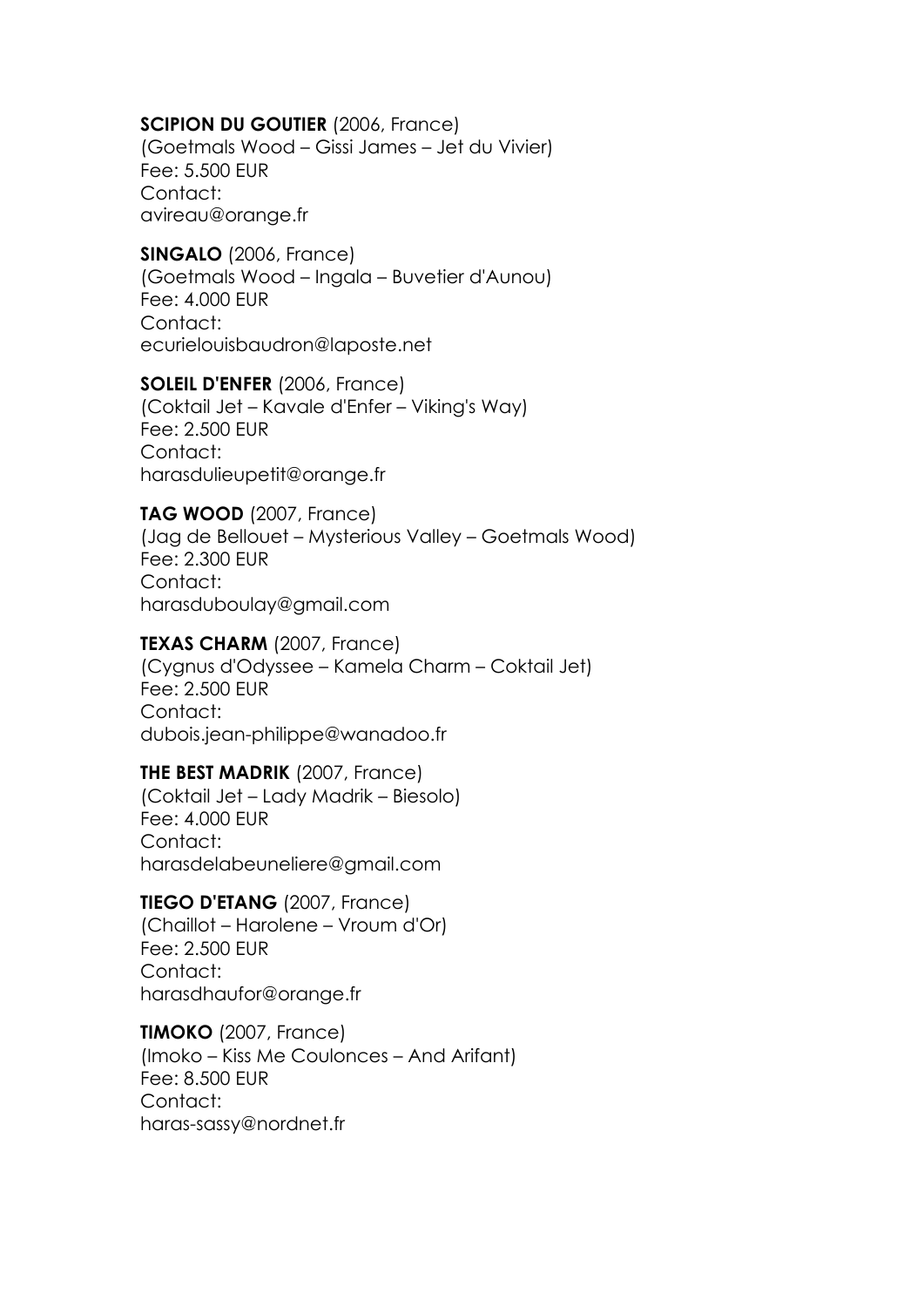**SCIPION DU GOUTIER** (2006, France)
(Goetmals Wood – Gissi James – Jet du Vivier)
Fee: 5.500 EUR
Contact:
avireau@orange.fr

**SINGALO** (2006, France)
(Goetmals Wood – Ingala – Buvetier d'Aunou)
Fee: 4.000 EUR
Contact:
ecurielouisbaudron@laposte.net

**SOLEIL D'ENFER** (2006, France)
(Coktail Jet – Kavale d'Enfer – Viking's Way)
Fee: 2.500 EUR
Contact:
harasdulieupetit@orange.fr

**TAG WOOD** (2007, France)
(Jag de Bellouet – Mysterious Valley – Goetmals Wood)
Fee: 2.300 EUR
Contact:
harasduboulay@gmail.com

**TEXAS CHARM** (2007, France)
(Cygnus d'Odyssee – Kamela Charm – Coktail Jet)
Fee: 2.500 EUR
Contact:
dubois.jean-philippe@wanadoo.fr

**THE BEST MADRIK** (2007, France)
(Coktail Jet – Lady Madrik – Biesolo)
Fee: 4.000 EUR
Contact:
harasdelabeuneliere@gmail.com

**TIEGO D'ETANG** (2007, France)
(Chaillot – Harolene – Vroum d'Or)
Fee: 2.500 EUR
Contact:
harasdhaufor@orange.fr

**TIMOKO** (2007, France)
(Imoko – Kiss Me Coulonces – And Arifant)
Fee: 8.500 EUR
Contact:
haras-sassy@nordnet.fr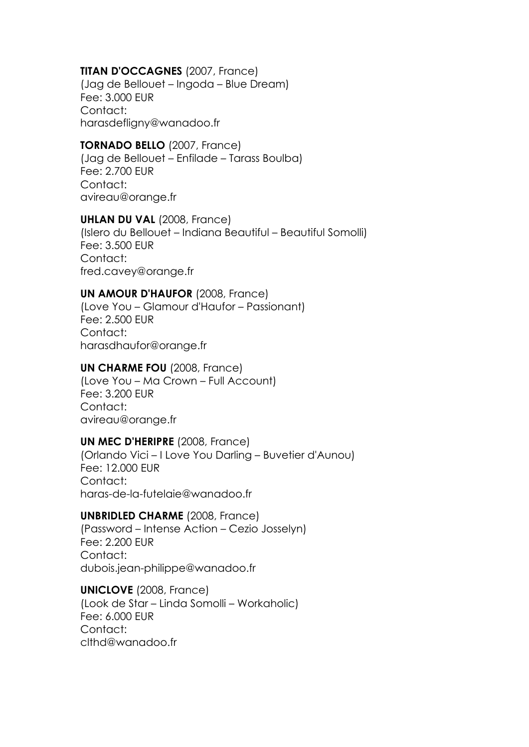**TITAN D'OCCAGNES** (2007, France)
(Jag de Bellouet – Ingoda – Blue Dream)
Fee: 3.000 EUR
Contact:
harasdefligny@wanadoo.fr

**TORNADO BELLO** (2007, France)
(Jag de Bellouet – Enfilade – Tarass Boulba)
Fee: 2.700 EUR
Contact:
avireau@orange.fr

**UHLAN DU VAL** (2008, France)
(Islero du Bellouet – Indiana Beautiful – Beautiful Somolli)
Fee: 3.500 EUR
Contact:
fred.cavey@orange.fr

**UN AMOUR D'HAUFOR** (2008, France)
(Love You – Glamour d'Haufor – Passionant)
Fee: 2.500 EUR
Contact:
harasdhaufor@orange.fr

**UN CHARME FOU** (2008, France)
(Love You – Ma Crown – Full Account)
Fee: 3.200 EUR
Contact:
avireau@orange.fr

**UN MEC D'HERIPRE** (2008, France)
(Orlando Vici – I Love You Darling – Buvetier d'Aunou)
Fee: 12.000 EUR
Contact:
haras-de-la-futelaie@wanadoo.fr

**UNBRIDLED CHARME** (2008, France)
(Password – Intense Action – Cezio Josselyn)
Fee: 2.200 EUR
Contact:
dubois.jean-philippe@wanadoo.fr

**UNICLOVE** (2008, France)
(Look de Star – Linda Somolli – Workaholic)
Fee: 6.000 EUR
Contact:
clthd@wanadoo.fr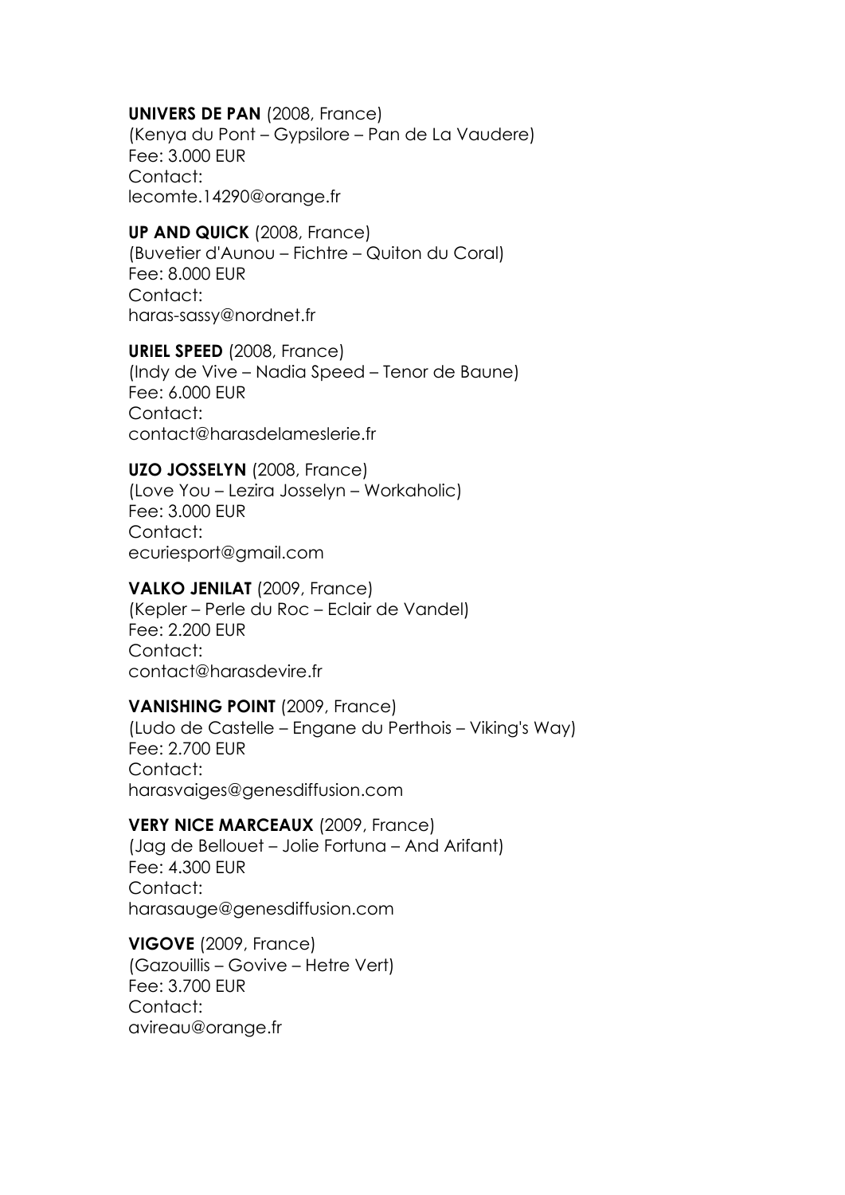**UNIVERS DE PAN** (2008, France)
(Kenya du Pont – Gypsilore – Pan de La Vaudere)
Fee: 3.000 EUR
Contact:
lecomte.14290@orange.fr

**UP AND QUICK** (2008, France)
(Buvetier d'Aunou – Fichtre – Quiton du Coral)
Fee: 8.000 EUR
Contact:
haras-sassy@nordnet.fr

**URIEL SPEED** (2008, France)
(Indy de Vive – Nadia Speed – Tenor de Baune)
Fee: 6.000 EUR
Contact:
contact@harasdelameslerie.fr

**UZO JOSSELYN** (2008, France)
(Love You – Lezira Josselyn – Workaholic)
Fee: 3.000 EUR
Contact:
ecuriesport@gmail.com

**VALKO JENILAT** (2009, France)
(Kepler – Perle du Roc – Eclair de Vandel)
Fee: 2.200 EUR
Contact:
contact@harasdevire.fr

**VANISHING POINT** (2009, France)
(Ludo de Castelle – Engane du Perthois – Viking's Way)
Fee: 2.700 EUR
Contact:
harasvaiges@genesdiffusion.com

**VERY NICE MARCEAUX** (2009, France)
(Jag de Bellouet – Jolie Fortuna – And Arifant)
Fee: 4.300 EUR
Contact:
harasauge@genesdiffusion.com

**VIGOVE** (2009, France)
(Gazouillis – Govive – Hetre Vert)
Fee: 3.700 EUR
Contact:
avireau@orange.fr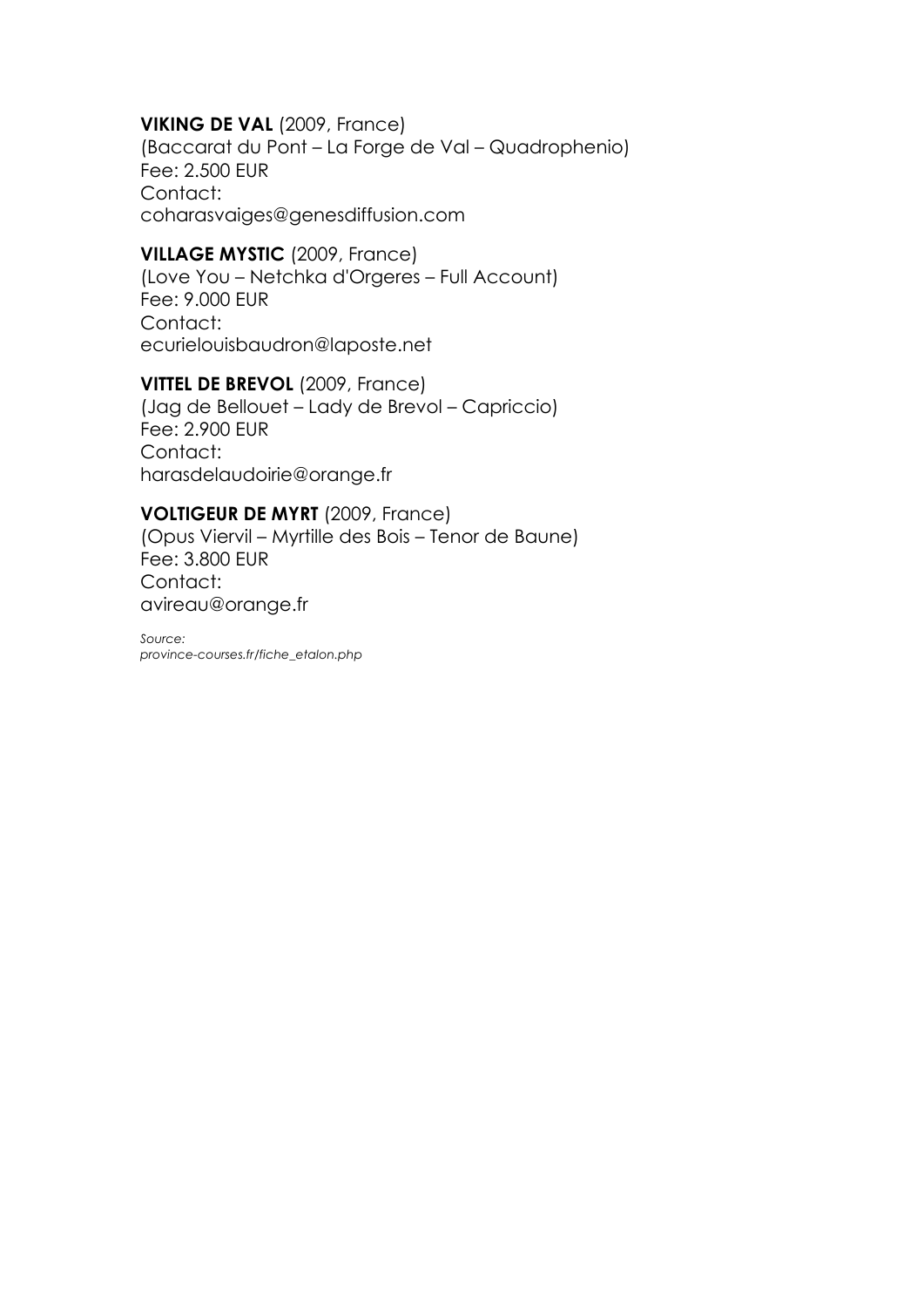**VIKING DE VAL** (2009, France)
(Baccarat du Pont – La Forge de Val – Quadrophenio)
Fee: 2.500 EUR
Contact:
coharasvaiges@genesdiffusion.com

**VILLAGE MYSTIC** (2009, France)
(Love You – Netchka d'Orgeres – Full Account)
Fee: 9.000 EUR
Contact:
ecurielouisbaudron@laposte.net

**VITTEL DE BREVOL** (2009, France)
(Jag de Bellouet – Lady de Brevol – Capriccio)
Fee: 2.900 EUR
Contact:
harasdelaudoirie@orange.fr

**VOLTIGEUR DE MYRT** (2009, France)
(Opus Viervil – Myrtille des Bois – Tenor de Baune)
Fee: 3.800 EUR
Contact:
avireau@orange.fr

*Source:*
*province-courses.fr/fiche_etalon.php*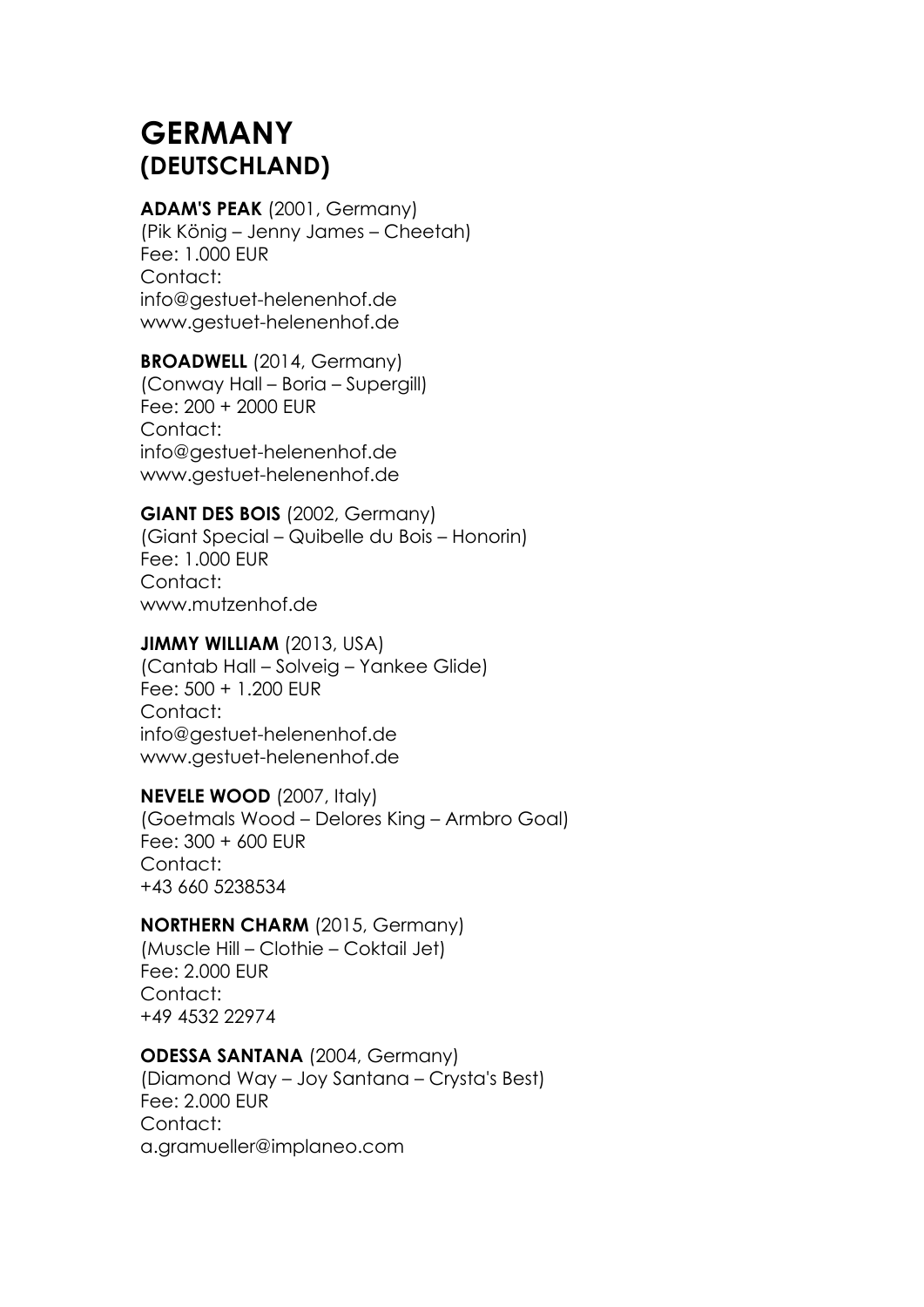# GERMANY
## (DEUTSCHLAND)

**ADAM'S PEAK** (2001, Germany)
(Pik König – Jenny James – Cheetah)
Fee: 1.000 EUR
Contact:
info@gestuet-helenenhof.de
www.gestuet-helenenhof.de

**BROADWELL** (2014, Germany)
(Conway Hall – Boria – Supergill)
Fee: 200 + 2000 EUR
Contact:
info@gestuet-helenenhof.de
www.gestuet-helenenhof.de

**GIANT DES BOIS** (2002, Germany)
(Giant Special – Quibelle du Bois – Honorin)
Fee: 1.000 EUR
Contact:
www.mutzenhof.de

**JIMMY WILLIAM** (2013, USA)
(Cantab Hall – Solveig – Yankee Glide)
Fee: 500 + 1.200 EUR
Contact:
info@gestuet-helenenhof.de
www.gestuet-helenenhof.de

**NEVELE WOOD** (2007, Italy)
(Goetmals Wood – Delores King – Armbro Goal)
Fee: 300 + 600 EUR
Contact:
+43 660 5238534

**NORTHERN CHARM** (2015, Germany)
(Muscle Hill – Clothie – Coktail Jet)
Fee: 2.000 EUR
Contact:
+49 4532 22974

**ODESSA SANTANA** (2004, Germany)
(Diamond Way – Joy Santana – Crysta's Best)
Fee: 2.000 EUR
Contact:
a.gramueller@implaneo.com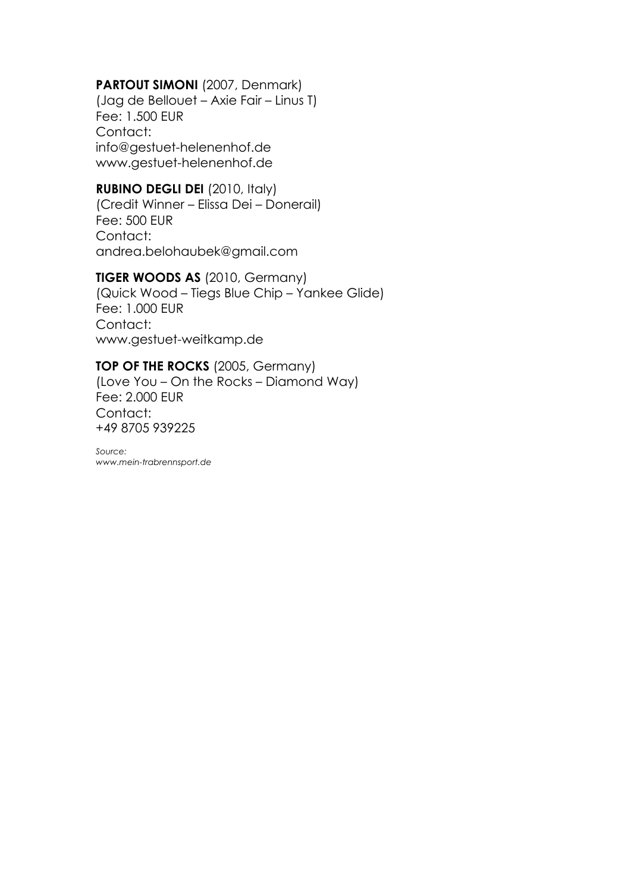**PARTOUT SIMONI** (2007, Denmark)
(Jag de Bellouet – Axie Fair – Linus T)
Fee: 1.500 EUR
Contact:
info@gestuet-helenenhof.de
www.gestuet-helenenhof.de

**RUBINO DEGLI DEI** (2010, Italy)
(Credit Winner – Elissa Dei – Donerail)
Fee: 500 EUR
Contact:
andrea.belohaubek@gmail.com

**TIGER WOODS AS** (2010, Germany)
(Quick Wood – Tiegs Blue Chip – Yankee Glide)
Fee: 1.000 EUR
Contact:
www.gestuet-weitkamp.de

**TOP OF THE ROCKS** (2005, Germany)
(Love You – On the Rocks – Diamond Way)
Fee: 2.000 EUR
Contact:
+49 8705 939225

*Source:*
*www.mein-trabrennsport.de*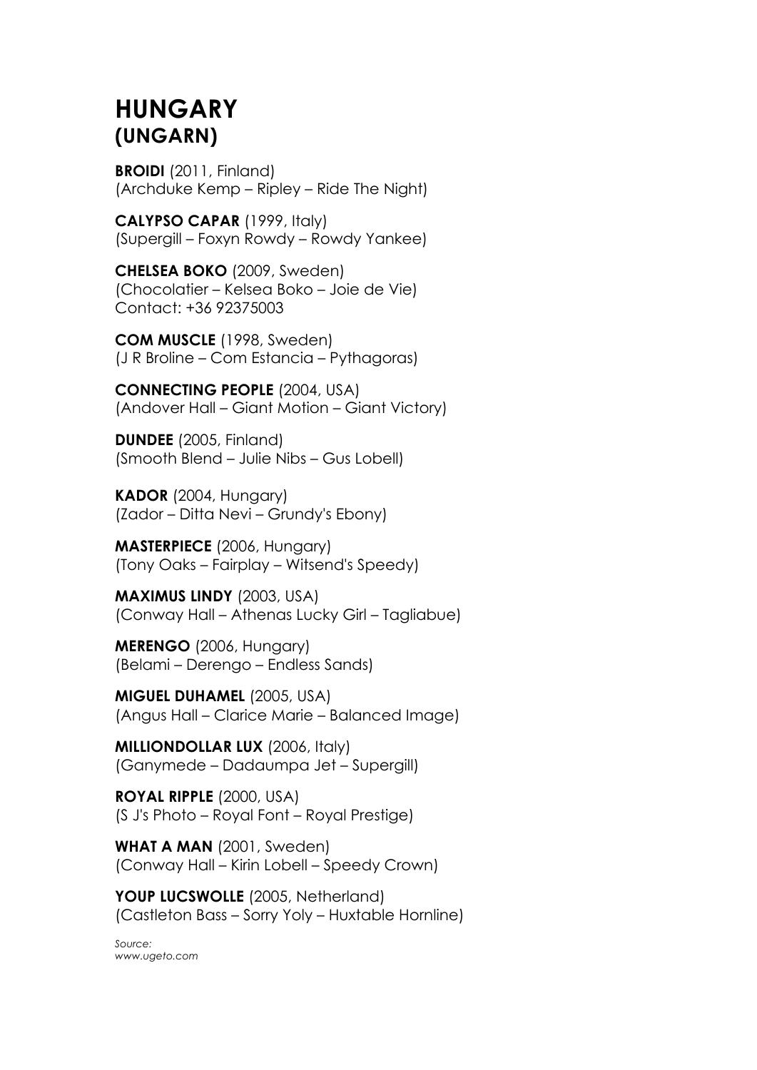# HUNGARY
## (UNGARN)

**BROIDI** (2011, Finland)
(Archduke Kemp – Ripley – Ride The Night)

**CALYPSO CAPAR** (1999, Italy)
(Supergill – Foxyn Rowdy – Rowdy Yankee)

**CHELSEA BOKO** (2009, Sweden)
(Chocolatier – Kelsea Boko – Joie de Vie)
Contact: +36 92375003

**COM MUSCLE** (1998, Sweden)
(J R Broline – Com Estancia – Pythagoras)

**CONNECTING PEOPLE** (2004, USA)
(Andover Hall – Giant Motion – Giant Victory)

**DUNDEE** (2005, Finland)
(Smooth Blend – Julie Nibs – Gus Lobell)

**KADOR** (2004, Hungary)
(Zador – Ditta Nevi – Grundy's Ebony)

**MASTERPIECE** (2006, Hungary)
(Tony Oaks – Fairplay – Witsend's Speedy)

**MAXIMUS LINDY** (2003, USA)
(Conway Hall – Athenas Lucky Girl – Tagliabue)

**MERENGO** (2006, Hungary)
(Belami – Derengo – Endless Sands)

**MIGUEL DUHAMEL** (2005, USA)
(Angus Hall – Clarice Marie – Balanced Image)

**MILLIONDOLLAR LUX** (2006, Italy)
(Ganymede – Dadaumpa Jet – Supergill)

**ROYAL RIPPLE** (2000, USA)
(S J's Photo – Royal Font – Royal Prestige)

**WHAT A MAN** (2001, Sweden)
(Conway Hall – Kirin Lobell – Speedy Crown)

**YOUP LUCSWOLLE** (2005, Netherland)
(Castleton Bass – Sorry Yoly – Huxtable Hornline)

*Source:*
*www.ugeto.com*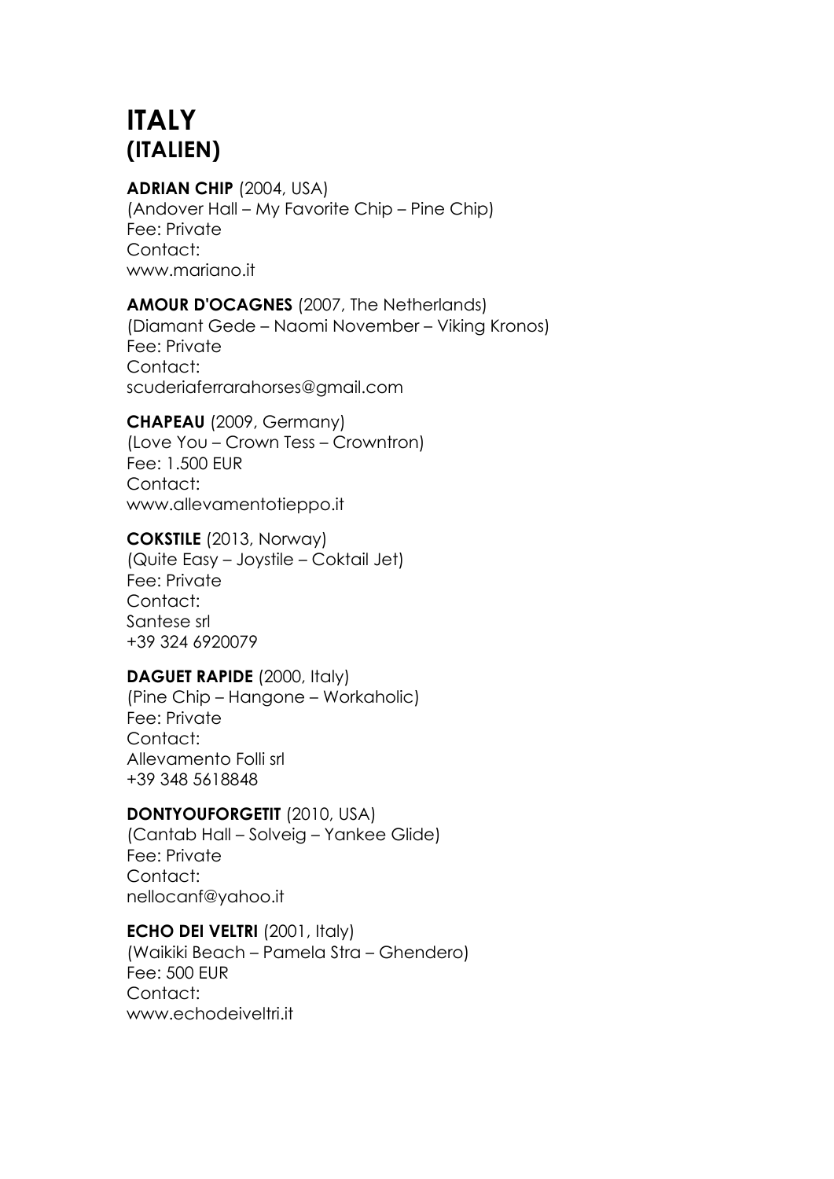# ITALY
# (ITALIEN)

**ADRIAN CHIP** (2004, USA)
(Andover Hall – My Favorite Chip – Pine Chip)
Fee: Private
Contact:
www.mariano.it

**AMOUR D'OCAGNES** (2007, The Netherlands)
(Diamant Gede – Naomi November – Viking Kronos)
Fee: Private
Contact:
scuderiaferrarahorses@gmail.com

**CHAPEAU** (2009, Germany)
(Love You – Crown Tess – Crowntron)
Fee: 1.500 EUR
Contact:
www.allevamentotieppo.it

**COKSTILE** (2013, Norway)
(Quite Easy – Joystile – Coktail Jet)
Fee: Private
Contact:
Santese srl
+39 324 6920079

**DAGUET RAPIDE** (2000, Italy)
(Pine Chip – Hangone – Workaholic)
Fee: Private
Contact:
Allevamento Folli srl
+39 348 5618848

**DONTYOUFORGETIT** (2010, USA)
(Cantab Hall – Solveig – Yankee Glide)
Fee: Private
Contact:
nellocanf@yahoo.it

**ECHO DEI VELTRI** (2001, Italy)
(Waikiki Beach – Pamela Stra – Ghendero)
Fee: 500 EUR
Contact:
www.echodeiveltri.it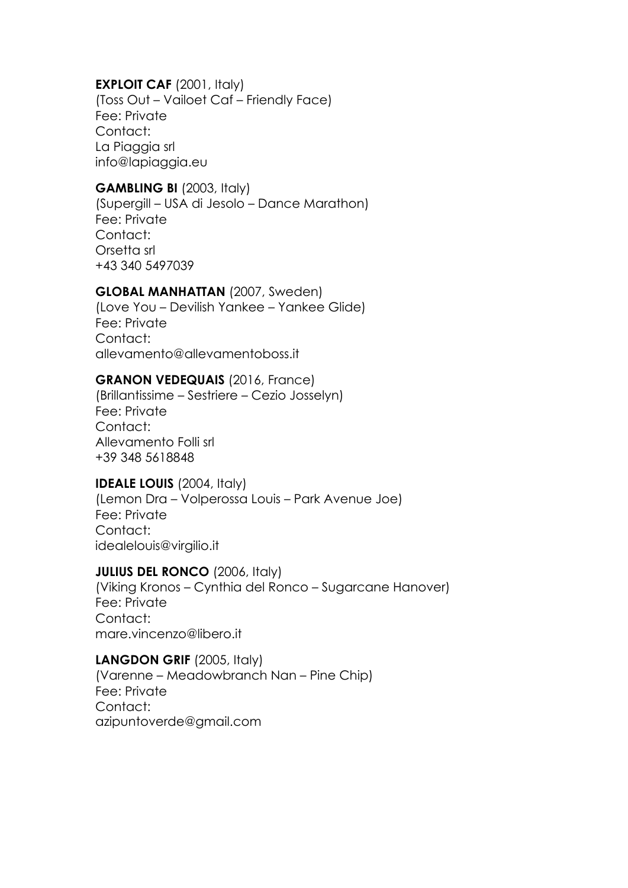**EXPLOIT CAF** (2001, Italy)
(Toss Out – Vailoet Caf – Friendly Face)
Fee: Private
Contact:
La Piaggia srl
info@lapiaggia.eu

**GAMBLING BI** (2003, Italy)
(Supergill – USA di Jesolo – Dance Marathon)
Fee: Private
Contact:
Orsetta srl
+43 340 5497039

**GLOBAL MANHATTAN** (2007, Sweden)
(Love You – Devilish Yankee – Yankee Glide)
Fee: Private
Contact:
allevamento@allevamentoboss.it

**GRANON VEDEQUAIS** (2016, France)
(Brillantissime – Sestriere – Cezio Josselyn)
Fee: Private
Contact:
Allevamento Folli srl
+39 348 5618848

**IDEALE LOUIS** (2004, Italy)
(Lemon Dra – Volperossa Louis – Park Avenue Joe)
Fee: Private
Contact:
idealelouis@virgilio.it

**JULIUS DEL RONCO** (2006, Italy)
(Viking Kronos – Cynthia del Ronco – Sugarcane Hanover)
Fee: Private
Contact:
mare.vincenzo@libero.it

**LANGDON GRIF** (2005, Italy)
(Varenne – Meadowbranch Nan – Pine Chip)
Fee: Private
Contact:
azipuntoverde@gmail.com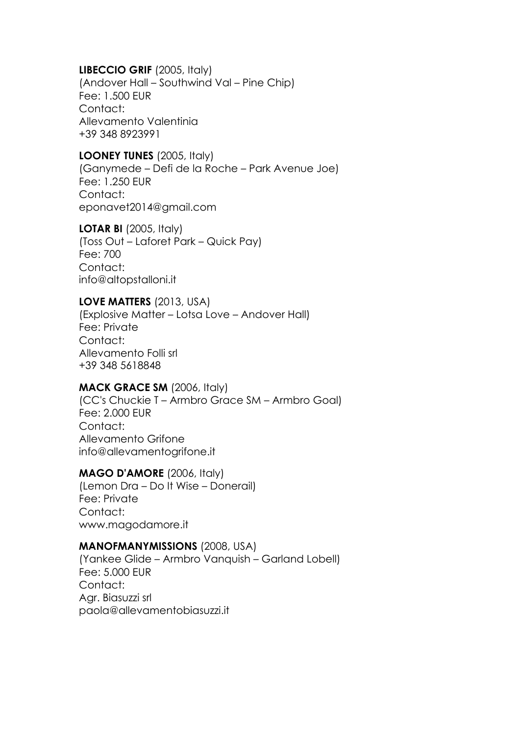**LIBECCIO GRIF** (2005, Italy)
(Andover Hall – Southwind Val – Pine Chip)
Fee: 1.500 EUR
Contact:
Allevamento Valentinia
+39 348 8923991

**LOONEY TUNES** (2005, Italy)
(Ganymede – Defi de la Roche – Park Avenue Joe)
Fee: 1.250 EUR
Contact:
eponavet2014@gmail.com

**LOTAR BI** (2005, Italy)
(Toss Out – Laforet Park – Quick Pay)
Fee: 700
Contact:
info@altopstalloni.it

**LOVE MATTERS** (2013, USA)
(Explosive Matter – Lotsa Love – Andover Hall)
Fee: Private
Contact:
Allevamento Folli srl
+39 348 5618848

**MACK GRACE SM** (2006, Italy)
(CC's Chuckie T – Armbro Grace SM – Armbro Goal)
Fee: 2.000 EUR
Contact:
Allevamento Grifone
info@allevamentogrifone.it

**MAGO D'AMORE** (2006, Italy)
(Lemon Dra – Do It Wise – Donerail)
Fee: Private
Contact:
www.magodamore.it

**MANOFMANYMISSIONS** (2008, USA)
(Yankee Glide – Armbro Vanquish – Garland Lobell)
Fee: 5.000 EUR
Contact:
Agr. Biasuzzi srl
paola@allevamentobiasuzzi.it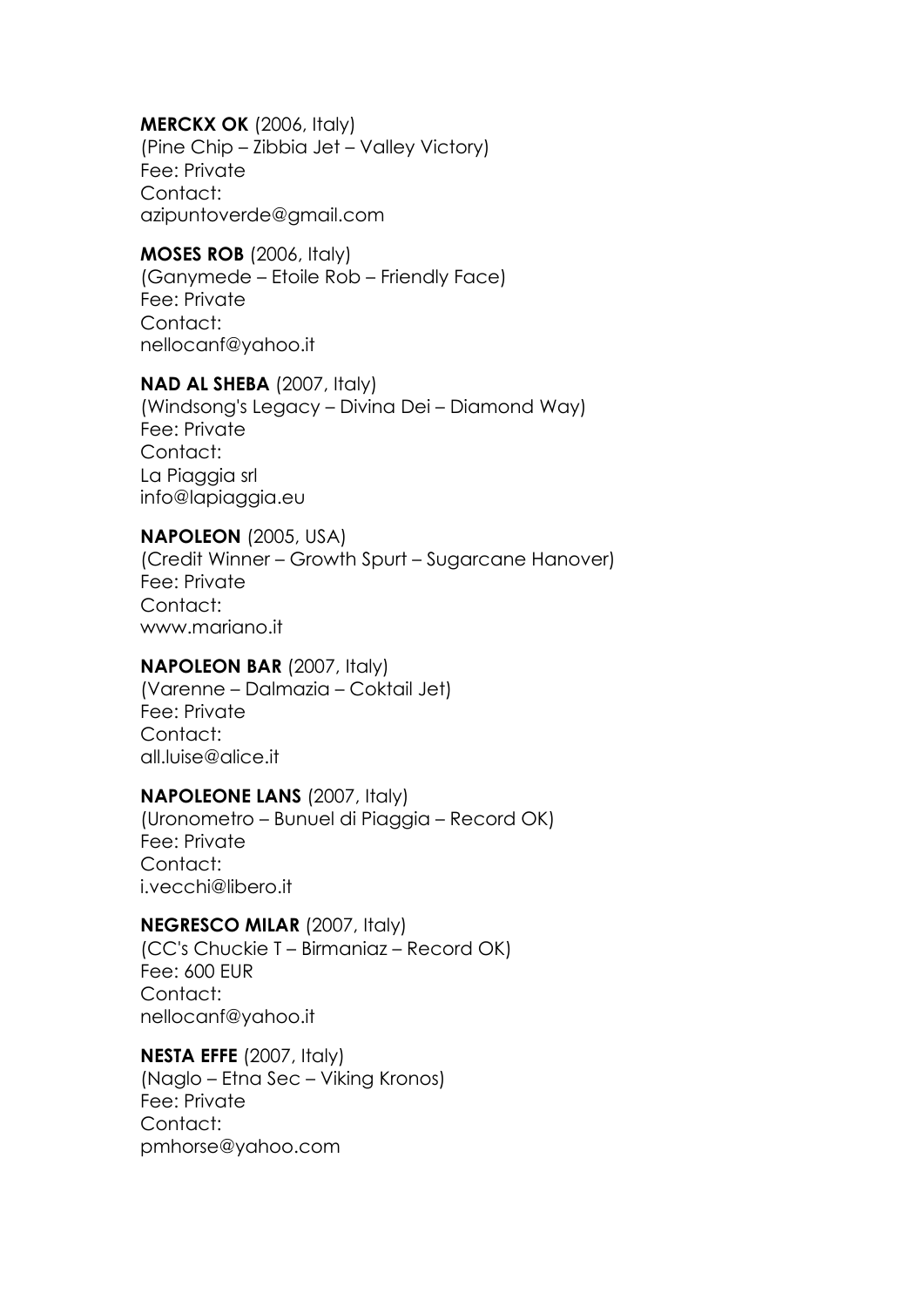**MERCKX OK** (2006, Italy)
(Pine Chip – Zibbia Jet – Valley Victory)
Fee: Private
Contact:
azipuntoverde@gmail.com

**MOSES ROB** (2006, Italy)
(Ganymede – Etoile Rob – Friendly Face)
Fee: Private
Contact:
nellocanf@yahoo.it

**NAD AL SHEBA** (2007, Italy)
(Windsong's Legacy – Divina Dei – Diamond Way)
Fee: Private
Contact:
La Piaggia srl
info@lapiaggia.eu

**NAPOLEON** (2005, USA)
(Credit Winner – Growth Spurt – Sugarcane Hanover)
Fee: Private
Contact:
www.mariano.it

**NAPOLEON BAR** (2007, Italy)
(Varenne – Dalmazia – Coktail Jet)
Fee: Private
Contact:
all.luise@alice.it

**NAPOLEONE LANS** (2007, Italy)
(Uronometro – Bunuel di Piaggia – Record OK)
Fee: Private
Contact:
i.vecchi@libero.it

**NEGRESCO MILAR** (2007, Italy)
(CC's Chuckie T – Birmaniaz – Record OK)
Fee: 600 EUR
Contact:
nellocanf@yahoo.it

**NESTA EFFE** (2007, Italy)
(Naglo – Etna Sec – Viking Kronos)
Fee: Private
Contact:
pmhorse@yahoo.com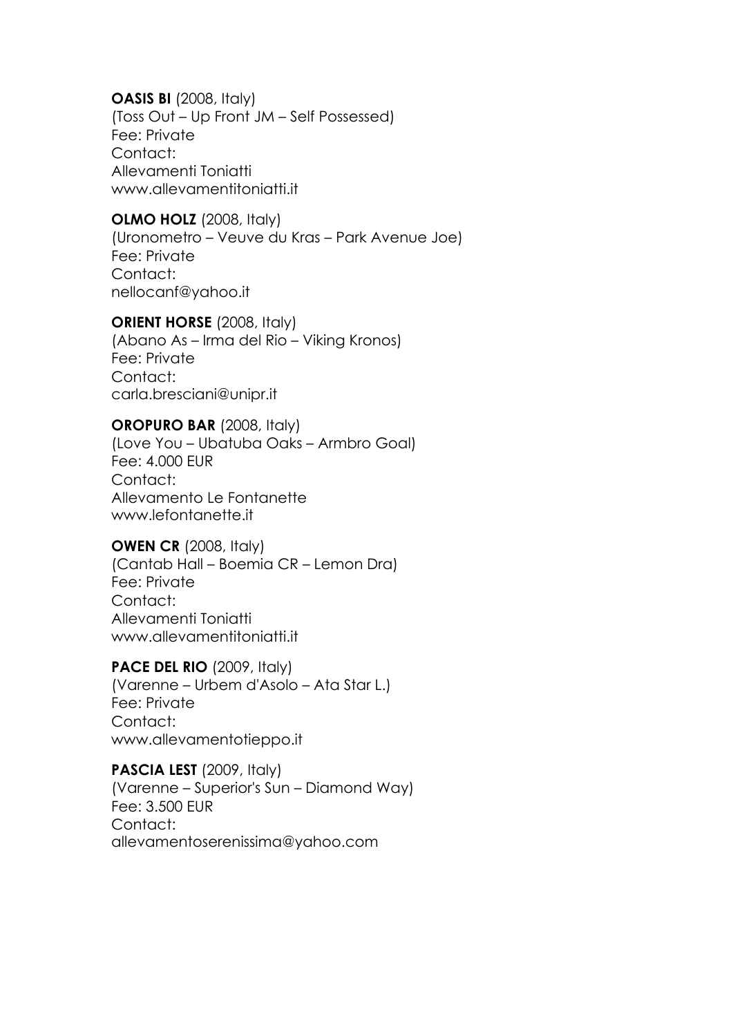**OASIS BI** (2008, Italy)
(Toss Out – Up Front JM – Self Possessed)
Fee: Private
Contact:
Allevamenti Toniatti
www.allevamentitoniatti.it

**OLMO HOLZ** (2008, Italy)
(Uronometro – Veuve du Kras – Park Avenue Joe)
Fee: Private
Contact:
nellocanf@yahoo.it

**ORIENT HORSE** (2008, Italy)
(Abano As – Irma del Rio – Viking Kronos)
Fee: Private
Contact:
carla.bresciani@unipr.it

**OROPURO BAR** (2008, Italy)
(Love You – Ubatuba Oaks – Armbro Goal)
Fee: 4.000 EUR
Contact:
Allevamento Le Fontanette
www.lefontanette.it

**OWEN CR** (2008, Italy)
(Cantab Hall – Boemia CR – Lemon Dra)
Fee: Private
Contact:
Allevamenti Toniatti
www.allevamentitoniatti.it

**PACE DEL RIO** (2009, Italy)
(Varenne – Urbem d'Asolo – Ata Star L.)
Fee: Private
Contact:
www.allevamentotieppo.it

**PASCIA LEST** (2009, Italy)
(Varenne – Superior's Sun – Diamond Way)
Fee: 3.500 EUR
Contact:
allevamentoserenissima@yahoo.com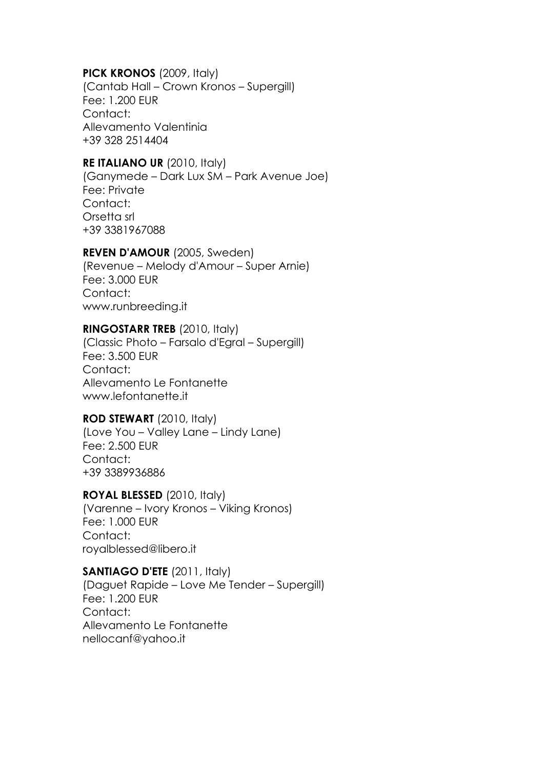**PICK KRONOS** (2009, Italy)
(Cantab Hall – Crown Kronos – Supergill)
Fee: 1.200 EUR
Contact:
Allevamento Valentinia
+39 328 2514404

**RE ITALIANO UR** (2010, Italy)
(Ganymede – Dark Lux SM – Park Avenue Joe)
Fee: Private
Contact:
Orsetta srl
+39 3381967088

**REVEN D'AMOUR** (2005, Sweden)
(Revenue – Melody d'Amour – Super Arnie)
Fee: 3.000 EUR
Contact:
www.runbreeding.it

**RINGOSTARR TREB** (2010, Italy)
(Classic Photo – Farsalo d'Egral – Supergill)
Fee: 3.500 EUR
Contact:
Allevamento Le Fontanette
www.lefontanette.it

**ROD STEWART** (2010, Italy)
(Love You – Valley Lane – Lindy Lane)
Fee: 2.500 EUR
Contact:
+39 3389936886

**ROYAL BLESSED** (2010, Italy)
(Varenne – Ivory Kronos – Viking Kronos)
Fee: 1.000 EUR
Contact:
royalblessed@libero.it

**SANTIAGO D'ETE** (2011, Italy)
(Daguet Rapide – Love Me Tender – Supergill)
Fee: 1.200 EUR
Contact:
Allevamento Le Fontanette
nellocanf@yahoo.it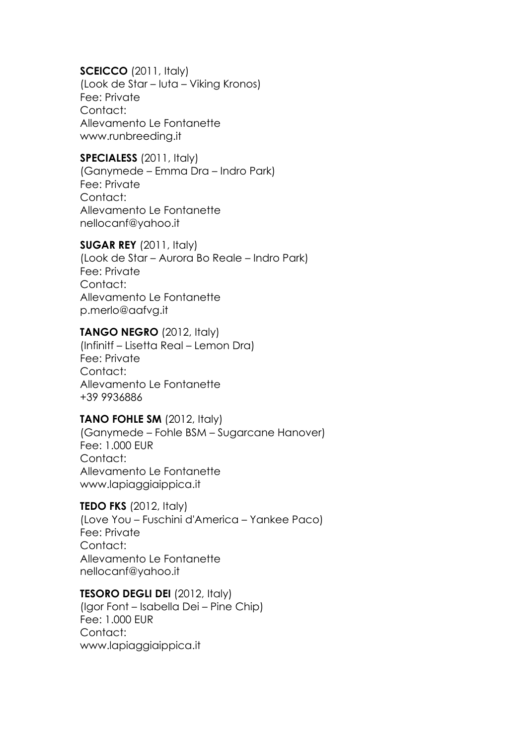**SCEICCO** (2011, Italy)
(Look de Star – Iuta – Viking Kronos)
Fee: Private
Contact:
Allevamento Le Fontanette
www.runbreeding.it

**SPECIALESS** (2011, Italy)
(Ganymede – Emma Dra – Indro Park)
Fee: Private
Contact:
Allevamento Le Fontanette
nellocanf@yahoo.it

**SUGAR REY** (2011, Italy)
(Look de Star – Aurora Bo Reale – Indro Park)
Fee: Private
Contact:
Allevamento Le Fontanette
p.merlo@aafvg.it

**TANGO NEGRO** (2012, Italy)
(Infinitf – Lisetta Real – Lemon Dra)
Fee: Private
Contact:
Allevamento Le Fontanette
+39 9936886

**TANO FOHLE SM** (2012, Italy)
(Ganymede – Fohle BSM – Sugarcane Hanover)
Fee: 1.000 EUR
Contact:
Allevamento Le Fontanette
www.lapiaggiaippica.it

**TEDO FKS** (2012, Italy)
(Love You – Fuschini d'America – Yankee Paco)
Fee: Private
Contact:
Allevamento Le Fontanette
nellocanf@yahoo.it

**TESORO DEGLI DEI** (2012, Italy)
(Igor Font – Isabella Dei – Pine Chip)
Fee: 1.000 EUR
Contact:
www.lapiaggiaippica.it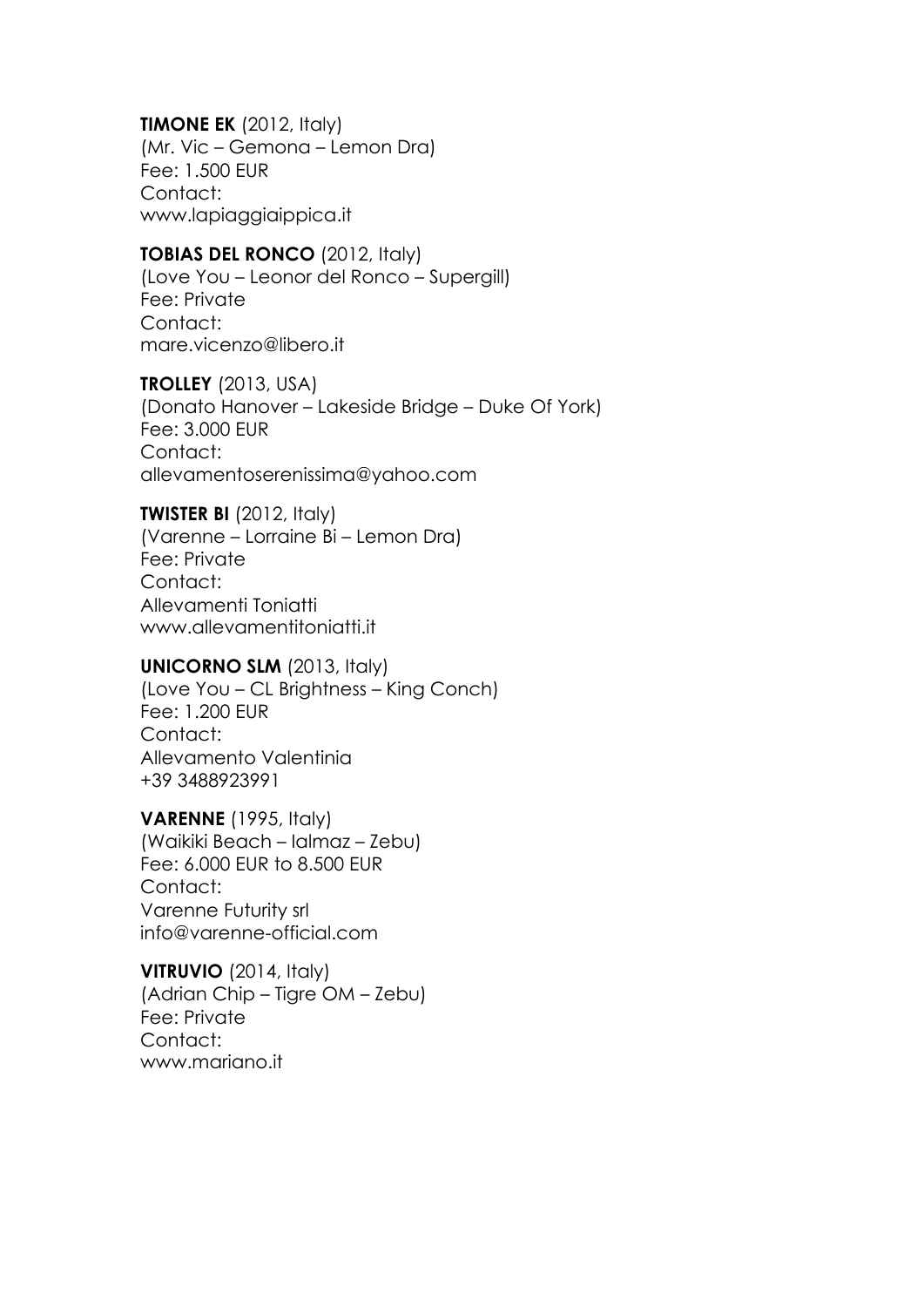**TIMONE EK** (2012, Italy)
(Mr. Vic – Gemona – Lemon Dra)
Fee: 1.500 EUR
Contact:
www.lapiaggiaippica.it

**TOBIAS DEL RONCO** (2012, Italy)
(Love You – Leonor del Ronco – Supergill)
Fee: Private
Contact:
mare.vicenzo@libero.it

**TROLLEY** (2013, USA)
(Donato Hanover – Lakeside Bridge – Duke Of York)
Fee: 3.000 EUR
Contact:
allevamentoserenissima@yahoo.com

**TWISTER BI** (2012, Italy)
(Varenne – Lorraine Bi – Lemon Dra)
Fee: Private
Contact:
Allevamenti Toniatti
www.allevamentitoniatti.it

**UNICORNO SLM** (2013, Italy)
(Love You – CL Brightness – King Conch)
Fee: 1.200 EUR
Contact:
Allevamento Valentinia
+39 3488923991

**VARENNE** (1995, Italy)
(Waikiki Beach – Ialmaz – Zebu)
Fee: 6.000 EUR to 8.500 EUR
Contact:
Varenne Futurity srl
info@varenne-official.com

**VITRUVIO** (2014, Italy)
(Adrian Chip – Tigre OM – Zebu)
Fee: Private
Contact:
www.mariano.it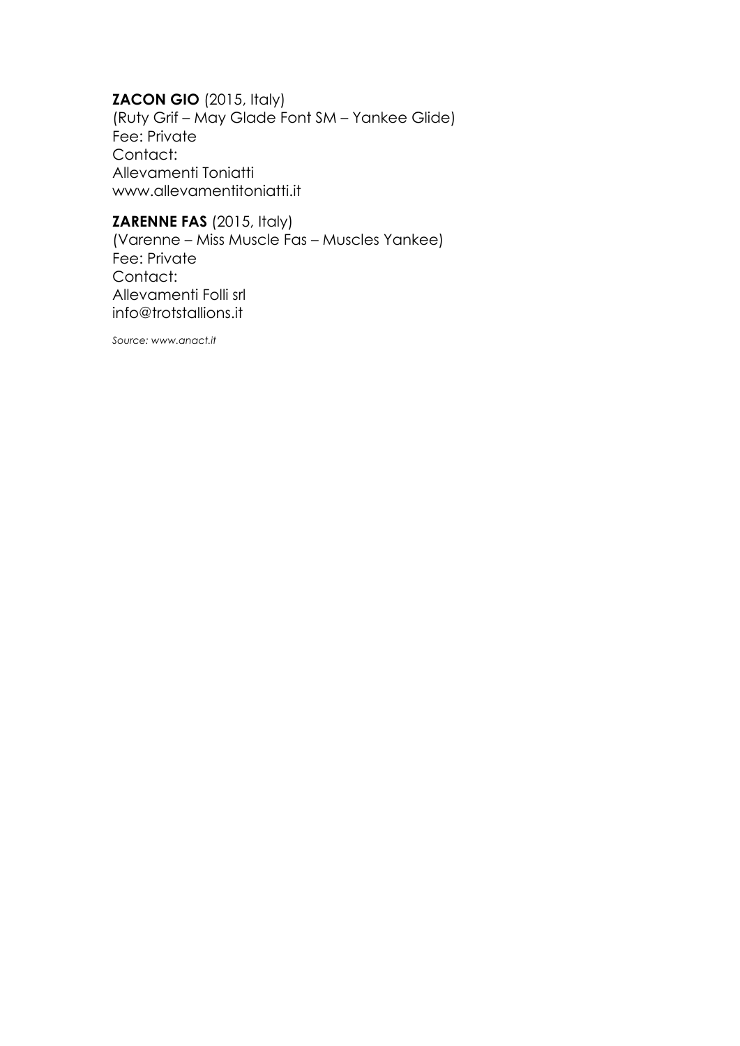**ZACON GIO** (2015, Italy)
(Ruty Grif – May Glade Font SM – Yankee Glide)
Fee: Private
Contact:
Allevamenti Toniatti
www.allevamentitoniatti.it

**ZARENNE FAS** (2015, Italy)
(Varenne – Miss Muscle Fas – Muscles Yankee)
Fee: Private
Contact:
Allevamenti Folli srl
info@trotstallions.it

*Source: www.anact.it*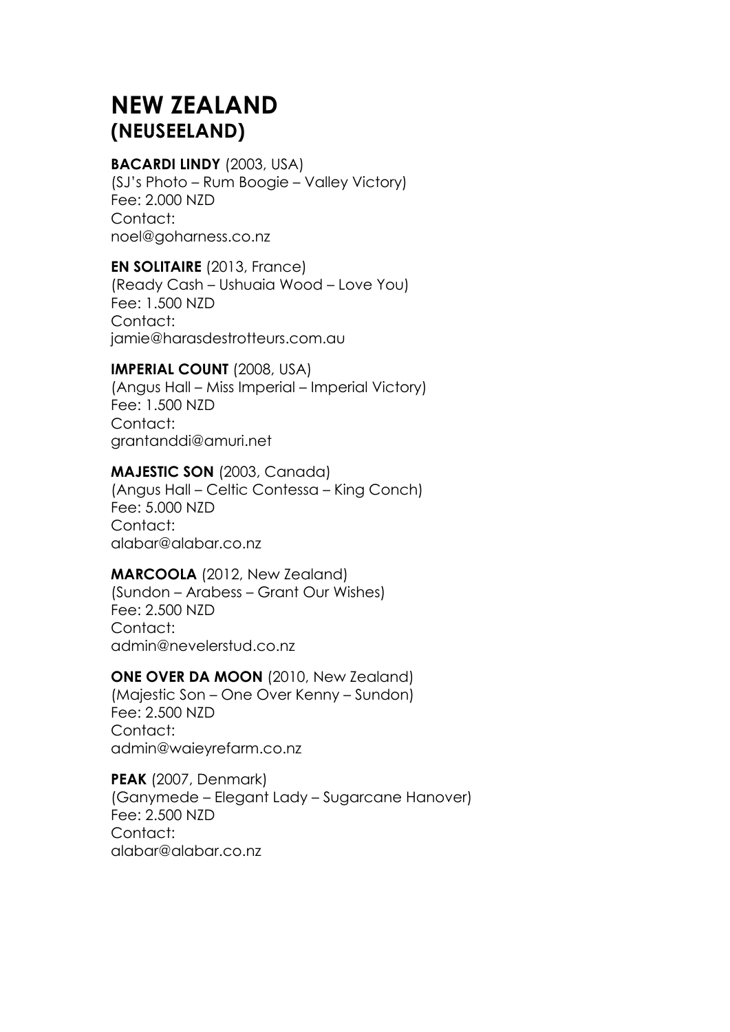# NEW ZEALAND
## (NEUSEELAND)

**BACARDI LINDY** (2003, USA)
(SJ's Photo – Rum Boogie – Valley Victory)
Fee: 2.000 NZD
Contact:
noel@goharness.co.nz

**EN SOLITAIRE** (2013, France)
(Ready Cash – Ushuaia Wood – Love You)
Fee: 1.500 NZD
Contact:
jamie@harasdestrotteurs.com.au

**IMPERIAL COUNT** (2008, USA)
(Angus Hall – Miss Imperial – Imperial Victory)
Fee: 1.500 NZD
Contact:
grantanddi@amuri.net

**MAJESTIC SON** (2003, Canada)
(Angus Hall – Celtic Contessa – King Conch)
Fee: 5.000 NZD
Contact:
alabar@alabar.co.nz

**MARCOOLA** (2012, New Zealand)
(Sundon – Arabess – Grant Our Wishes)
Fee: 2.500 NZD
Contact:
admin@nevelerstud.co.nz

**ONE OVER DA MOON** (2010, New Zealand)
(Majestic Son – One Over Kenny – Sundon)
Fee: 2.500 NZD
Contact:
admin@waieyrefarm.co.nz

**PEAK** (2007, Denmark)
(Ganymede – Elegant Lady – Sugarcane Hanover)
Fee: 2.500 NZD
Contact:
alabar@alabar.co.nz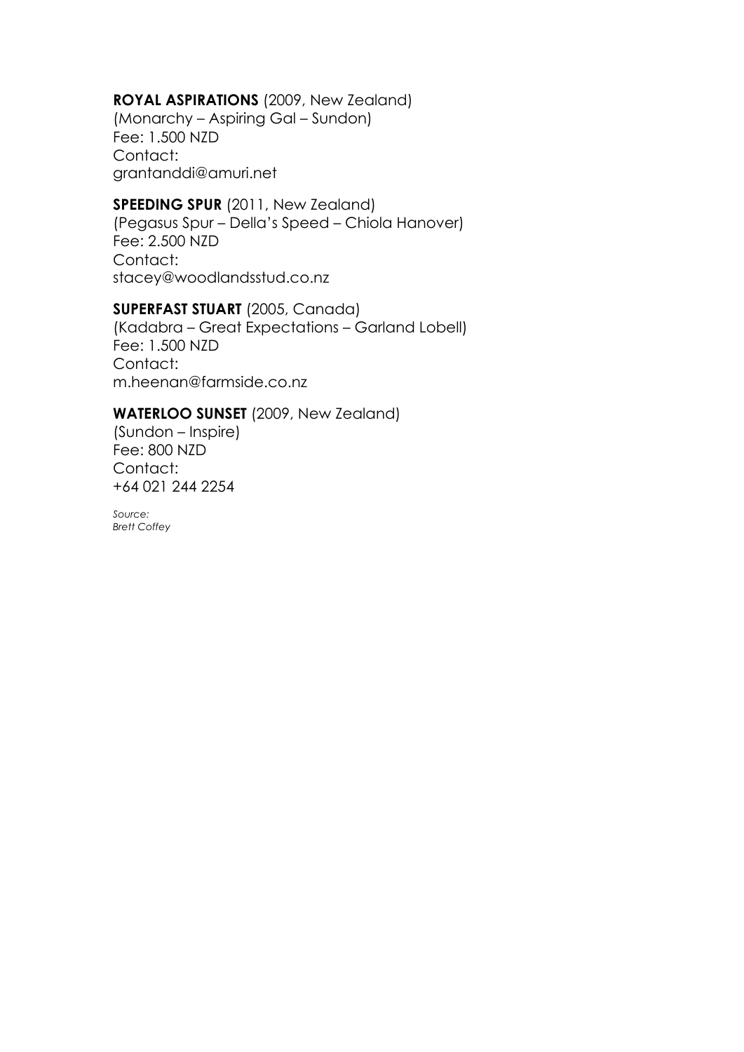**ROYAL ASPIRATIONS** (2009, New Zealand)
(Monarchy – Aspiring Gal – Sundon)
Fee: 1.500 NZD
Contact:
grantanddi@amuri.net

**SPEEDING SPUR** (2011, New Zealand)
(Pegasus Spur – Della's Speed – Chiola Hanover)
Fee: 2.500 NZD
Contact:
stacey@woodlandsstud.co.nz

**SUPERFAST STUART** (2005, Canada)
(Kadabra – Great Expectations – Garland Lobell)
Fee: 1.500 NZD
Contact:
m.heenan@farmside.co.nz

**WATERLOO SUNSET** (2009, New Zealand)
(Sundon – Inspire)
Fee: 800 NZD
Contact:
+64 021 244 2254

*Source:*
*Brett Coffey*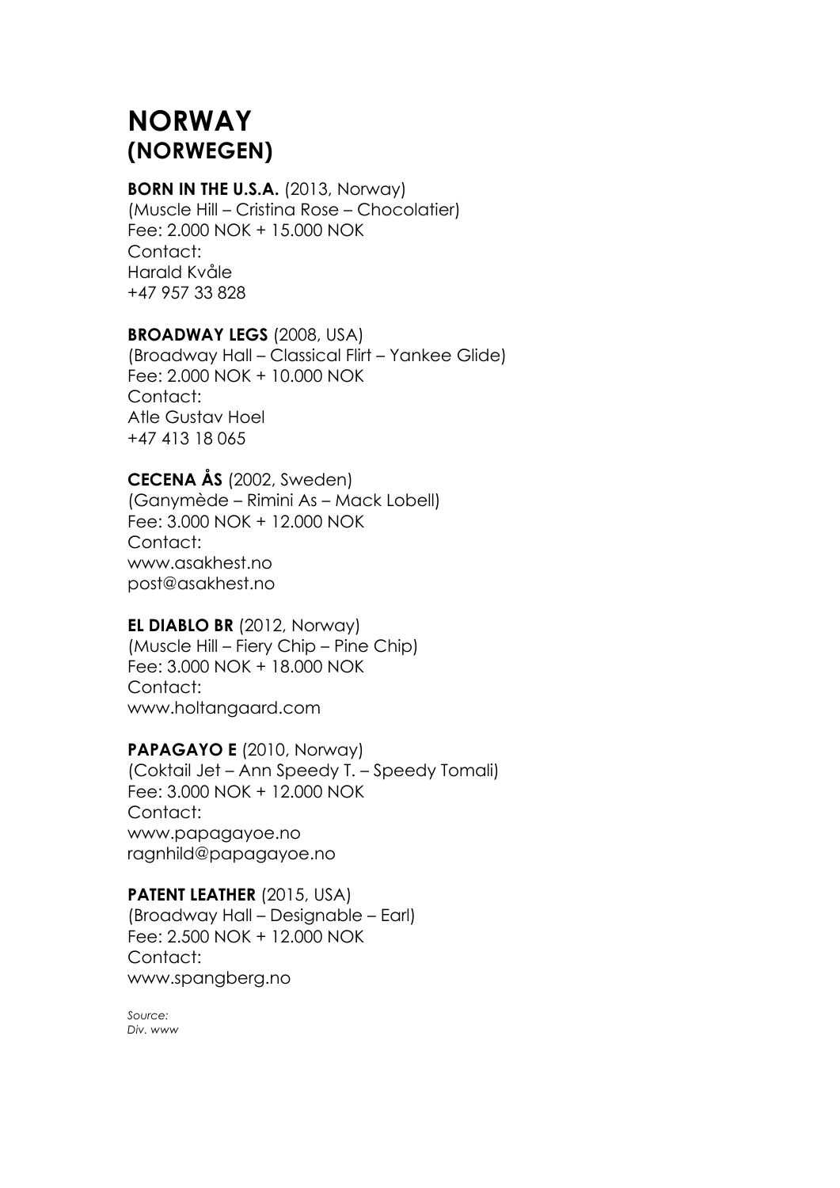# NORWAY
## (NORWEGEN)

**BORN IN THE U.S.A.** (2013, Norway)
(Muscle Hill – Cristina Rose – Chocolatier)
Fee: 2.000 NOK + 15.000 NOK
Contact:
Harald Kvåle
+47 957 33 828

**BROADWAY LEGS** (2008, USA)
(Broadway Hall – Classical Flirt – Yankee Glide)
Fee: 2.000 NOK + 10.000 NOK
Contact:
Atle Gustav Hoel
+47 413 18 065

**CECENA ÅS** (2002, Sweden)
(Ganymède – Rimini As – Mack Lobell)
Fee: 3.000 NOK + 12.000 NOK
Contact:
www.asakhest.no
post@asakhest.no

**EL DIABLO BR** (2012, Norway)
(Muscle Hill – Fiery Chip – Pine Chip)
Fee: 3.000 NOK + 18.000 NOK
Contact:
www.holtangaard.com

**PAPAGAYO E** (2010, Norway)
(Coktail Jet – Ann Speedy T. – Speedy Tomali)
Fee: 3.000 NOK + 12.000 NOK
Contact:
www.papagayoe.no
ragnhild@papagayoe.no

**PATENT LEATHER** (2015, USA)
(Broadway Hall – Designable – Earl)
Fee: 2.500 NOK + 12.000 NOK
Contact:
www.spangberg.no

*Source:*
*Div. www*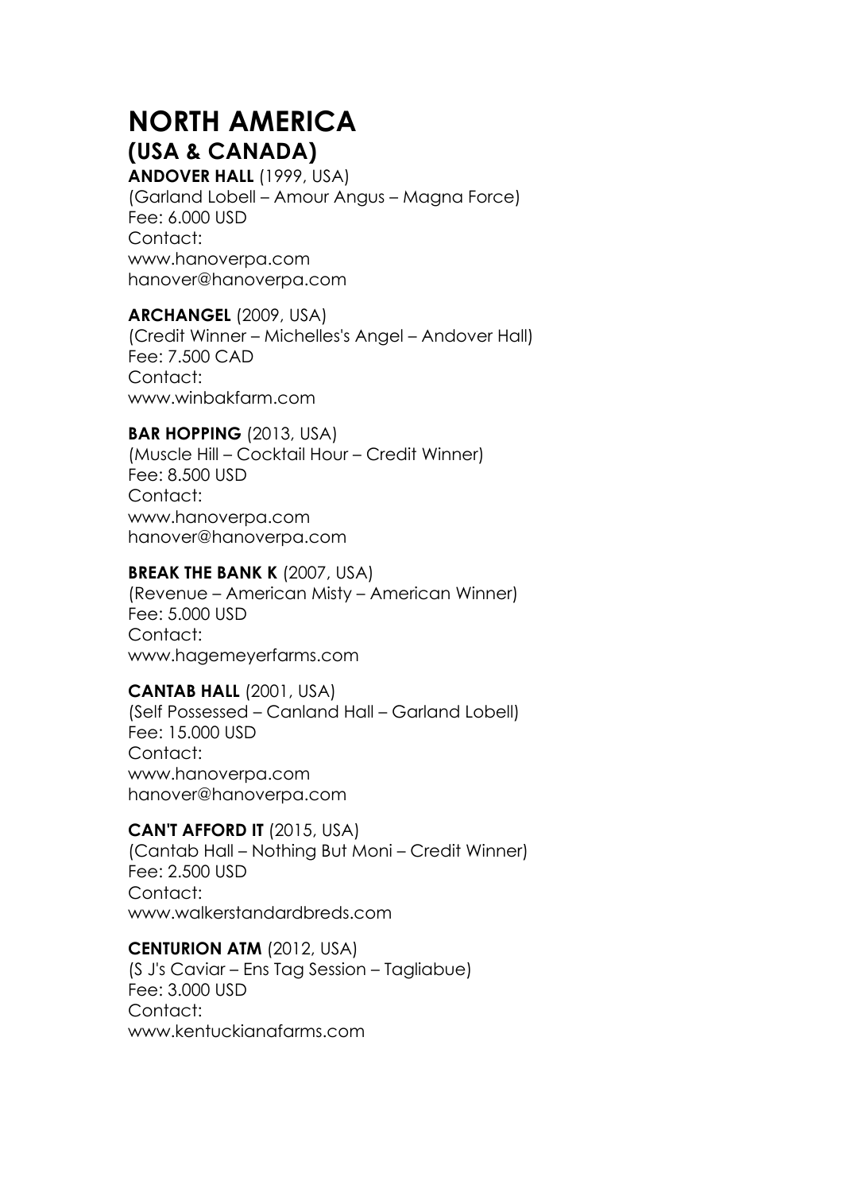# NORTH AMERICA
## (USA & CANADA)

**ANDOVER HALL** (1999, USA)
(Garland Lobell – Amour Angus – Magna Force)
Fee: 6.000 USD
Contact:
www.hanoverpa.com
hanover@hanoverpa.com

**ARCHANGEL** (2009, USA)
(Credit Winner – Michelles's Angel – Andover Hall)
Fee: 7.500 CAD
Contact:
www.winbakfarm.com

**BAR HOPPING** (2013, USA)
(Muscle Hill – Cocktail Hour – Credit Winner)
Fee: 8.500 USD
Contact:
www.hanoverpa.com
hanover@hanoverpa.com

**BREAK THE BANK K** (2007, USA)
(Revenue – American Misty – American Winner)
Fee: 5.000 USD
Contact:
www.hagemeyerfarms.com

**CANTAB HALL** (2001, USA)
(Self Possessed – Canland Hall – Garland Lobell)
Fee: 15.000 USD
Contact:
www.hanoverpa.com
hanover@hanoverpa.com

**CAN'T AFFORD IT** (2015, USA)
(Cantab Hall – Nothing But Moni – Credit Winner)
Fee: 2.500 USD
Contact:
www.walkerstandardbreds.com

**CENTURION ATM** (2012, USA)
(S J's Caviar – Ens Tag Session – Tagliabue)
Fee: 3.000 USD
Contact:
www.kentuckianafarms.com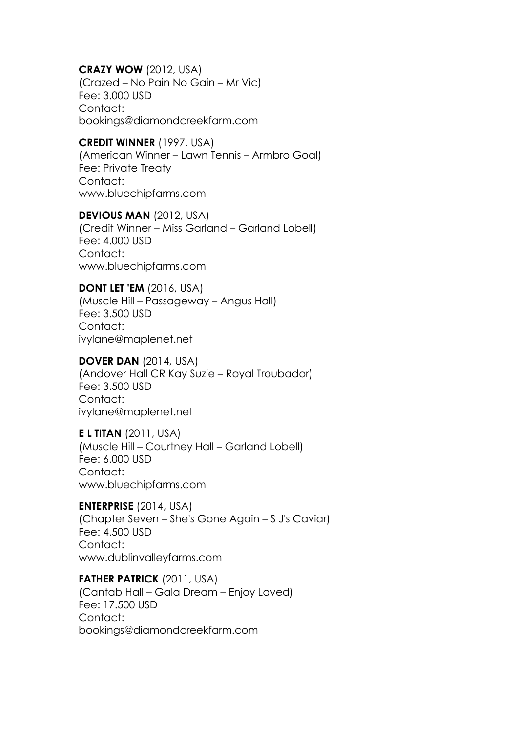**CRAZY WOW** (2012, USA)
(Crazed – No Pain No Gain – Mr Vic)
Fee: 3.000 USD
Contact:
bookings@diamondcreekfarm.com

**CREDIT WINNER** (1997, USA)
(American Winner – Lawn Tennis – Armbro Goal)
Fee: Private Treaty
Contact:
www.bluechipfarms.com

**DEVIOUS MAN** (2012, USA)
(Credit Winner – Miss Garland – Garland Lobell)
Fee: 4.000 USD
Contact:
www.bluechipfarms.com

**DONT LET 'EM** (2016, USA)
(Muscle Hill – Passageway – Angus Hall)
Fee: 3.500 USD
Contact:
ivylane@maplenet.net

**DOVER DAN** (2014, USA)
(Andover Hall CR Kay Suzie – Royal Troubador)
Fee: 3.500 USD
Contact:
ivylane@maplenet.net

**E L TITAN** (2011, USA)
(Muscle Hill – Courtney Hall – Garland Lobell)
Fee: 6.000 USD
Contact:
www.bluechipfarms.com

**ENTERPRISE** (2014, USA)
(Chapter Seven – She's Gone Again – S J's Caviar)
Fee: 4.500 USD
Contact:
www.dublinvalleyfarms.com

**FATHER PATRICK** (2011, USA)
(Cantab Hall – Gala Dream – Enjoy Laved)
Fee: 17.500 USD
Contact:
bookings@diamondcreekfarm.com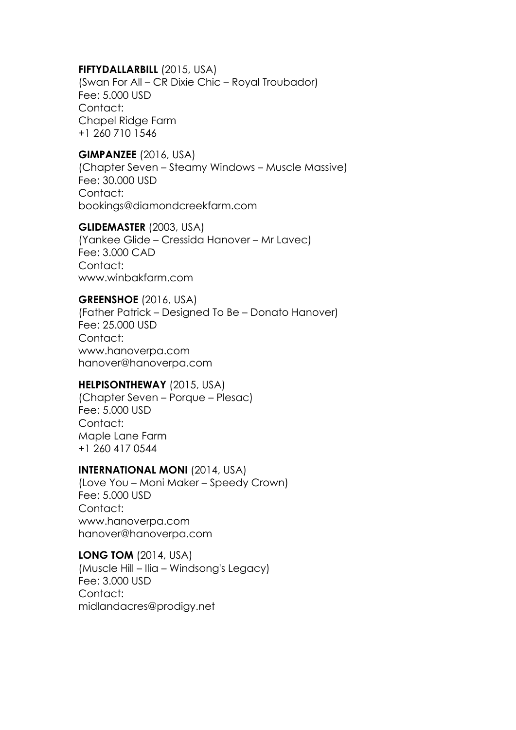**FIFTYDALLARBILL** (2015, USA)
(Swan For All – CR Dixie Chic – Royal Troubador)
Fee: 5.000 USD
Contact:
Chapel Ridge Farm
+1 260 710 1546

**GIMPANZEE** (2016, USA)
(Chapter Seven – Steamy Windows – Muscle Massive)
Fee: 30.000 USD
Contact:
bookings@diamondcreekfarm.com

**GLIDEMASTER** (2003, USA)
(Yankee Glide – Cressida Hanover – Mr Lavec)
Fee: 3.000 CAD
Contact:
www.winbakfarm.com

**GREENSHOE** (2016, USA)
(Father Patrick – Designed To Be – Donato Hanover)
Fee: 25.000 USD
Contact:
www.hanoverpa.com
hanover@hanoverpa.com

**HELPISONTHEWAY** (2015, USA)
(Chapter Seven – Porque – Plesac)
Fee: 5.000 USD
Contact:
Maple Lane Farm
+1 260 417 0544

**INTERNATIONAL MONI** (2014, USA)
(Love You – Moni Maker – Speedy Crown)
Fee: 5.000 USD
Contact:
www.hanoverpa.com
hanover@hanoverpa.com

**LONG TOM** (2014, USA)
(Muscle Hill – Ilia – Windsong's Legacy)
Fee: 3.000 USD
Contact:
midlandacres@prodigy.net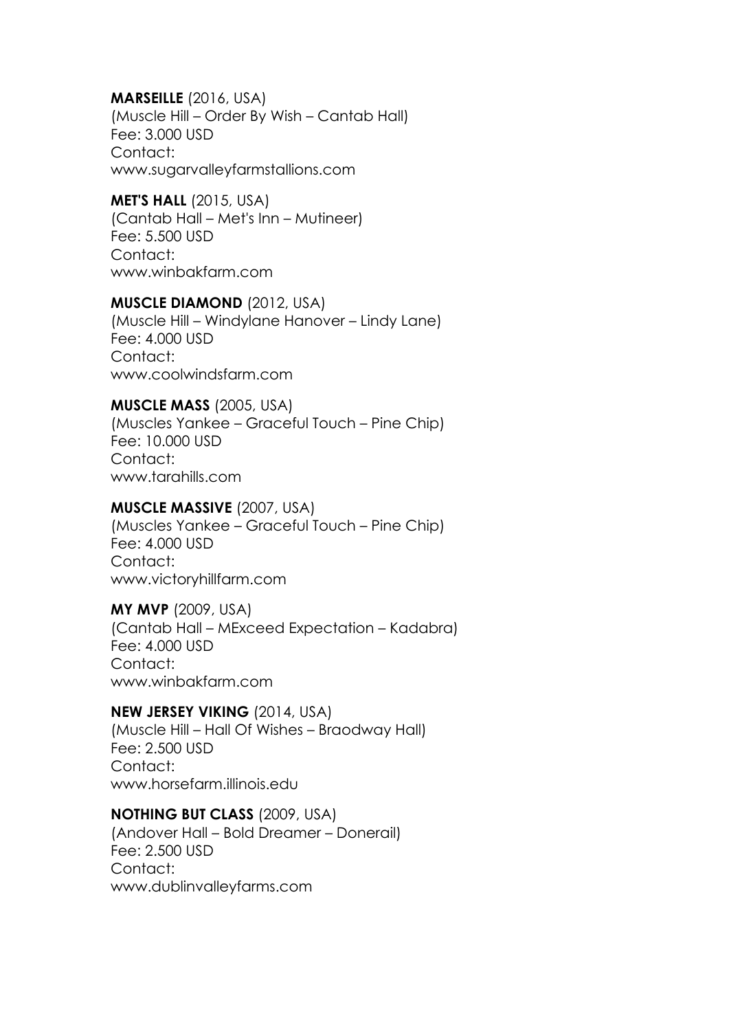**MARSEILLE** (2016, USA)
(Muscle Hill – Order By Wish – Cantab Hall)
Fee: 3.000 USD
Contact:
www.sugarvalleyfarmstallions.com

**MET'S HALL** (2015, USA)
(Cantab Hall – Met's Inn – Mutineer)
Fee: 5.500 USD
Contact:
www.winbakfarm.com

**MUSCLE DIAMOND** (2012, USA)
(Muscle Hill – Windylane Hanover – Lindy Lane)
Fee: 4.000 USD
Contact:
www.coolwindsfarm.com

**MUSCLE MASS** (2005, USA)
(Muscles Yankee – Graceful Touch – Pine Chip)
Fee: 10.000 USD
Contact:
www.tarahills.com

**MUSCLE MASSIVE** (2007, USA)
(Muscles Yankee – Graceful Touch – Pine Chip)
Fee: 4.000 USD
Contact:
www.victoryhillfarm.com

**MY MVP** (2009, USA)
(Cantab Hall – MExceed Expectation – Kadabra)
Fee: 4.000 USD
Contact:
www.winbakfarm.com

**NEW JERSEY VIKING** (2014, USA)
(Muscle Hill – Hall Of Wishes – Braodway Hall)
Fee: 2.500 USD
Contact:
www.horsefarm.illinois.edu

**NOTHING BUT CLASS** (2009, USA)
(Andover Hall – Bold Dreamer – Donerail)
Fee: 2.500 USD
Contact:
www.dublinvalleyfarms.com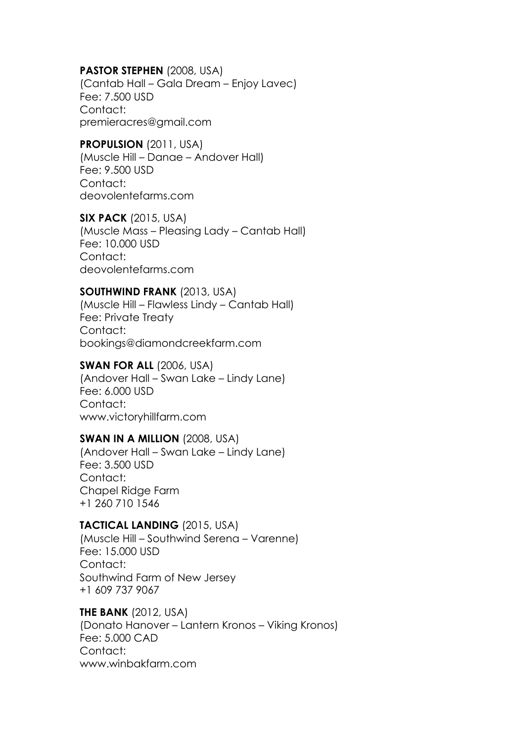**PASTOR STEPHEN** (2008, USA)
(Cantab Hall – Gala Dream – Enjoy Lavec)
Fee: 7.500 USD
Contact:
premieracres@gmail.com

**PROPULSION** (2011, USA)
(Muscle Hill – Danae – Andover Hall)
Fee: 9.500 USD
Contact:
deovolentefarms.com

**SIX PACK** (2015, USA)
(Muscle Mass – Pleasing Lady – Cantab Hall)
Fee: 10.000 USD
Contact:
deovolentefarms.com

**SOUTHWIND FRANK** (2013, USA)
(Muscle Hill – Flawless Lindy – Cantab Hall)
Fee: Private Treaty
Contact:
bookings@diamondcreekfarm.com

**SWAN FOR ALL** (2006, USA)
(Andover Hall – Swan Lake – Lindy Lane)
Fee: 6.000 USD
Contact:
www.victoryhillfarm.com

**SWAN IN A MILLION** (2008, USA)
(Andover Hall – Swan Lake – Lindy Lane)
Fee: 3.500 USD
Contact:
Chapel Ridge Farm
+1 260 710 1546

**TACTICAL LANDING** (2015, USA)
(Muscle Hill – Southwind Serena – Varenne)
Fee: 15.000 USD
Contact:
Southwind Farm of New Jersey
+1 609 737 9067

**THE BANK** (2012, USA)
(Donato Hanover – Lantern Kronos – Viking Kronos)
Fee: 5.000 CAD
Contact:
www.winbakfarm.com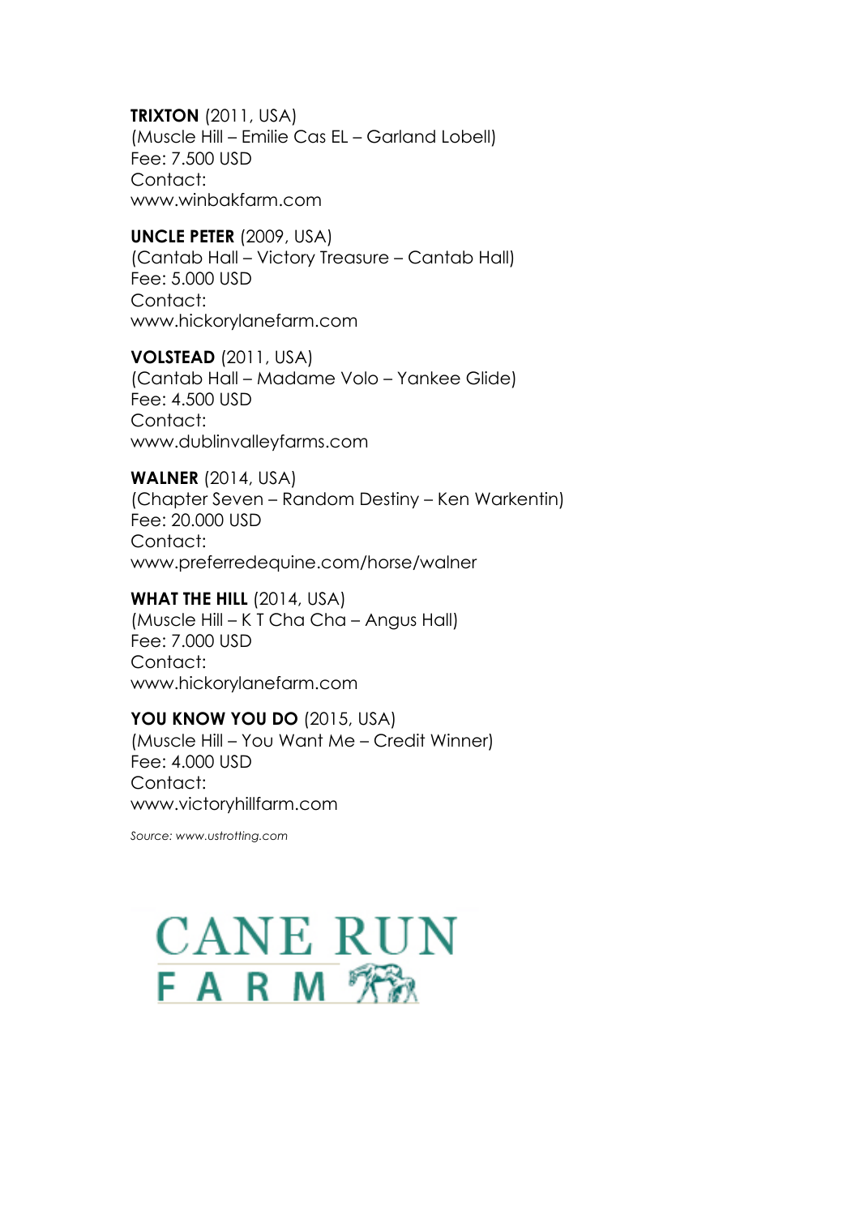**TRIXTON** (2011, USA)
(Muscle Hill – Emilie Cas EL – Garland Lobell)
Fee: 7.500 USD
Contact:
www.winbakfarm.com

**UNCLE PETER** (2009, USA)
(Cantab Hall – Victory Treasure – Cantab Hall)
Fee: 5.000 USD
Contact:
www.hickorylanefarm.com

**VOLSTEAD** (2011, USA)
(Cantab Hall – Madame Volo – Yankee Glide)
Fee: 4.500 USD
Contact:
www.dublinvalleyfarms.com

**WALNER** (2014, USA)
(Chapter Seven – Random Destiny – Ken Warkentin)
Fee: 20.000 USD
Contact:
www.preferredequine.com/horse/walner

**WHAT THE HILL** (2014, USA)
(Muscle Hill – K T Cha Cha – Angus Hall)
Fee: 7.000 USD
Contact:
www.hickorylanefarm.com

**YOU KNOW YOU DO** (2015, USA)
(Muscle Hill – You Want Me – Credit Winner)
Fee: 4.000 USD
Contact:
www.victoryhillfarm.com

*Source: www.ustrotting.com*

CANE RUN FARM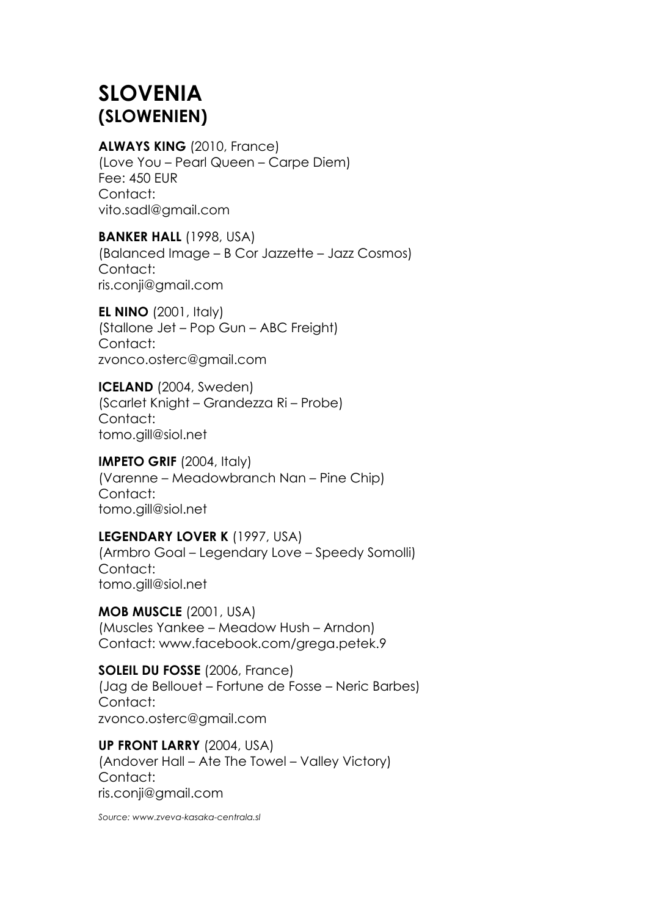# SLOVENIA
# (SLOWENIEN)

**ALWAYS KING** (2010, France)
(Love You – Pearl Queen – Carpe Diem)
Fee: 450 EUR
Contact:
vito.sadl@gmail.com

**BANKER HALL** (1998, USA)
(Balanced Image – B Cor Jazzette – Jazz Cosmos)
Contact:
ris.conji@gmail.com

**EL NINO** (2001, Italy)
(Stallone Jet – Pop Gun – ABC Freight)
Contact:
zvonco.osterc@gmail.com

**ICELAND** (2004, Sweden)
(Scarlet Knight – Grandezza Ri – Probe)
Contact:
tomo.gill@siol.net

**IMPETO GRIF** (2004, Italy)
(Varenne – Meadowbranch Nan – Pine Chip)
Contact:
tomo.gill@siol.net

**LEGENDARY LOVER K** (1997, USA)
(Armbro Goal – Legendary Love – Speedy Somolli)
Contact:
tomo.gill@siol.net

**MOB MUSCLE** (2001, USA)
(Muscles Yankee – Meadow Hush – Arndon)
Contact: www.facebook.com/grega.petek.9

**SOLEIL DU FOSSE** (2006, France)
(Jag de Bellouet – Fortune de Fosse – Neric Barbes)
Contact:
zvonco.osterc@gmail.com

**UP FRONT LARRY** (2004, USA)
(Andover Hall – Ate The Towel – Valley Victory)
Contact:
ris.conji@gmail.com

*Source: www.zveva-kasaka-centrala.sl*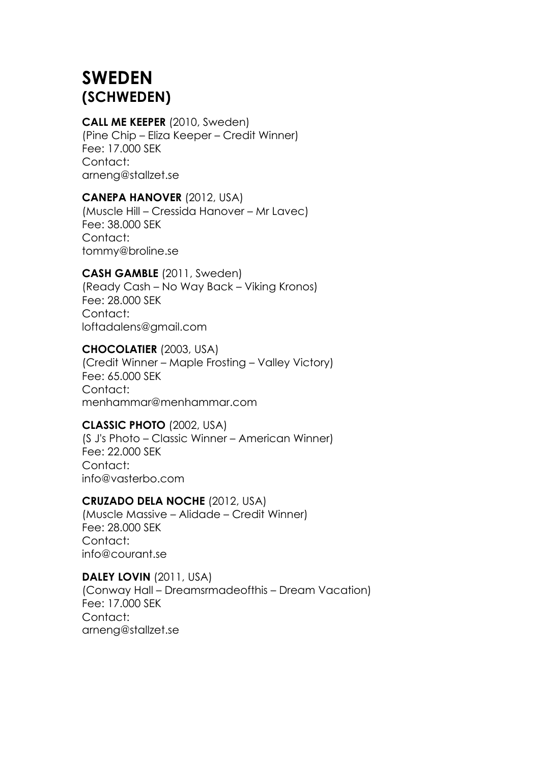# SWEDEN
# (SCHWEDEN)

**CALL ME KEEPER** (2010, Sweden)
(Pine Chip – Eliza Keeper – Credit Winner)
Fee: 17.000 SEK
Contact:
arneng@stallzet.se

**CANEPA HANOVER** (2012, USA)
(Muscle Hill – Cressida Hanover – Mr Lavec)
Fee: 38.000 SEK
Contact:
tommy@broline.se

**CASH GAMBLE** (2011, Sweden)
(Ready Cash – No Way Back – Viking Kronos)
Fee: 28.000 SEK
Contact:
loftadalens@gmail.com

**CHOCOLATIER** (2003, USA)
(Credit Winner – Maple Frosting – Valley Victory)
Fee: 65.000 SEK
Contact:
menhammar@menhammar.com

**CLASSIC PHOTO** (2002, USA)
(S J's Photo – Classic Winner – American Winner)
Fee: 22.000 SEK
Contact:
info@vasterbo.com

**CRUZADO DELA NOCHE** (2012, USA)
(Muscle Massive – Alidade – Credit Winner)
Fee: 28.000 SEK
Contact:
info@courant.se

**DALEY LOVIN** (2011, USA)
(Conway Hall – Dreamsrmadeofthis – Dream Vacation)
Fee: 17.000 SEK
Contact:
arneng@stallzet.se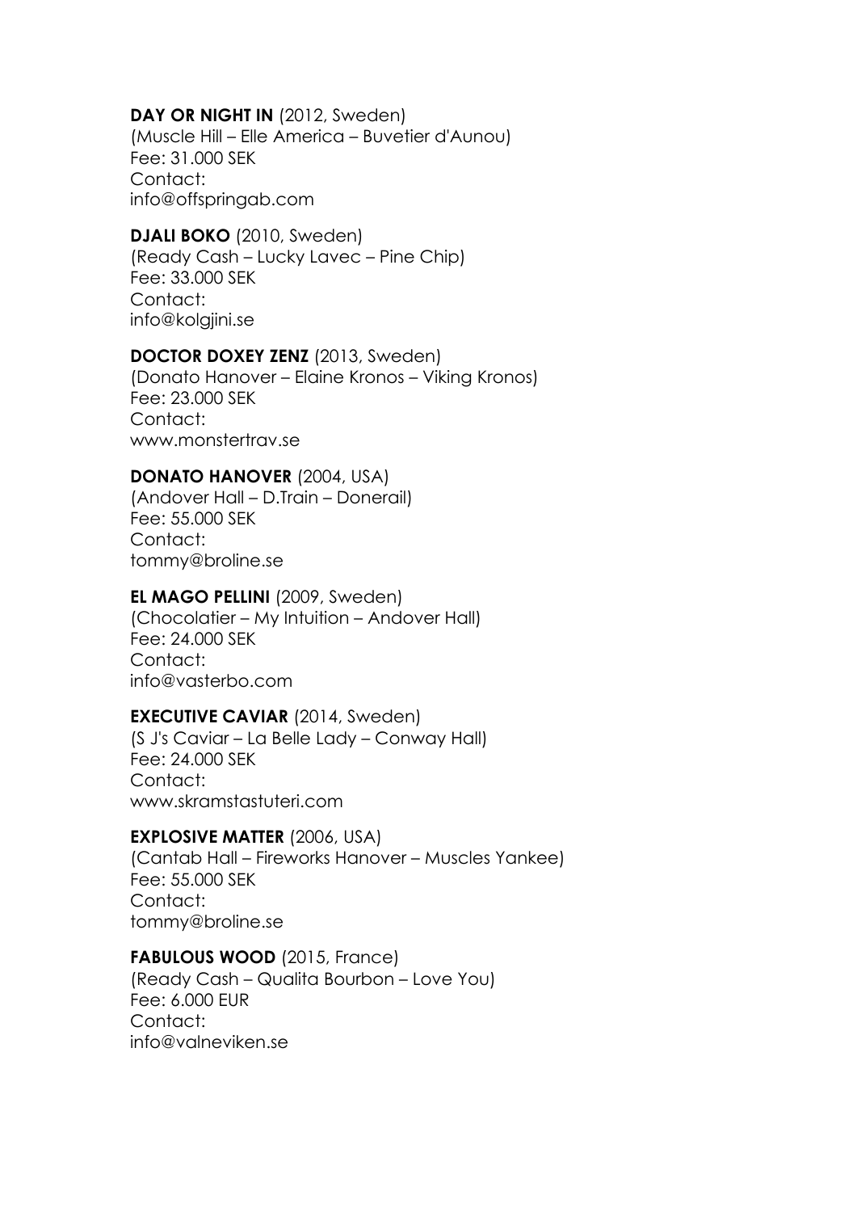**DAY OR NIGHT IN** (2012, Sweden)
(Muscle Hill – Elle America – Buvetier d'Aunou)
Fee: 31.000 SEK
Contact:
info@offspringab.com

**DJALI BOKO** (2010, Sweden)
(Ready Cash – Lucky Lavec – Pine Chip)
Fee: 33.000 SEK
Contact:
info@kolgjini.se

**DOCTOR DOXEY ZENZ** (2013, Sweden)
(Donato Hanover – Elaine Kronos – Viking Kronos)
Fee: 23.000 SEK
Contact:
www.monstertrav.se

**DONATO HANOVER** (2004, USA)
(Andover Hall – D.Train – Donerail)
Fee: 55.000 SEK
Contact:
tommy@broline.se

**EL MAGO PELLINI** (2009, Sweden)
(Chocolatier – My Intuition – Andover Hall)
Fee: 24.000 SEK
Contact:
info@vasterbo.com

**EXECUTIVE CAVIAR** (2014, Sweden)
(S J's Caviar – La Belle Lady – Conway Hall)
Fee: 24.000 SEK
Contact:
www.skramstastuteri.com

**EXPLOSIVE MATTER** (2006, USA)
(Cantab Hall – Fireworks Hanover – Muscles Yankee)
Fee: 55.000 SEK
Contact:
tommy@broline.se

**FABULOUS WOOD** (2015, France)
(Ready Cash – Qualita Bourbon – Love You)
Fee: 6.000 EUR
Contact:
info@valneviken.se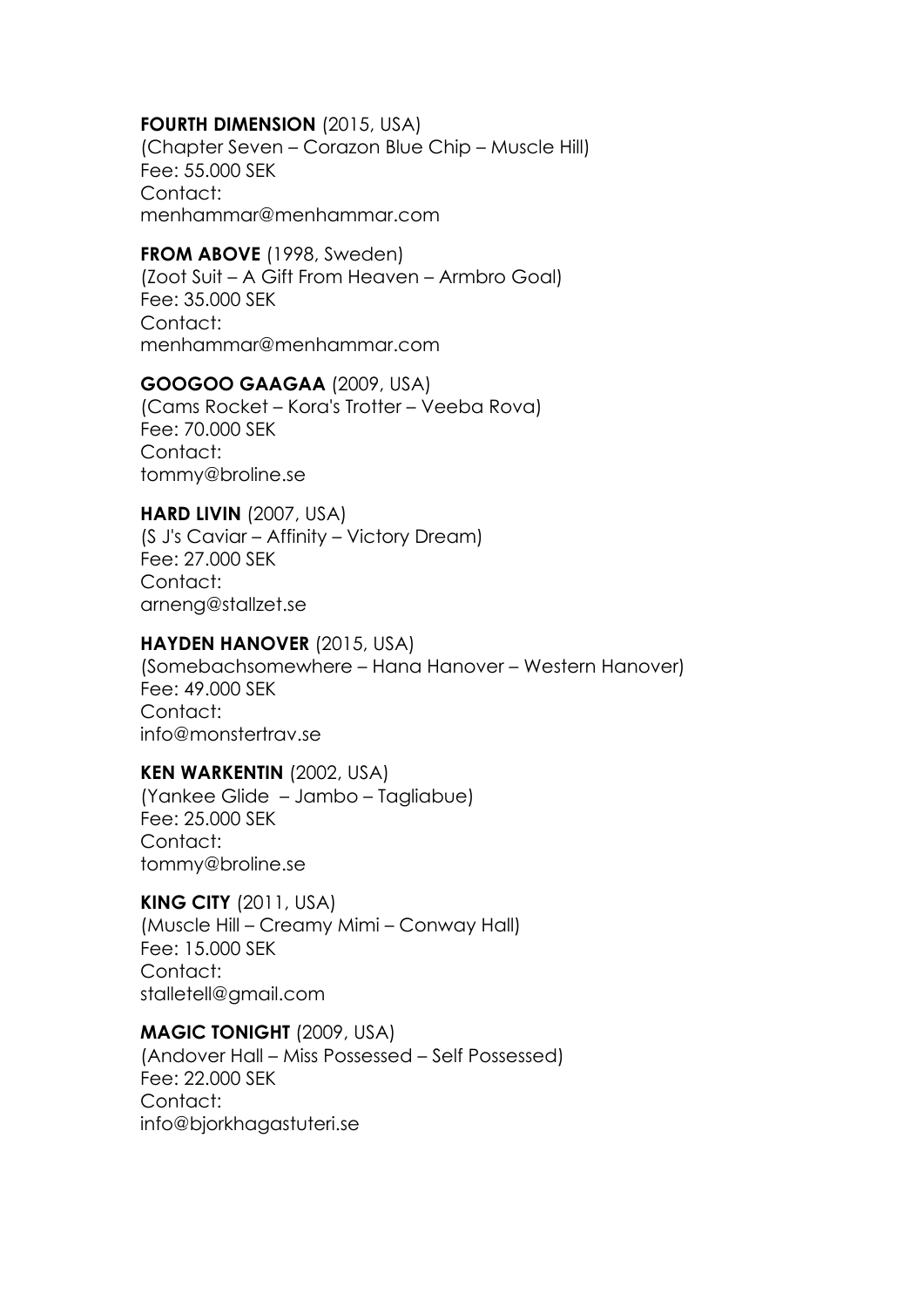**FOURTH DIMENSION** (2015, USA)
(Chapter Seven – Corazon Blue Chip – Muscle Hill)
Fee: 55.000 SEK
Contact:
menhammar@menhammar.com

**FROM ABOVE** (1998, Sweden)
(Zoot Suit – A Gift From Heaven – Armbro Goal)
Fee: 35.000 SEK
Contact:
menhammar@menhammar.com

**GOOGOO GAAGAA** (2009, USA)
(Cams Rocket – Kora's Trotter – Veeba Rova)
Fee: 70.000 SEK
Contact:
tommy@broline.se

**HARD LIVIN** (2007, USA)
(S J's Caviar – Affinity – Victory Dream)
Fee: 27.000 SEK
Contact:
arneng@stallzet.se

**HAYDEN HANOVER** (2015, USA)
(Somebachsomewhere – Hana Hanover – Western Hanover)
Fee: 49.000 SEK
Contact:
info@monstertrav.se

**KEN WARKENTIN** (2002, USA)
(Yankee Glide – Jambo – Tagliabue)
Fee: 25.000 SEK
Contact:
tommy@broline.se

**KING CITY** (2011, USA)
(Muscle Hill – Creamy Mimi – Conway Hall)
Fee: 15.000 SEK
Contact:
stalletell@gmail.com

**MAGIC TONIGHT** (2009, USA)
(Andover Hall – Miss Possessed – Self Possessed)
Fee: 22.000 SEK
Contact:
info@bjorkhagastuteri.se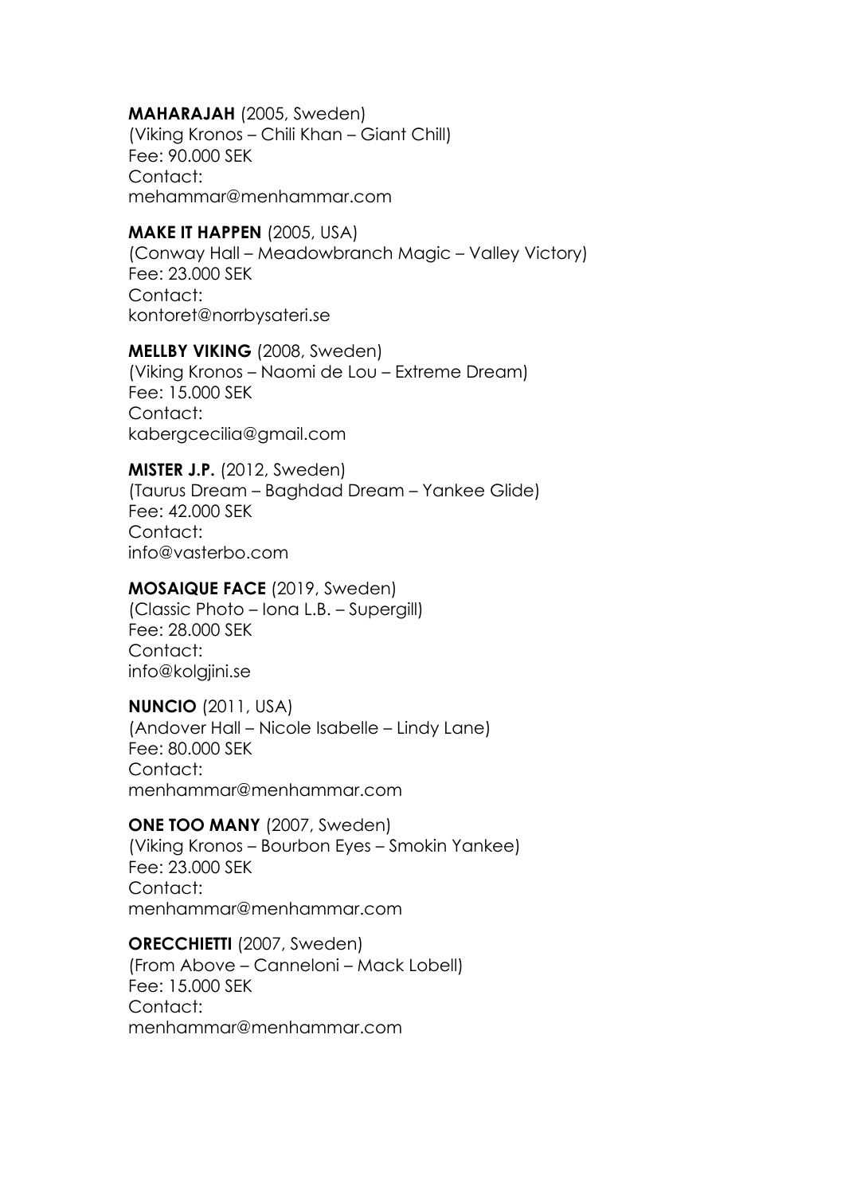**MAHARAJAH** (2005, Sweden)
(Viking Kronos – Chili Khan – Giant Chill)
Fee: 90.000 SEK
Contact:
mehammar@menhammar.com

**MAKE IT HAPPEN** (2005, USA)
(Conway Hall – Meadowbranch Magic – Valley Victory)
Fee: 23.000 SEK
Contact:
kontoret@norrbysateri.se

**MELLBY VIKING** (2008, Sweden)
(Viking Kronos – Naomi de Lou – Extreme Dream)
Fee: 15.000 SEK
Contact:
kabergcecilia@gmail.com

**MISTER J.P.** (2012, Sweden)
(Taurus Dream – Baghdad Dream – Yankee Glide)
Fee: 42.000 SEK
Contact:
info@vasterbo.com

**MOSAIQUE FACE** (2019, Sweden)
(Classic Photo – Iona L.B. – Supergill)
Fee: 28.000 SEK
Contact:
info@kolgjini.se

**NUNCIO** (2011, USA)
(Andover Hall – Nicole Isabelle – Lindy Lane)
Fee: 80.000 SEK
Contact:
menhammar@menhammar.com

**ONE TOO MANY** (2007, Sweden)
(Viking Kronos – Bourbon Eyes – Smokin Yankee)
Fee: 23.000 SEK
Contact:
menhammar@menhammar.com

**ORECCHIETTI** (2007, Sweden)
(From Above – Canneloni – Mack Lobell)
Fee: 15.000 SEK
Contact:
menhammar@menhammar.com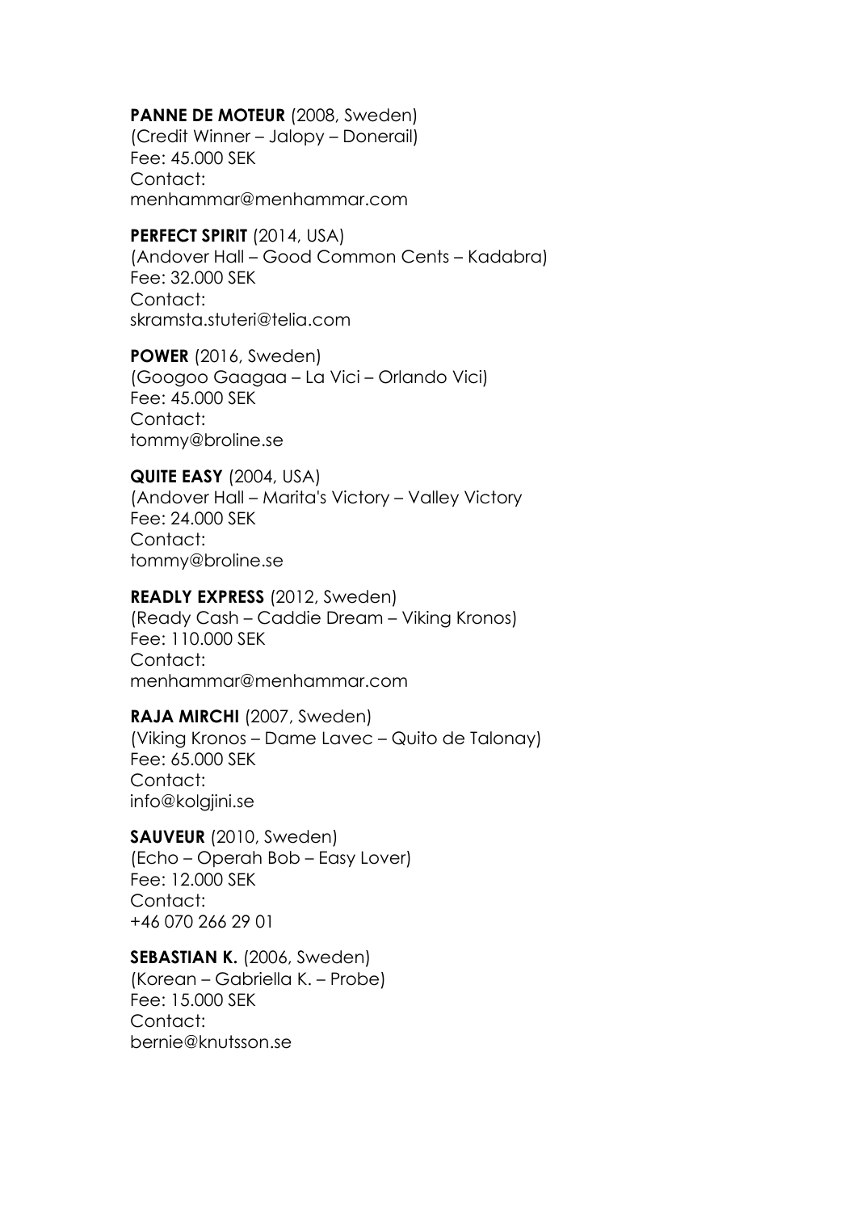**PANNE DE MOTEUR** (2008, Sweden)
(Credit Winner – Jalopy – Donerail)
Fee: 45.000 SEK
Contact:
menhammar@menhammar.com

**PERFECT SPIRIT** (2014, USA)
(Andover Hall – Good Common Cents – Kadabra)
Fee: 32.000 SEK
Contact:
skramsta.stuteri@telia.com

**POWER** (2016, Sweden)
(Googoo Gaagaa – La Vici – Orlando Vici)
Fee: 45.000 SEK
Contact:
tommy@broline.se

**QUITE EASY** (2004, USA)
(Andover Hall – Marita's Victory – Valley Victory
Fee: 24.000 SEK
Contact:
tommy@broline.se

**READLY EXPRESS** (2012, Sweden)
(Ready Cash – Caddie Dream – Viking Kronos)
Fee: 110.000 SEK
Contact:
menhammar@menhammar.com

**RAJA MIRCHI** (2007, Sweden)
(Viking Kronos – Dame Lavec – Quito de Talonay)
Fee: 65.000 SEK
Contact:
info@kolgjini.se

**SAUVEUR** (2010, Sweden)
(Echo – Operah Bob – Easy Lover)
Fee: 12.000 SEK
Contact:
+46 070 266 29 01

**SEBASTIAN K.** (2006, Sweden)
(Korean – Gabriella K. – Probe)
Fee: 15.000 SEK
Contact:
bernie@knutsson.se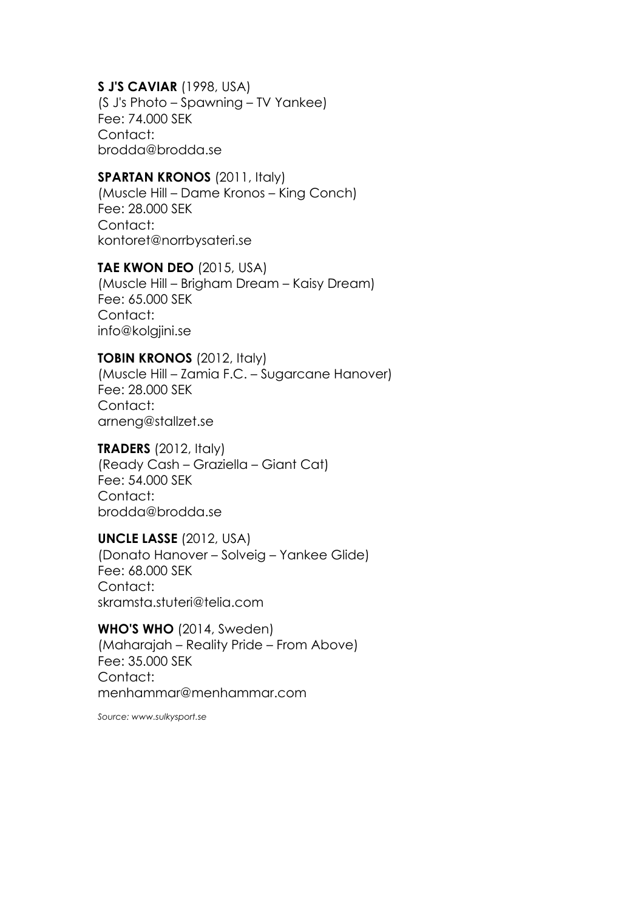**S J'S CAVIAR** (1998, USA)
(S J's Photo – Spawning – TV Yankee)
Fee: 74.000 SEK
Contact:
brodda@brodda.se

**SPARTAN KRONOS** (2011, Italy)
(Muscle Hill – Dame Kronos – King Conch)
Fee: 28.000 SEK
Contact:
kontoret@norrbysateri.se

**TAE KWON DEO** (2015, USA)
(Muscle Hill – Brigham Dream – Kaisy Dream)
Fee: 65.000 SEK
Contact:
info@kolgjini.se

**TOBIN KRONOS** (2012, Italy)
(Muscle Hill – Zamia F.C. – Sugarcane Hanover)
Fee: 28.000 SEK
Contact:
arneng@stallzet.se

**TRADERS** (2012, Italy)
(Ready Cash – Graziella – Giant Cat)
Fee: 54.000 SEK
Contact:
brodda@brodda.se

**UNCLE LASSE** (2012, USA)
(Donato Hanover – Solveig – Yankee Glide)
Fee: 68.000 SEK
Contact:
skramsta.stuteri@telia.com

**WHO'S WHO** (2014, Sweden)
(Maharajah – Reality Pride – From Above)
Fee: 35.000 SEK
Contact:
menhammar@menhammar.com

*Source: www.sulkysport.se*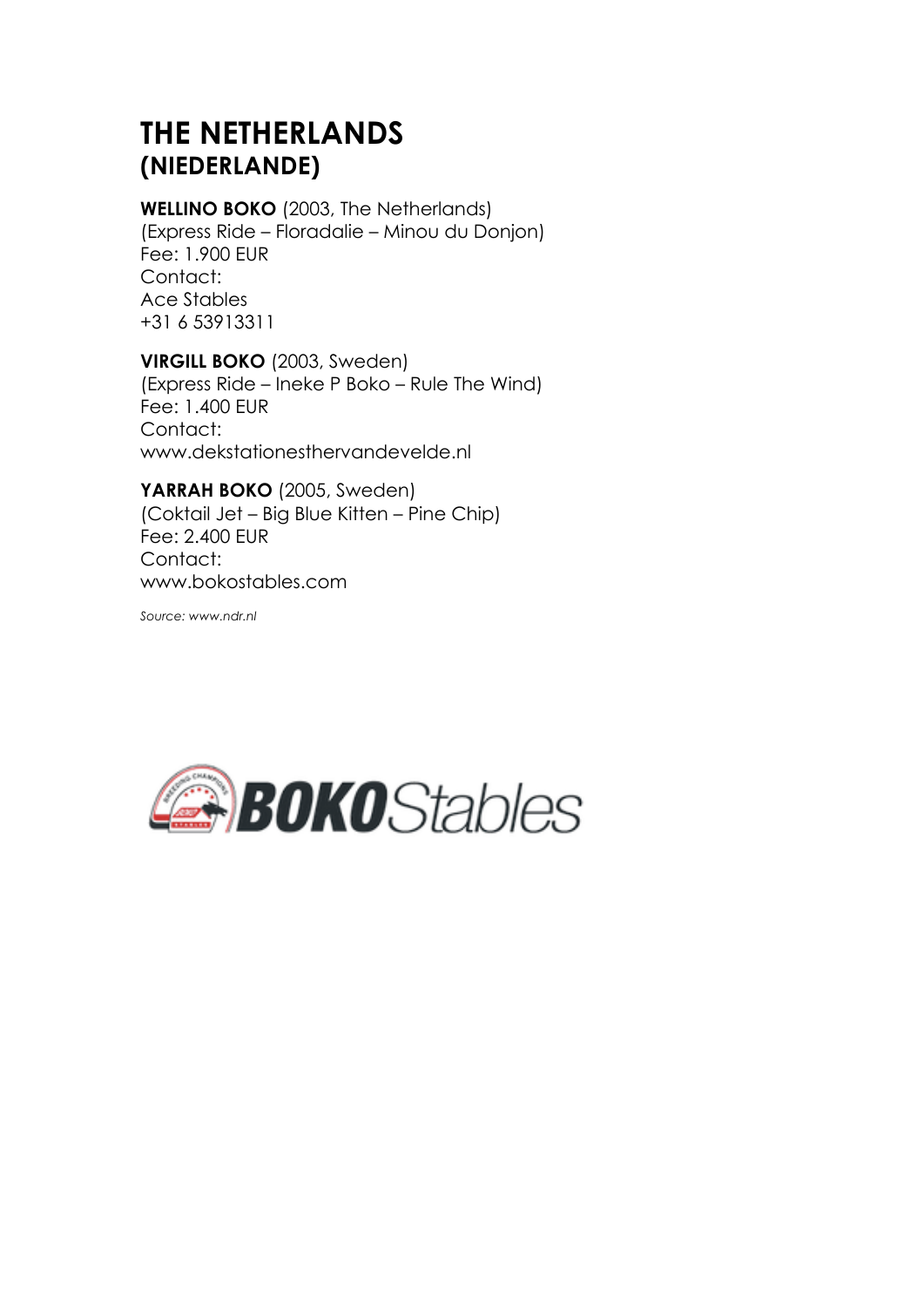# THE NETHERLANDS
## (NIEDERLANDE)

**WELLINO BOKO** (2003, The Netherlands)
(Express Ride – Floradalie – Minou du Donjon)
Fee: 1.900 EUR
Contact:
Ace Stables
+31 6 53913311

**VIRGILL BOKO** (2003, Sweden)
(Express Ride – Ineke P Boko – Rule The Wind)
Fee: 1.400 EUR
Contact:
www.dekstationesthervandevelde.nl

**YARRAH BOKO** (2005, Sweden)
(Coktail Jet – Big Blue Kitten – Pine Chip)
Fee: 2.400 EUR
Contact:
www.bokostables.com

*Source: www.ndr.nl*

BOKOStables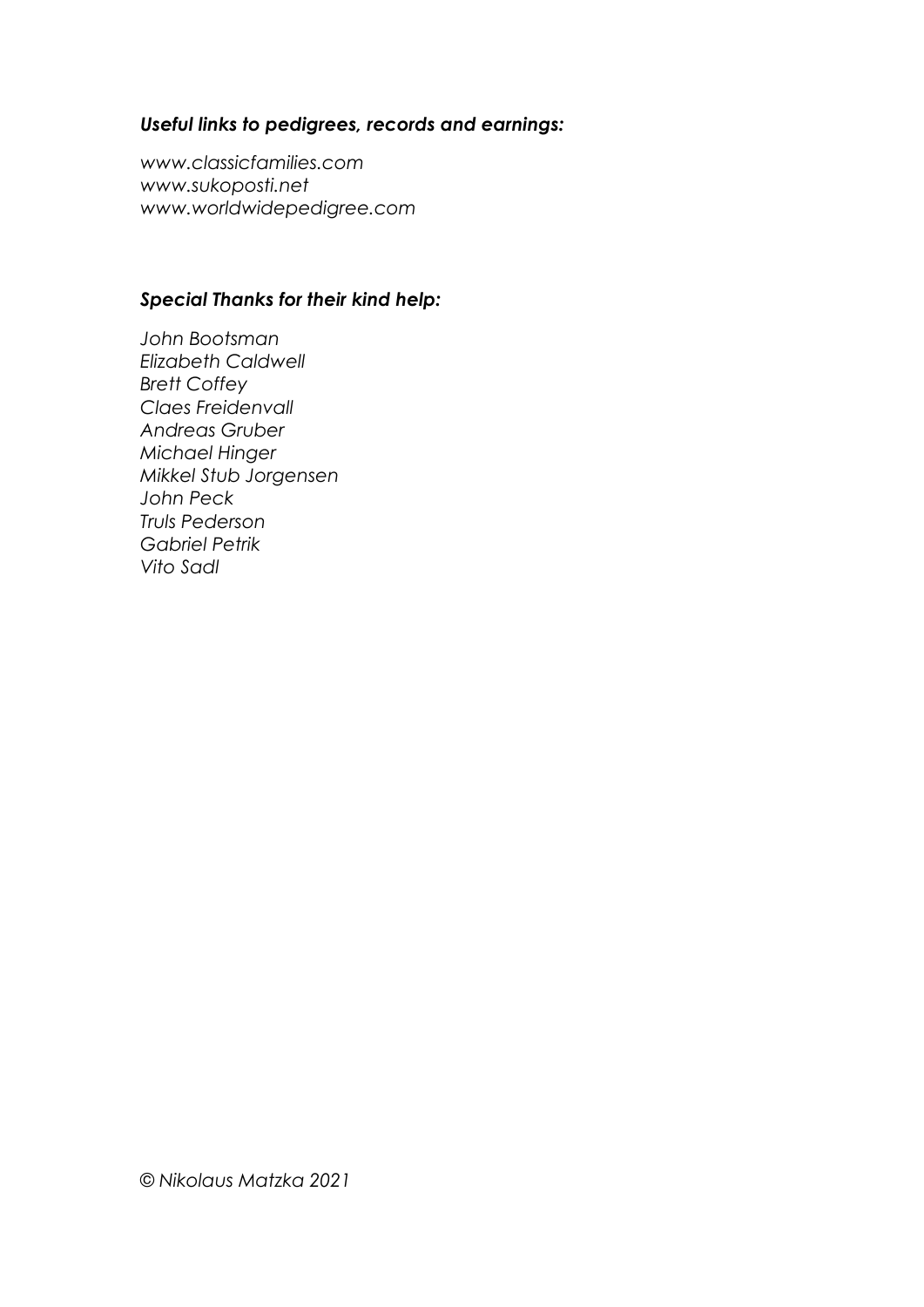***Useful links to pedigrees, records and earnings:***

*www.classicfamilies.com*
*www.sukoposti.net*
*www.worldwidepedigree.com*

***Special Thanks for their kind help:***

*John Bootsman*
*Elizabeth Caldwell*
*Brett Coffey*
*Claes Freidenvall*
*Andreas Gruber*
*Michael Hinger*
*Mikkel Stub Jorgensen*
*John Peck*
*Truls Pederson*
*Gabriel Petrik*
*Vito Sadl*

*© Nikolaus Matzka 2021*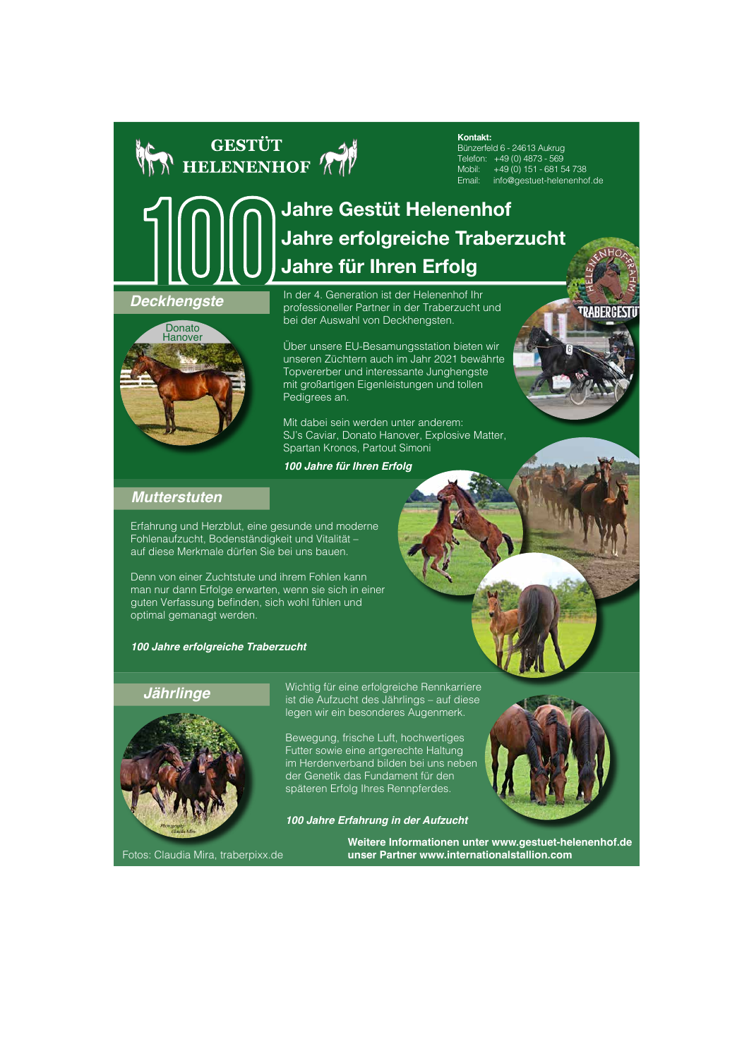# GESTÜT HELENENHOF

**Kontakt:**
Bünzerfeld 6 - 24613 Aukrug
Telefon: +49 (0) 4873 - 569
Mobil: +49 (0) 151 - 681 54 738
Email: info@gestuet-helenenhof.de

## 100 Jahre Gestüt Helenenhof
## 100 Jahre erfolgreiche Traberzucht
## 100 Jahre für Ihren Erfolg

HELENENHOF-FRAHM
TRABERGESTÜT

### Deckhengste

Donato Hanover

In der 4. Generation ist der Helenenhof Ihr professioneller Partner in der Traberzucht und bei der Auswahl von Deckhengsten.

Über unsere EU-Besamungsstation bieten wir unseren Züchtern auch im Jahr 2021 bewährte Topvererber und interessante Junghengste mit großartigen Eigenleistungen und tollen Pedigrees an.

Mit dabei sein werden unter anderem:
SJ's Caviar, Donato Hanover, Explosive Matter, Spartan Kronos, Partout Simoni

***100 Jahre für Ihren Erfolg***

### Mutterstuten

Erfahrung und Herzblut, eine gesunde und moderne Fohlenaufzucht, Bodenständigkeit und Vitalität – auf diese Merkmale dürfen Sie bei uns bauen.

Denn von einer Zuchtstute und ihrem Fohlen kann man nur dann Erfolge erwarten, wenn sie sich in einer guten Verfassung befinden, sich wohl fühlen und optimal gemanagt werden.

***100 Jahre erfolgreiche Traberzucht***

### Jährlinge

Wichtig für eine erfolgreiche Rennkarriere ist die Aufzucht des Jährlings – auf diese legen wir ein besonderes Augenmerk.

Bewegung, frische Luft, hochwertiges Futter sowie eine artgerechte Haltung im Herdenverband bilden bei uns neben der Genetik das Fundament für den späteren Erfolg Ihres Rennpferdes.

***100 Jahre Erfahrung in der Aufzucht***

Fotos: Claudia Mira, traberpixx.de

**Weitere Informationen unter www.gestuet-helenenhof.de**
**unser Partner www.internationalstallion.com**